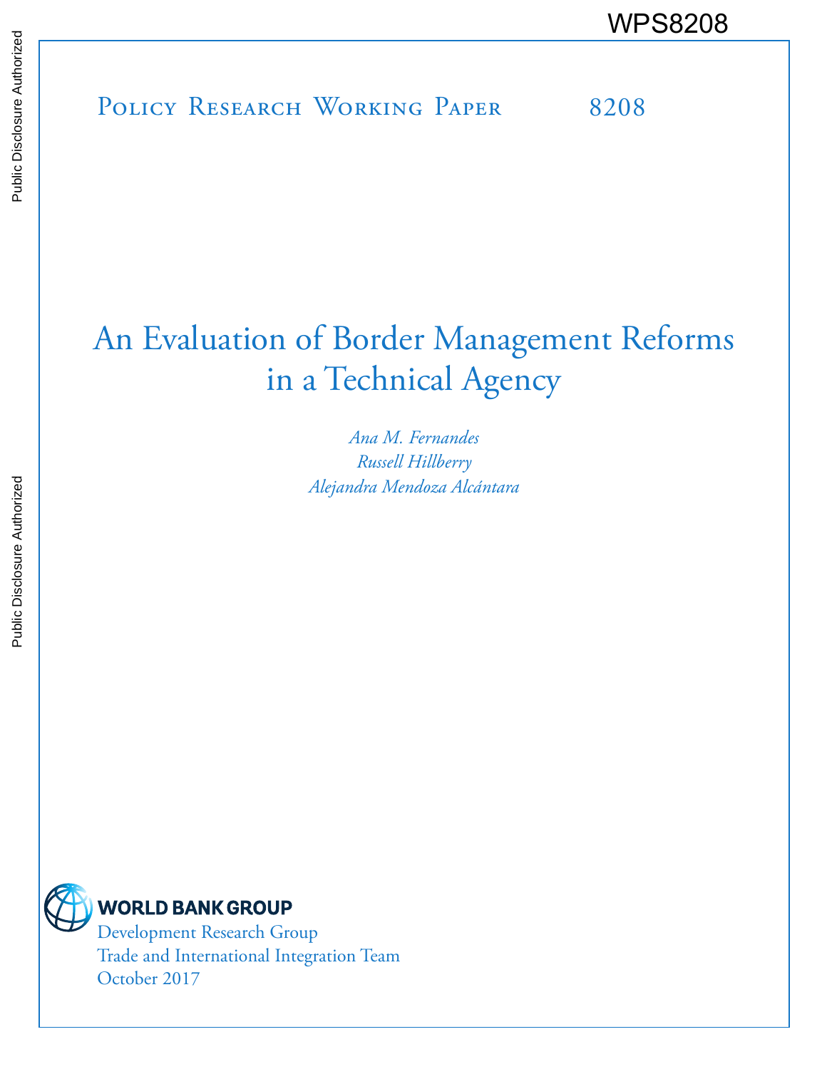WPS8208

Policy Research Working Paper 8208

# An Evaluation of Border Management Reforms in a Technical Agency

*Ana M. Fernandes*
*Russell Hillberry*
*Alejandra Mendoza Alcántara*

WORLD BANK GROUP
Development Research Group
Trade and International Integration Team
October 2017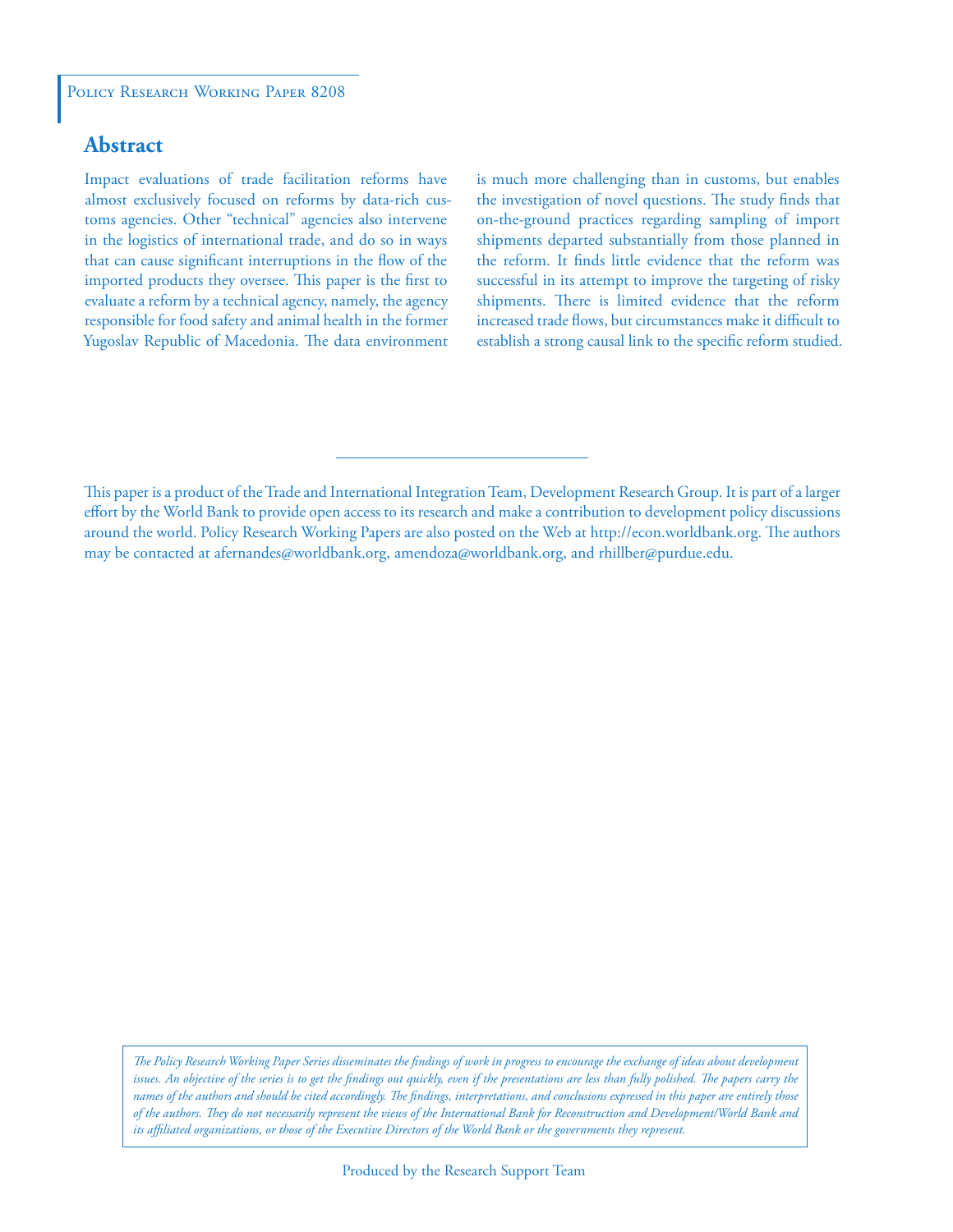Policy Research Working Paper 8208

## Abstract

Impact evaluations of trade facilitation reforms have almost exclusively focused on reforms by data-rich customs agencies. Other "technical" agencies also intervene in the logistics of international trade, and do so in ways that can cause significant interruptions in the flow of the imported products they oversee. This paper is the first to evaluate a reform by a technical agency, namely, the agency responsible for food safety and animal health in the former Yugoslav Republic of Macedonia. The data environment is much more challenging than in customs, but enables the investigation of novel questions. The study finds that on-the-ground practices regarding sampling of import shipments departed substantially from those planned in the reform. It finds little evidence that the reform was successful in its attempt to improve the targeting of risky shipments. There is limited evidence that the reform increased trade flows, but circumstances make it difficult to establish a strong causal link to the specific reform studied.

This paper is a product of the Trade and International Integration Team, Development Research Group. It is part of a larger effort by the World Bank to provide open access to its research and make a contribution to development policy discussions around the world. Policy Research Working Papers are also posted on the Web at http://econ.worldbank.org. The authors may be contacted at afernandes@worldbank.org, amendoza@worldbank.org, and rhillber@purdue.edu.

*The Policy Research Working Paper Series disseminates the findings of work in progress to encourage the exchange of ideas about development issues. An objective of the series is to get the findings out quickly, even if the presentations are less than fully polished. The papers carry the names of the authors and should be cited accordingly. The findings, interpretations, and conclusions expressed in this paper are entirely those of the authors. They do not necessarily represent the views of the International Bank for Reconstruction and Development/World Bank and its affiliated organizations, or those of the Executive Directors of the World Bank or the governments they represent.*

Produced by the Research Support Team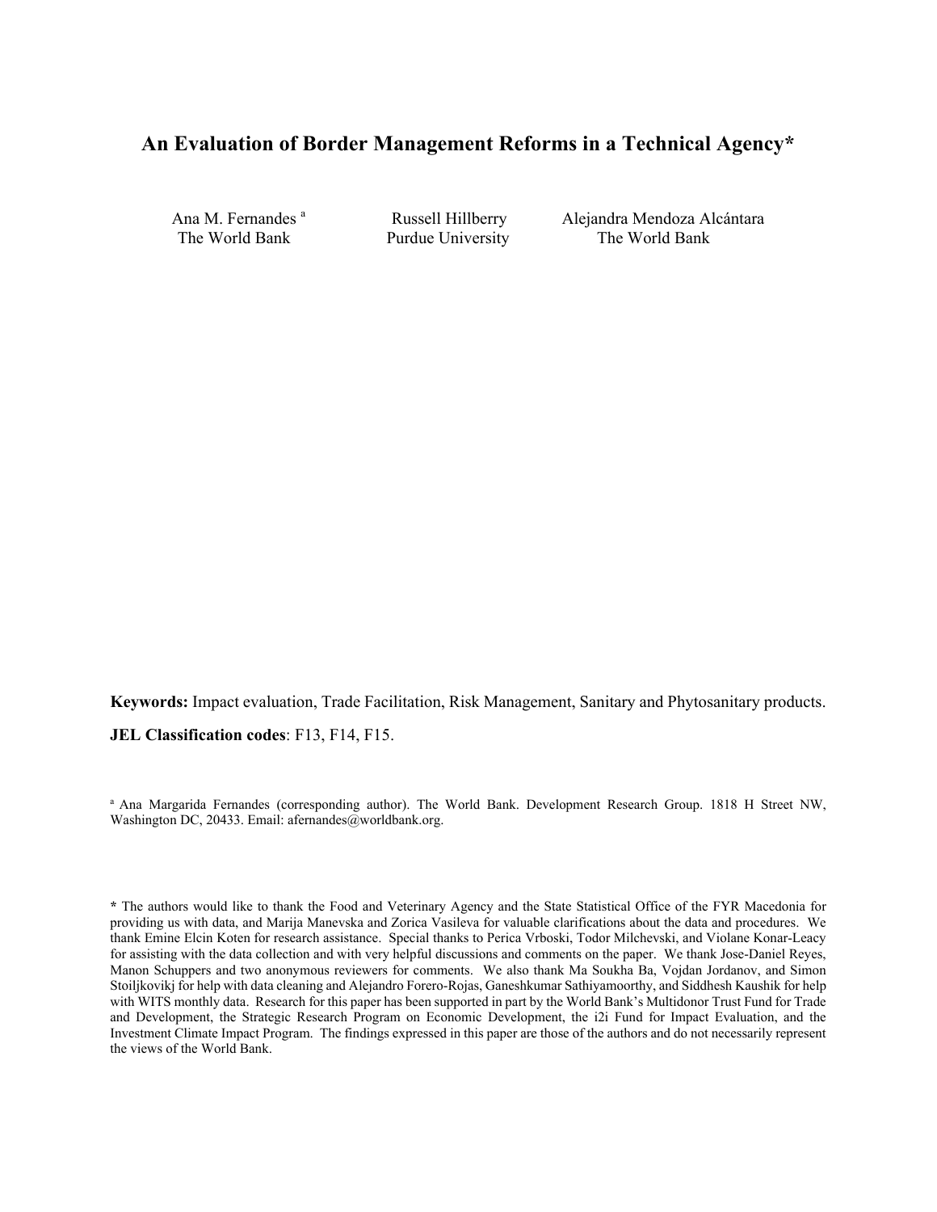# An Evaluation of Border Management Reforms in a Technical Agency*

Ana M. Fernandes [a]
The World Bank

Russell Hillberry
Purdue University

Alejandra Mendoza Alcántara
The World Bank

**Keywords:** Impact evaluation, Trade Facilitation, Risk Management, Sanitary and Phytosanitary products.

**JEL Classification codes**: F13, F14, F15.

[a] Ana Margarida Fernandes (corresponding author). The World Bank. Development Research Group. 1818 H Street NW, Washington DC, 20433. Email: afernandes@worldbank.org.

**\*** The authors would like to thank the Food and Veterinary Agency and the State Statistical Office of the FYR Macedonia for providing us with data, and Marija Manevska and Zorica Vasileva for valuable clarifications about the data and procedures. We thank Emine Elcin Koten for research assistance. Special thanks to Perica Vrboski, Todor Milchevski, and Violane Konar-Leacy for assisting with the data collection and with very helpful discussions and comments on the paper. We thank Jose-Daniel Reyes, Manon Schuppers and two anonymous reviewers for comments. We also thank Ma Soukha Ba, Vojdan Jordanov, and Simon Stoiljkovikj for help with data cleaning and Alejandro Forero-Rojas, Ganeshkumar Sathiyamoorthy, and Siddhesh Kaushik for help with WITS monthly data. Research for this paper has been supported in part by the World Bank's Multidonor Trust Fund for Trade and Development, the Strategic Research Program on Economic Development, the i2i Fund for Impact Evaluation, and the Investment Climate Impact Program. The findings expressed in this paper are those of the authors and do not necessarily represent the views of the World Bank.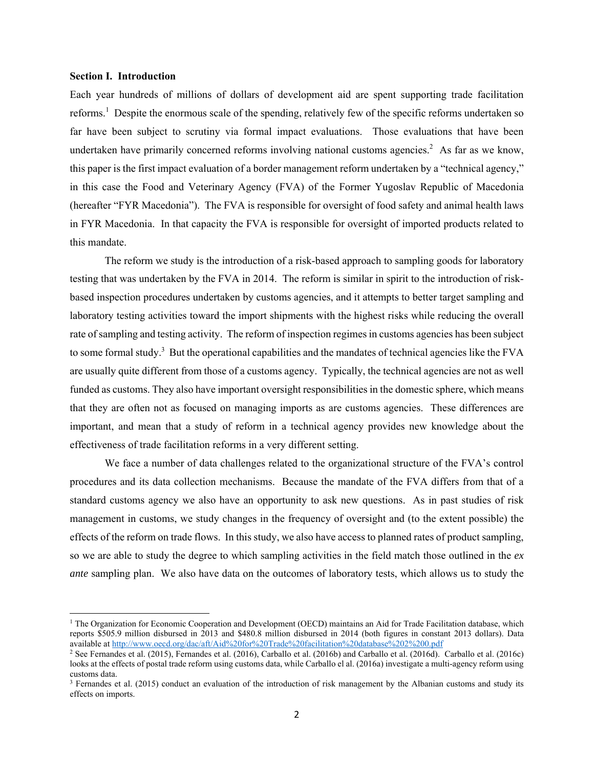**Section I. Introduction**

Each year hundreds of millions of dollars of development aid are spent supporting trade facilitation reforms.[1] Despite the enormous scale of the spending, relatively few of the specific reforms undertaken so far have been subject to scrutiny via formal impact evaluations. Those evaluations that have been undertaken have primarily concerned reforms involving national customs agencies.[2] As far as we know, this paper is the first impact evaluation of a border management reform undertaken by a "technical agency," in this case the Food and Veterinary Agency (FVA) of the Former Yugoslav Republic of Macedonia (hereafter "FYR Macedonia"). The FVA is responsible for oversight of food safety and animal health laws in FYR Macedonia. In that capacity the FVA is responsible for oversight of imported products related to this mandate.

The reform we study is the introduction of a risk-based approach to sampling goods for laboratory testing that was undertaken by the FVA in 2014. The reform is similar in spirit to the introduction of risk-based inspection procedures undertaken by customs agencies, and it attempts to better target sampling and laboratory testing activities toward the import shipments with the highest risks while reducing the overall rate of sampling and testing activity. The reform of inspection regimes in customs agencies has been subject to some formal study.[3] But the operational capabilities and the mandates of technical agencies like the FVA are usually quite different from those of a customs agency. Typically, the technical agencies are not as well funded as customs. They also have important oversight responsibilities in the domestic sphere, which means that they are often not as focused on managing imports as are customs agencies. These differences are important, and mean that a study of reform in a technical agency provides new knowledge about the effectiveness of trade facilitation reforms in a very different setting.

We face a number of data challenges related to the organizational structure of the FVA's control procedures and its data collection mechanisms. Because the mandate of the FVA differs from that of a standard customs agency we also have an opportunity to ask new questions. As in past studies of risk management in customs, we study changes in the frequency of oversight and (to the extent possible) the effects of the reform on trade flows. In this study, we also have access to planned rates of product sampling, so we are able to study the degree to which sampling activities in the field match those outlined in the *ex ante* sampling plan. We also have data on the outcomes of laboratory tests, which allows us to study the

---

[1] The Organization for Economic Cooperation and Development (OECD) maintains an Aid for Trade Facilitation database, which reports $505.9 million disbursed in 2013 and $480.8 million disbursed in 2014 (both figures in constant 2013 dollars). Data available at http://www.oecd.org/dac/aft/Aid%20for%20Trade%20facilitation%20database%202%200.pdf

[2] See Fernandes et al. (2015), Fernandes et al. (2016), Carballo et al. (2016b) and Carballo et al. (2016d). Carballo et al. (2016c) looks at the effects of postal trade reform using customs data, while Carballo el al. (2016a) investigate a multi-agency reform using customs data.

[3] Fernandes et al. (2015) conduct an evaluation of the introduction of risk management by the Albanian customs and study its effects on imports.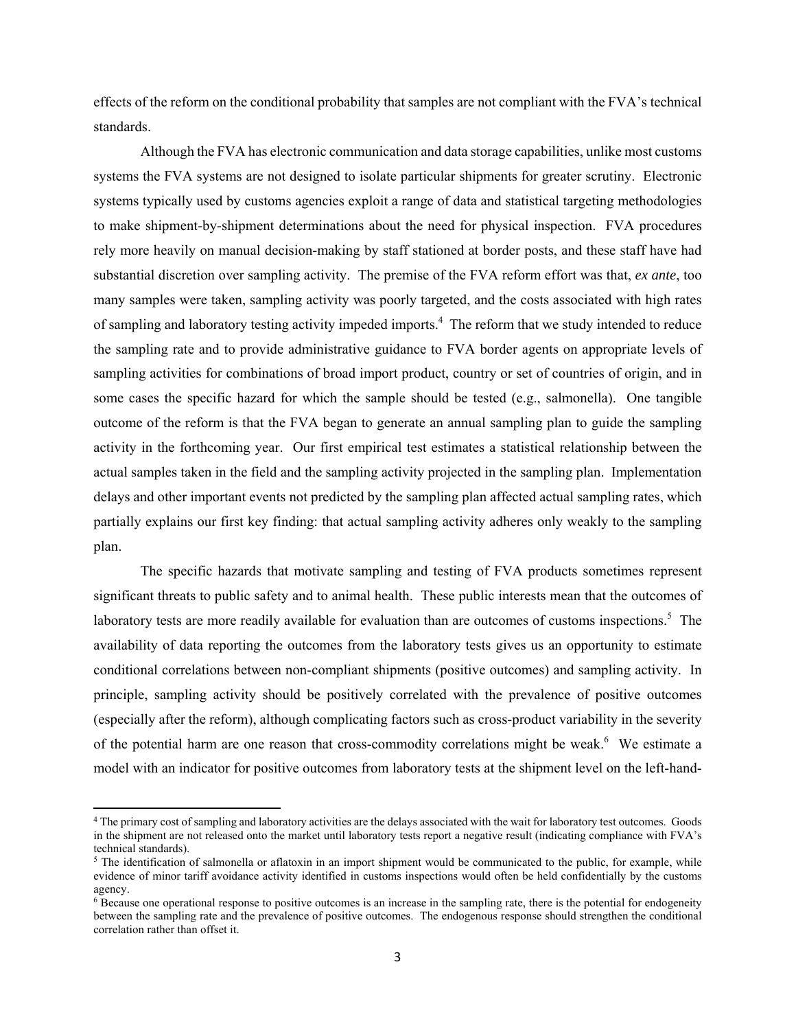effects of the reform on the conditional probability that samples are not compliant with the FVA's technical standards.

Although the FVA has electronic communication and data storage capabilities, unlike most customs systems the FVA systems are not designed to isolate particular shipments for greater scrutiny. Electronic systems typically used by customs agencies exploit a range of data and statistical targeting methodologies to make shipment-by-shipment determinations about the need for physical inspection. FVA procedures rely more heavily on manual decision-making by staff stationed at border posts, and these staff have had substantial discretion over sampling activity. The premise of the FVA reform effort was that, *ex ante*, too many samples were taken, sampling activity was poorly targeted, and the costs associated with high rates of sampling and laboratory testing activity impeded imports.[4] The reform that we study intended to reduce the sampling rate and to provide administrative guidance to FVA border agents on appropriate levels of sampling activities for combinations of broad import product, country or set of countries of origin, and in some cases the specific hazard for which the sample should be tested (e.g., salmonella). One tangible outcome of the reform is that the FVA began to generate an annual sampling plan to guide the sampling activity in the forthcoming year. Our first empirical test estimates a statistical relationship between the actual samples taken in the field and the sampling activity projected in the sampling plan. Implementation delays and other important events not predicted by the sampling plan affected actual sampling rates, which partially explains our first key finding: that actual sampling activity adheres only weakly to the sampling plan.

The specific hazards that motivate sampling and testing of FVA products sometimes represent significant threats to public safety and to animal health. These public interests mean that the outcomes of laboratory tests are more readily available for evaluation than are outcomes of customs inspections.[5] The availability of data reporting the outcomes from the laboratory tests gives us an opportunity to estimate conditional correlations between non-compliant shipments (positive outcomes) and sampling activity. In principle, sampling activity should be positively correlated with the prevalence of positive outcomes (especially after the reform), although complicating factors such as cross-product variability in the severity of the potential harm are one reason that cross-commodity correlations might be weak.[6] We estimate a model with an indicator for positive outcomes from laboratory tests at the shipment level on the left-hand-

---

[4] The primary cost of sampling and laboratory activities are the delays associated with the wait for laboratory test outcomes. Goods in the shipment are not released onto the market until laboratory tests report a negative result (indicating compliance with FVA's technical standards).

[5] The identification of salmonella or aflatoxin in an import shipment would be communicated to the public, for example, while evidence of minor tariff avoidance activity identified in customs inspections would often be held confidentially by the customs agency.

[6] Because one operational response to positive outcomes is an increase in the sampling rate, there is the potential for endogeneity between the sampling rate and the prevalence of positive outcomes. The endogenous response should strengthen the conditional correlation rather than offset it.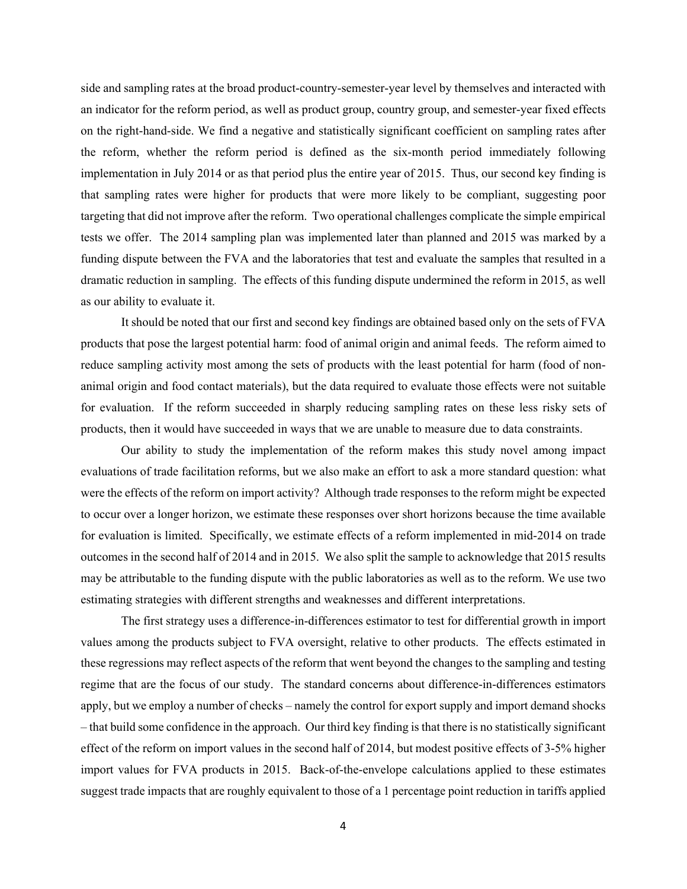side and sampling rates at the broad product-country-semester-year level by themselves and interacted with an indicator for the reform period, as well as product group, country group, and semester-year fixed effects on the right-hand-side. We find a negative and statistically significant coefficient on sampling rates after the reform, whether the reform period is defined as the six-month period immediately following implementation in July 2014 or as that period plus the entire year of 2015. Thus, our second key finding is that sampling rates were higher for products that were more likely to be compliant, suggesting poor targeting that did not improve after the reform. Two operational challenges complicate the simple empirical tests we offer. The 2014 sampling plan was implemented later than planned and 2015 was marked by a funding dispute between the FVA and the laboratories that test and evaluate the samples that resulted in a dramatic reduction in sampling. The effects of this funding dispute undermined the reform in 2015, as well as our ability to evaluate it.

It should be noted that our first and second key findings are obtained based only on the sets of FVA products that pose the largest potential harm: food of animal origin and animal feeds. The reform aimed to reduce sampling activity most among the sets of products with the least potential for harm (food of non-animal origin and food contact materials), but the data required to evaluate those effects were not suitable for evaluation. If the reform succeeded in sharply reducing sampling rates on these less risky sets of products, then it would have succeeded in ways that we are unable to measure due to data constraints.

Our ability to study the implementation of the reform makes this study novel among impact evaluations of trade facilitation reforms, but we also make an effort to ask a more standard question: what were the effects of the reform on import activity? Although trade responses to the reform might be expected to occur over a longer horizon, we estimate these responses over short horizons because the time available for evaluation is limited. Specifically, we estimate effects of a reform implemented in mid-2014 on trade outcomes in the second half of 2014 and in 2015. We also split the sample to acknowledge that 2015 results may be attributable to the funding dispute with the public laboratories as well as to the reform. We use two estimating strategies with different strengths and weaknesses and different interpretations.

The first strategy uses a difference-in-differences estimator to test for differential growth in import values among the products subject to FVA oversight, relative to other products. The effects estimated in these regressions may reflect aspects of the reform that went beyond the changes to the sampling and testing regime that are the focus of our study. The standard concerns about difference-in-differences estimators apply, but we employ a number of checks – namely the control for export supply and import demand shocks – that build some confidence in the approach. Our third key finding is that there is no statistically significant effect of the reform on import values in the second half of 2014, but modest positive effects of 3-5% higher import values for FVA products in 2015. Back-of-the-envelope calculations applied to these estimates suggest trade impacts that are roughly equivalent to those of a 1 percentage point reduction in tariffs applied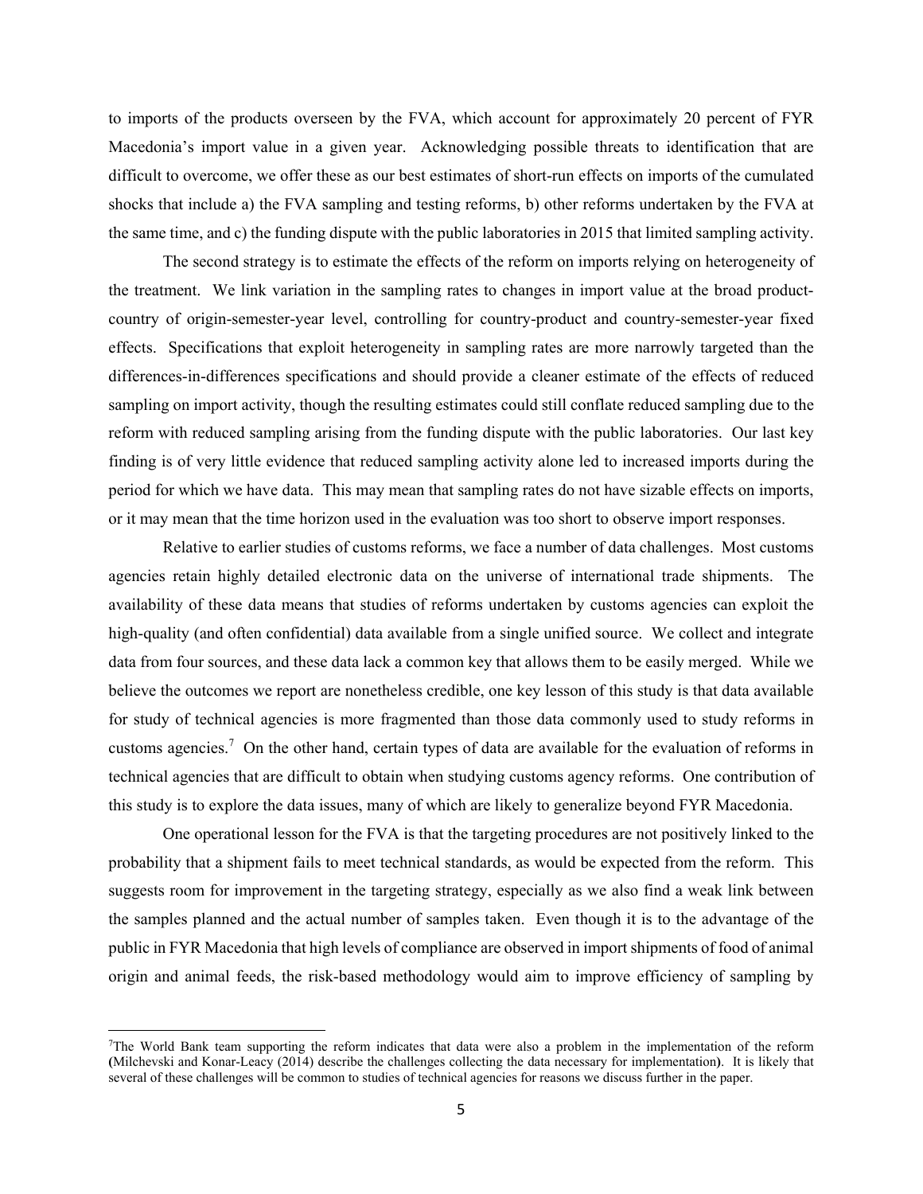to imports of the products overseen by the FVA, which account for approximately 20 percent of FYR Macedonia's import value in a given year. Acknowledging possible threats to identification that are difficult to overcome, we offer these as our best estimates of short-run effects on imports of the cumulated shocks that include a) the FVA sampling and testing reforms, b) other reforms undertaken by the FVA at the same time, and c) the funding dispute with the public laboratories in 2015 that limited sampling activity.

The second strategy is to estimate the effects of the reform on imports relying on heterogeneity of the treatment. We link variation in the sampling rates to changes in import value at the broad product-country of origin-semester-year level, controlling for country-product and country-semester-year fixed effects. Specifications that exploit heterogeneity in sampling rates are more narrowly targeted than the differences-in-differences specifications and should provide a cleaner estimate of the effects of reduced sampling on import activity, though the resulting estimates could still conflate reduced sampling due to the reform with reduced sampling arising from the funding dispute with the public laboratories. Our last key finding is of very little evidence that reduced sampling activity alone led to increased imports during the period for which we have data. This may mean that sampling rates do not have sizable effects on imports, or it may mean that the time horizon used in the evaluation was too short to observe import responses.

Relative to earlier studies of customs reforms, we face a number of data challenges. Most customs agencies retain highly detailed electronic data on the universe of international trade shipments. The availability of these data means that studies of reforms undertaken by customs agencies can exploit the high-quality (and often confidential) data available from a single unified source. We collect and integrate data from four sources, and these data lack a common key that allows them to be easily merged. While we believe the outcomes we report are nonetheless credible, one key lesson of this study is that data available for study of technical agencies is more fragmented than those data commonly used to study reforms in customs agencies.[7] On the other hand, certain types of data are available for the evaluation of reforms in technical agencies that are difficult to obtain when studying customs agency reforms. One contribution of this study is to explore the data issues, many of which are likely to generalize beyond FYR Macedonia.

One operational lesson for the FVA is that the targeting procedures are not positively linked to the probability that a shipment fails to meet technical standards, as would be expected from the reform. This suggests room for improvement in the targeting strategy, especially as we also find a weak link between the samples planned and the actual number of samples taken. Even though it is to the advantage of the public in FYR Macedonia that high levels of compliance are observed in import shipments of food of animal origin and animal feeds, the risk-based methodology would aim to improve efficiency of sampling by

[7] The World Bank team supporting the reform indicates that data were also a problem in the implementation of the reform **(**Milchevski and Konar-Leacy (2014) describe the challenges collecting the data necessary for implementation**)**. It is likely that several of these challenges will be common to studies of technical agencies for reasons we discuss further in the paper.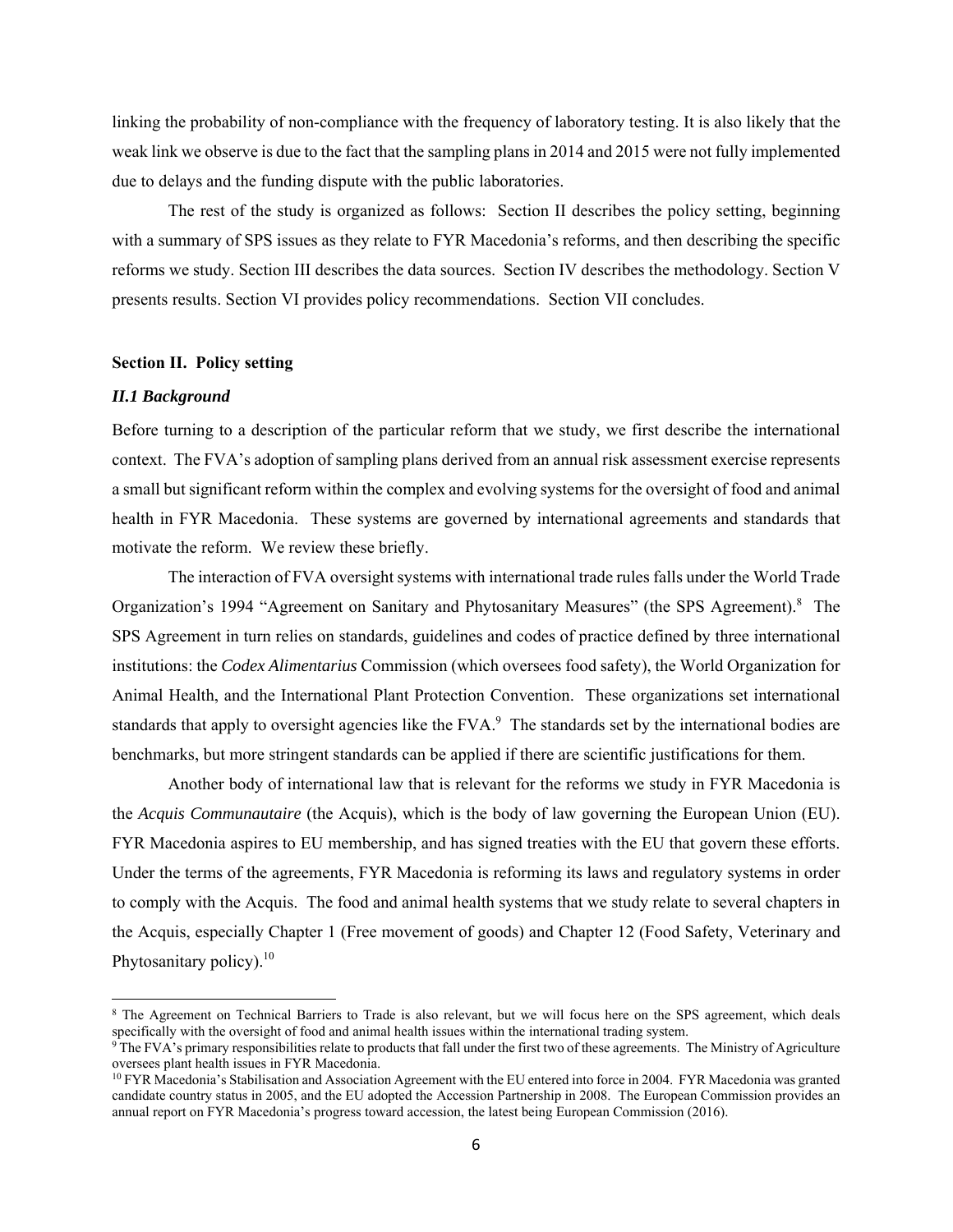linking the probability of non-compliance with the frequency of laboratory testing. It is also likely that the weak link we observe is due to the fact that the sampling plans in 2014 and 2015 were not fully implemented due to delays and the funding dispute with the public laboratories.

The rest of the study is organized as follows: Section II describes the policy setting, beginning with a summary of SPS issues as they relate to FYR Macedonia's reforms, and then describing the specific reforms we study. Section III describes the data sources. Section IV describes the methodology. Section V presents results. Section VI provides policy recommendations. Section VII concludes.

## Section II. Policy setting

### *II.1 Background*

Before turning to a description of the particular reform that we study, we first describe the international context. The FVA's adoption of sampling plans derived from an annual risk assessment exercise represents a small but significant reform within the complex and evolving systems for the oversight of food and animal health in FYR Macedonia. These systems are governed by international agreements and standards that motivate the reform. We review these briefly.

The interaction of FVA oversight systems with international trade rules falls under the World Trade Organization's 1994 "Agreement on Sanitary and Phytosanitary Measures" (the SPS Agreement).[8] The SPS Agreement in turn relies on standards, guidelines and codes of practice defined by three international institutions: the *Codex Alimentarius* Commission (which oversees food safety), the World Organization for Animal Health, and the International Plant Protection Convention. These organizations set international standards that apply to oversight agencies like the FVA.[9] The standards set by the international bodies are benchmarks, but more stringent standards can be applied if there are scientific justifications for them.

Another body of international law that is relevant for the reforms we study in FYR Macedonia is the *Acquis Communautaire* (the Acquis), which is the body of law governing the European Union (EU). FYR Macedonia aspires to EU membership, and has signed treaties with the EU that govern these efforts. Under the terms of the agreements, FYR Macedonia is reforming its laws and regulatory systems in order to comply with the Acquis. The food and animal health systems that we study relate to several chapters in the Acquis, especially Chapter 1 (Free movement of goods) and Chapter 12 (Food Safety, Veterinary and Phytosanitary policy).[10]

---

[8] The Agreement on Technical Barriers to Trade is also relevant, but we will focus here on the SPS agreement, which deals specifically with the oversight of food and animal health issues within the international trading system.

[9] The FVA's primary responsibilities relate to products that fall under the first two of these agreements. The Ministry of Agriculture oversees plant health issues in FYR Macedonia.

[10] FYR Macedonia's Stabilisation and Association Agreement with the EU entered into force in 2004. FYR Macedonia was granted candidate country status in 2005, and the EU adopted the Accession Partnership in 2008. The European Commission provides an annual report on FYR Macedonia's progress toward accession, the latest being European Commission (2016).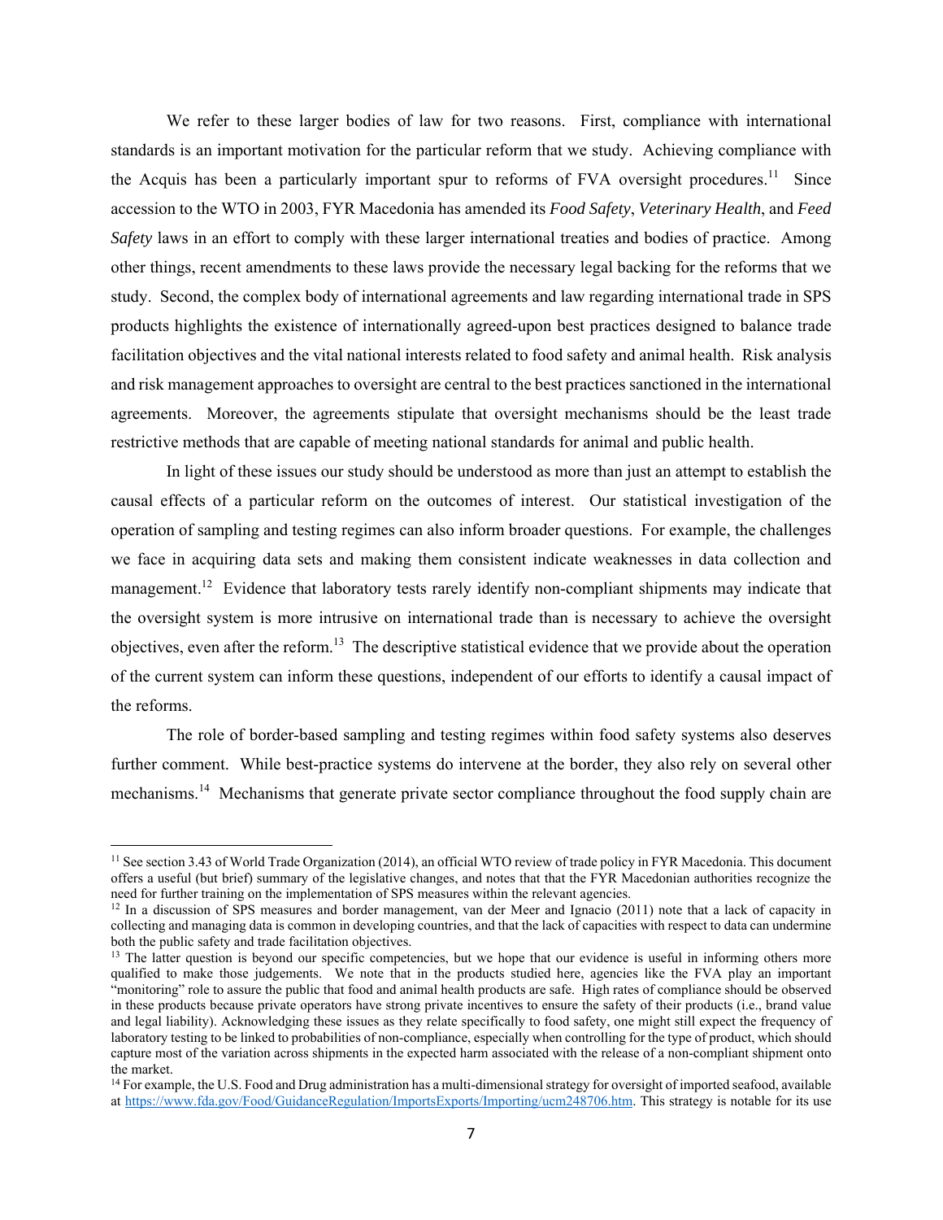We refer to these larger bodies of law for two reasons. First, compliance with international standards is an important motivation for the particular reform that we study. Achieving compliance with the Acquis has been a particularly important spur to reforms of FVA oversight procedures.[11] Since accession to the WTO in 2003, FYR Macedonia has amended its *Food Safety*, *Veterinary Health*, and *Feed Safety* laws in an effort to comply with these larger international treaties and bodies of practice. Among other things, recent amendments to these laws provide the necessary legal backing for the reforms that we study. Second, the complex body of international agreements and law regarding international trade in SPS products highlights the existence of internationally agreed-upon best practices designed to balance trade facilitation objectives and the vital national interests related to food safety and animal health. Risk analysis and risk management approaches to oversight are central to the best practices sanctioned in the international agreements. Moreover, the agreements stipulate that oversight mechanisms should be the least trade restrictive methods that are capable of meeting national standards for animal and public health.

In light of these issues our study should be understood as more than just an attempt to establish the causal effects of a particular reform on the outcomes of interest. Our statistical investigation of the operation of sampling and testing regimes can also inform broader questions. For example, the challenges we face in acquiring data sets and making them consistent indicate weaknesses in data collection and management.[12] Evidence that laboratory tests rarely identify non-compliant shipments may indicate that the oversight system is more intrusive on international trade than is necessary to achieve the oversight objectives, even after the reform.[13] The descriptive statistical evidence that we provide about the operation of the current system can inform these questions, independent of our efforts to identify a causal impact of the reforms.

The role of border-based sampling and testing regimes within food safety systems also deserves further comment. While best-practice systems do intervene at the border, they also rely on several other mechanisms.[14] Mechanisms that generate private sector compliance throughout the food supply chain are

---

[11] See section 3.43 of World Trade Organization (2014), an official WTO review of trade policy in FYR Macedonia. This document offers a useful (but brief) summary of the legislative changes, and notes that that the FYR Macedonian authorities recognize the need for further training on the implementation of SPS measures within the relevant agencies.

[12] In a discussion of SPS measures and border management, van der Meer and Ignacio (2011) note that a lack of capacity in collecting and managing data is common in developing countries, and that the lack of capacities with respect to data can undermine both the public safety and trade facilitation objectives.

[13] The latter question is beyond our specific competencies, but we hope that our evidence is useful in informing others more qualified to make those judgements. We note that in the products studied here, agencies like the FVA play an important "monitoring" role to assure the public that food and animal health products are safe. High rates of compliance should be observed in these products because private operators have strong private incentives to ensure the safety of their products (i.e., brand value and legal liability). Acknowledging these issues as they relate specifically to food safety, one might still expect the frequency of laboratory testing to be linked to probabilities of non-compliance, especially when controlling for the type of product, which should capture most of the variation across shipments in the expected harm associated with the release of a non-compliant shipment onto the market.

[14] For example, the U.S. Food and Drug administration has a multi-dimensional strategy for oversight of imported seafood, available at https://www.fda.gov/Food/GuidanceRegulation/ImportsExports/Importing/ucm248706.htm. This strategy is notable for its use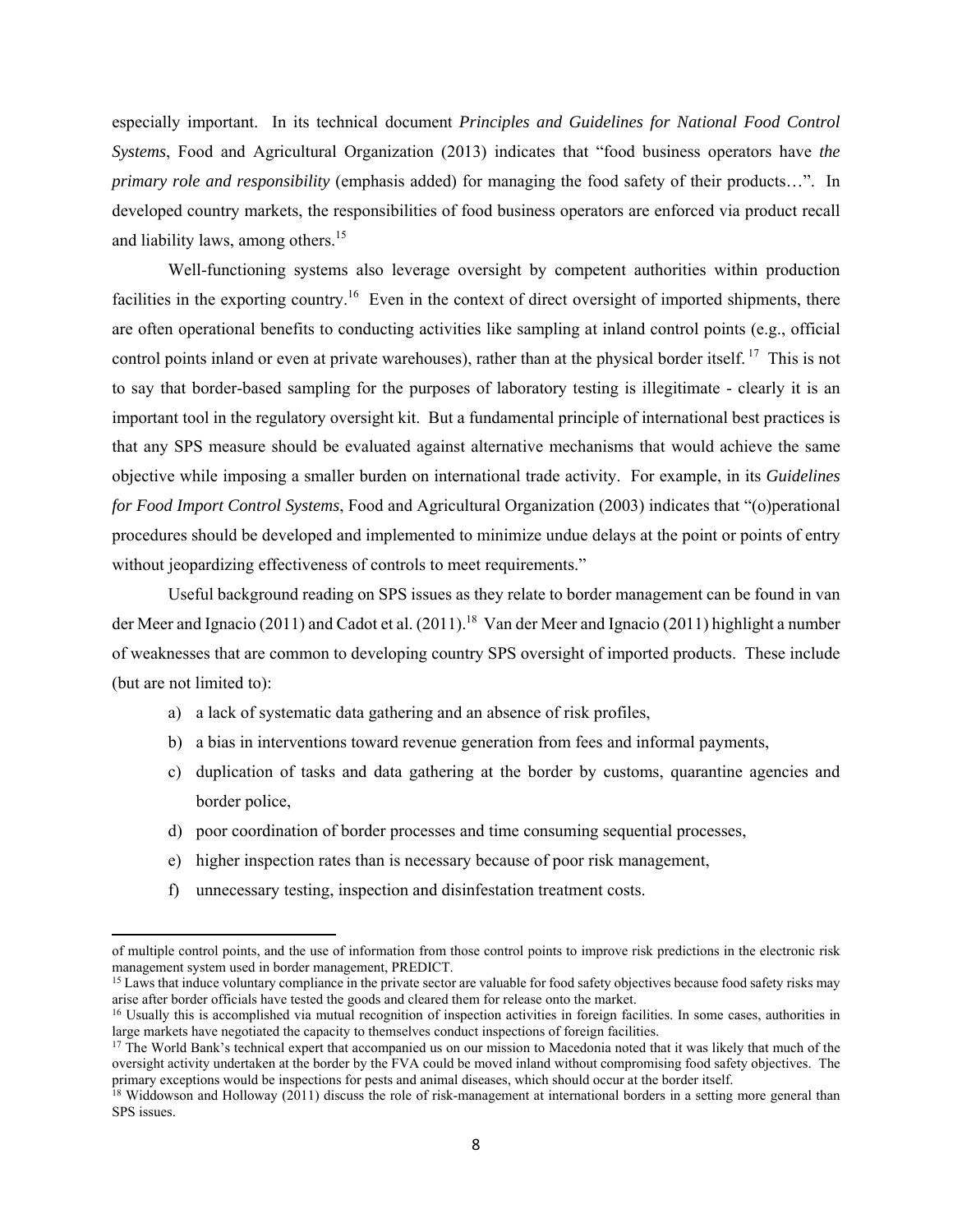especially important. In its technical document *Principles and Guidelines for National Food Control Systems*, Food and Agricultural Organization (2013) indicates that "food business operators have *the primary role and responsibility* (emphasis added) for managing the food safety of their products…". In developed country markets, the responsibilities of food business operators are enforced via product recall and liability laws, among others.[15]

Well-functioning systems also leverage oversight by competent authorities within production facilities in the exporting country.[16] Even in the context of direct oversight of imported shipments, there are often operational benefits to conducting activities like sampling at inland control points (e.g., official control points inland or even at private warehouses), rather than at the physical border itself.[17] This is not to say that border-based sampling for the purposes of laboratory testing is illegitimate - clearly it is an important tool in the regulatory oversight kit. But a fundamental principle of international best practices is that any SPS measure should be evaluated against alternative mechanisms that would achieve the same objective while imposing a smaller burden on international trade activity. For example, in its *Guidelines for Food Import Control Systems*, Food and Agricultural Organization (2003) indicates that "(o)perational procedures should be developed and implemented to minimize undue delays at the point or points of entry without jeopardizing effectiveness of controls to meet requirements."

Useful background reading on SPS issues as they relate to border management can be found in van der Meer and Ignacio (2011) and Cadot et al. (2011).[18] Van der Meer and Ignacio (2011) highlight a number of weaknesses that are common to developing country SPS oversight of imported products. These include (but are not limited to):

a) a lack of systematic data gathering and an absence of risk profiles,
b) a bias in interventions toward revenue generation from fees and informal payments,
c) duplication of tasks and data gathering at the border by customs, quarantine agencies and border police,
d) poor coordination of border processes and time consuming sequential processes,
e) higher inspection rates than is necessary because of poor risk management,
f) unnecessary testing, inspection and disinfestation treatment costs.

---

of multiple control points, and the use of information from those control points to improve risk predictions in the electronic risk management system used in border management, PREDICT.

[15] Laws that induce voluntary compliance in the private sector are valuable for food safety objectives because food safety risks may arise after border officials have tested the goods and cleared them for release onto the market.

[16] Usually this is accomplished via mutual recognition of inspection activities in foreign facilities. In some cases, authorities in large markets have negotiated the capacity to themselves conduct inspections of foreign facilities.

[17] The World Bank's technical expert that accompanied us on our mission to Macedonia noted that it was likely that much of the oversight activity undertaken at the border by the FVA could be moved inland without compromising food safety objectives. The primary exceptions would be inspections for pests and animal diseases, which should occur at the border itself.

[18] Widdowson and Holloway (2011) discuss the role of risk-management at international borders in a setting more general than SPS issues.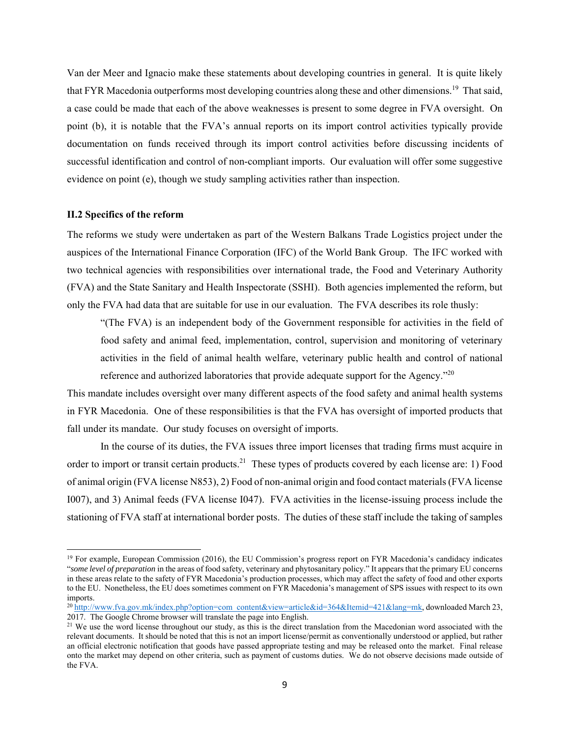Van der Meer and Ignacio make these statements about developing countries in general. It is quite likely that FYR Macedonia outperforms most developing countries along these and other dimensions.[19] That said, a case could be made that each of the above weaknesses is present to some degree in FVA oversight. On point (b), it is notable that the FVA's annual reports on its import control activities typically provide documentation on funds received through its import control activities before discussing incidents of successful identification and control of non-compliant imports. Our evaluation will offer some suggestive evidence on point (e), though we study sampling activities rather than inspection.

### II.2 Specifics of the reform

The reforms we study were undertaken as part of the Western Balkans Trade Logistics project under the auspices of the International Finance Corporation (IFC) of the World Bank Group. The IFC worked with two technical agencies with responsibilities over international trade, the Food and Veterinary Authority (FVA) and the State Sanitary and Health Inspectorate (SSHI). Both agencies implemented the reform, but only the FVA had data that are suitable for use in our evaluation. The FVA describes its role thusly:

> "(The FVA) is an independent body of the Government responsible for activities in the field of food safety and animal feed, implementation, control, supervision and monitoring of veterinary activities in the field of animal health welfare, veterinary public health and control of national reference and authorized laboratories that provide adequate support for the Agency."[20]

This mandate includes oversight over many different aspects of the food safety and animal health systems in FYR Macedonia. One of these responsibilities is that the FVA has oversight of imported products that fall under its mandate. Our study focuses on oversight of imports.

In the course of its duties, the FVA issues three import licenses that trading firms must acquire in order to import or transit certain products.[21] These types of products covered by each license are: 1) Food of animal origin (FVA license N853), 2) Food of non-animal origin and food contact materials (FVA license I007), and 3) Animal feeds (FVA license I047). FVA activities in the license-issuing process include the stationing of FVA staff at international border posts. The duties of these staff include the taking of samples

---

[19] For example, European Commission (2016), the EU Commission's progress report on FYR Macedonia's candidacy indicates "*some level of preparation* in the areas of food safety, veterinary and phytosanitary policy." It appears that the primary EU concerns in these areas relate to the safety of FYR Macedonia's production processes, which may affect the safety of food and other exports to the EU. Nonetheless, the EU does sometimes comment on FYR Macedonia's management of SPS issues with respect to its own imports.

[20] http://www.fva.gov.mk/index.php?option=com_content&view=article&id=364&Itemid=421&lang=mk, downloaded March 23, 2017. The Google Chrome browser will translate the page into English.

[21] We use the word license throughout our study, as this is the direct translation from the Macedonian word associated with the relevant documents. It should be noted that this is not an import license/permit as conventionally understood or applied, but rather an official electronic notification that goods have passed appropriate testing and may be released onto the market. Final release onto the market may depend on other criteria, such as payment of customs duties. We do not observe decisions made outside of the FVA.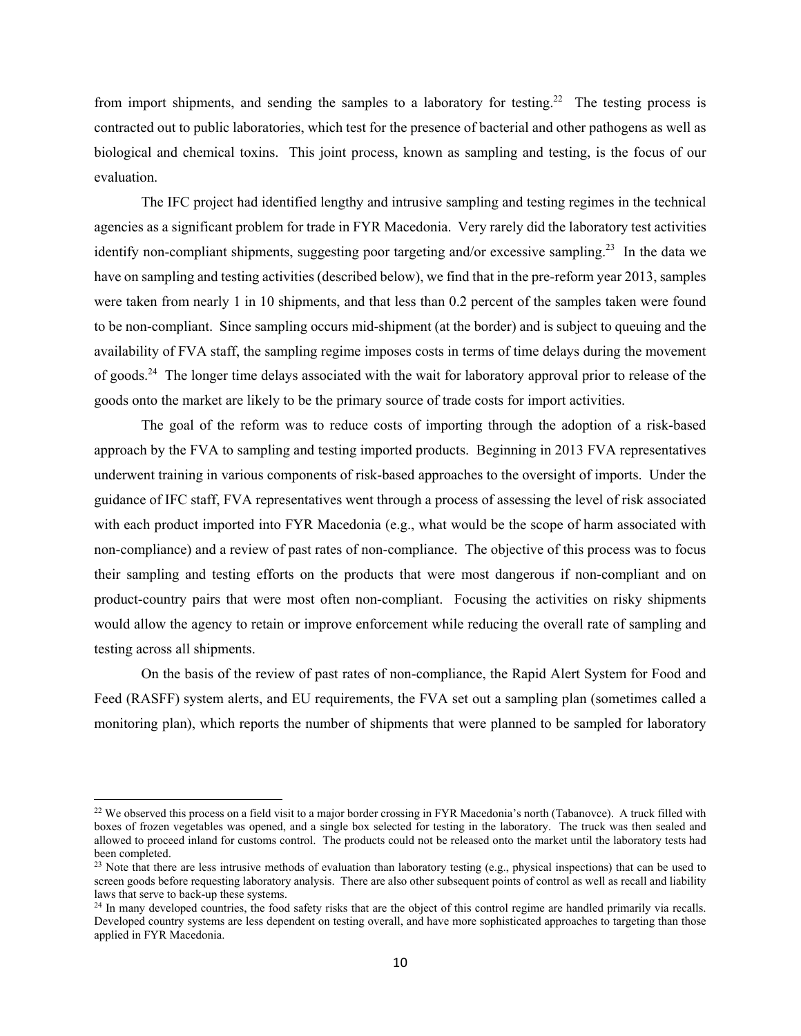from import shipments, and sending the samples to a laboratory for testing.[22] The testing process is contracted out to public laboratories, which test for the presence of bacterial and other pathogens as well as biological and chemical toxins. This joint process, known as sampling and testing, is the focus of our evaluation.

The IFC project had identified lengthy and intrusive sampling and testing regimes in the technical agencies as a significant problem for trade in FYR Macedonia. Very rarely did the laboratory test activities identify non-compliant shipments, suggesting poor targeting and/or excessive sampling.[23] In the data we have on sampling and testing activities (described below), we find that in the pre-reform year 2013, samples were taken from nearly 1 in 10 shipments, and that less than 0.2 percent of the samples taken were found to be non-compliant. Since sampling occurs mid-shipment (at the border) and is subject to queuing and the availability of FVA staff, the sampling regime imposes costs in terms of time delays during the movement of goods.[24] The longer time delays associated with the wait for laboratory approval prior to release of the goods onto the market are likely to be the primary source of trade costs for import activities.

The goal of the reform was to reduce costs of importing through the adoption of a risk-based approach by the FVA to sampling and testing imported products. Beginning in 2013 FVA representatives underwent training in various components of risk-based approaches to the oversight of imports. Under the guidance of IFC staff, FVA representatives went through a process of assessing the level of risk associated with each product imported into FYR Macedonia (e.g., what would be the scope of harm associated with non-compliance) and a review of past rates of non-compliance. The objective of this process was to focus their sampling and testing efforts on the products that were most dangerous if non-compliant and on product-country pairs that were most often non-compliant. Focusing the activities on risky shipments would allow the agency to retain or improve enforcement while reducing the overall rate of sampling and testing across all shipments.

On the basis of the review of past rates of non-compliance, the Rapid Alert System for Food and Feed (RASFF) system alerts, and EU requirements, the FVA set out a sampling plan (sometimes called a monitoring plan), which reports the number of shipments that were planned to be sampled for laboratory

---

[22] We observed this process on a field visit to a major border crossing in FYR Macedonia's north (Tabanovce). A truck filled with boxes of frozen vegetables was opened, and a single box selected for testing in the laboratory. The truck was then sealed and allowed to proceed inland for customs control. The products could not be released onto the market until the laboratory tests had been completed.

[23] Note that there are less intrusive methods of evaluation than laboratory testing (e.g., physical inspections) that can be used to screen goods before requesting laboratory analysis. There are also other subsequent points of control as well as recall and liability laws that serve to back-up these systems.

[24] In many developed countries, the food safety risks that are the object of this control regime are handled primarily via recalls. Developed country systems are less dependent on testing overall, and have more sophisticated approaches to targeting than those applied in FYR Macedonia.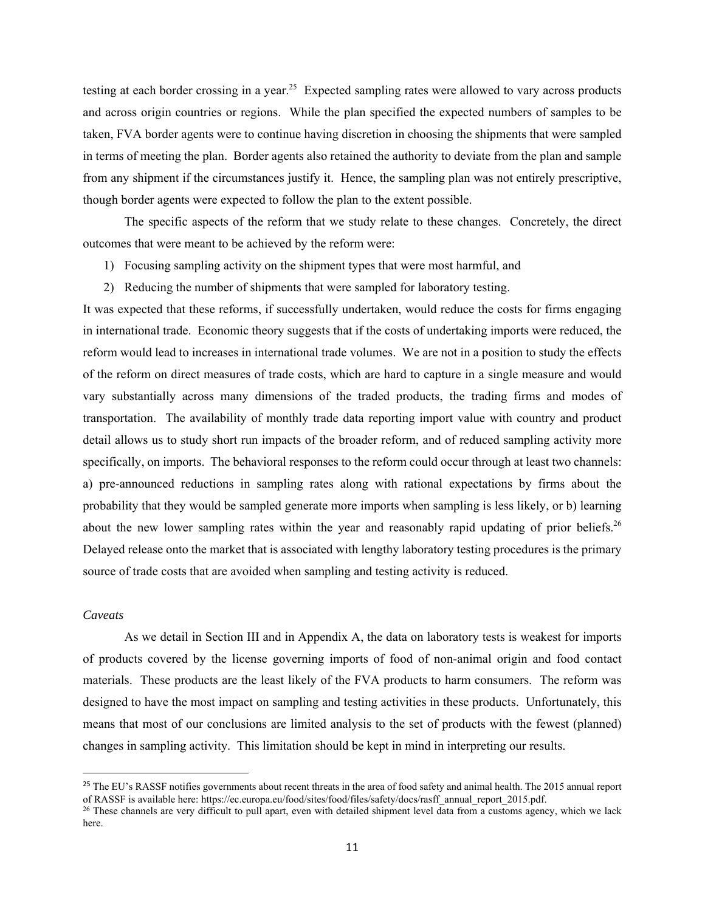testing at each border crossing in a year.[25] Expected sampling rates were allowed to vary across products and across origin countries or regions. While the plan specified the expected numbers of samples to be taken, FVA border agents were to continue having discretion in choosing the shipments that were sampled in terms of meeting the plan. Border agents also retained the authority to deviate from the plan and sample from any shipment if the circumstances justify it. Hence, the sampling plan was not entirely prescriptive, though border agents were expected to follow the plan to the extent possible.

The specific aspects of the reform that we study relate to these changes. Concretely, the direct outcomes that were meant to be achieved by the reform were:

1) Focusing sampling activity on the shipment types that were most harmful, and
2) Reducing the number of shipments that were sampled for laboratory testing.

It was expected that these reforms, if successfully undertaken, would reduce the costs for firms engaging in international trade. Economic theory suggests that if the costs of undertaking imports were reduced, the reform would lead to increases in international trade volumes. We are not in a position to study the effects of the reform on direct measures of trade costs, which are hard to capture in a single measure and would vary substantially across many dimensions of the traded products, the trading firms and modes of transportation. The availability of monthly trade data reporting import value with country and product detail allows us to study short run impacts of the broader reform, and of reduced sampling activity more specifically, on imports. The behavioral responses to the reform could occur through at least two channels: a) pre-announced reductions in sampling rates along with rational expectations by firms about the probability that they would be sampled generate more imports when sampling is less likely, or b) learning about the new lower sampling rates within the year and reasonably rapid updating of prior beliefs.[26] Delayed release onto the market that is associated with lengthy laboratory testing procedures is the primary source of trade costs that are avoided when sampling and testing activity is reduced.

*Caveats*

As we detail in Section III and in Appendix A, the data on laboratory tests is weakest for imports of products covered by the license governing imports of food of non-animal origin and food contact materials. These products are the least likely of the FVA products to harm consumers. The reform was designed to have the most impact on sampling and testing activities in these products. Unfortunately, this means that most of our conclusions are limited analysis to the set of products with the fewest (planned) changes in sampling activity. This limitation should be kept in mind in interpreting our results.

[25] The EU's RASSF notifies governments about recent threats in the area of food safety and animal health. The 2015 annual report of RASSF is available here: https://ec.europa.eu/food/sites/food/files/safety/docs/rasff_annual_report_2015.pdf.

[26] These channels are very difficult to pull apart, even with detailed shipment level data from a customs agency, which we lack here.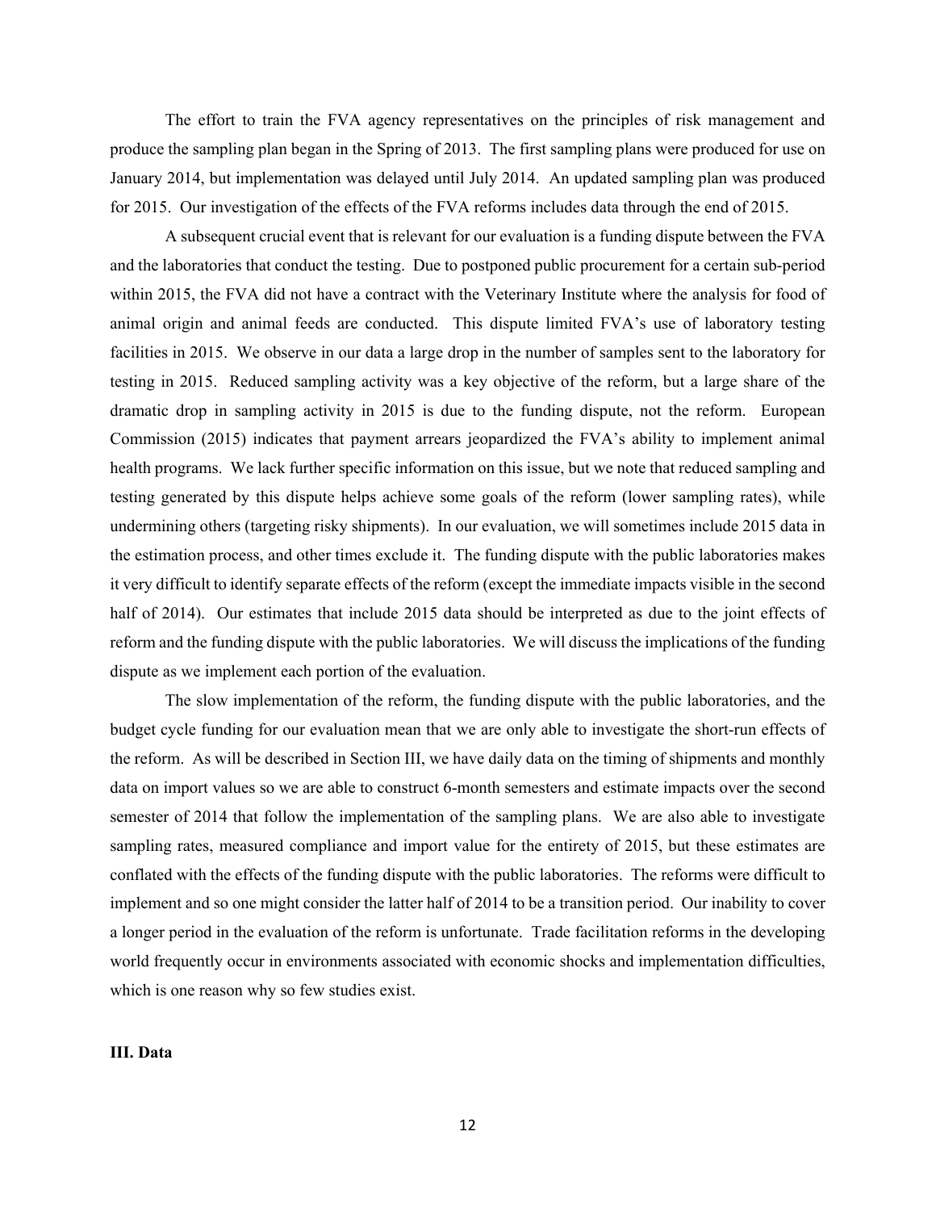The effort to train the FVA agency representatives on the principles of risk management and produce the sampling plan began in the Spring of 2013. The first sampling plans were produced for use on January 2014, but implementation was delayed until July 2014. An updated sampling plan was produced for 2015. Our investigation of the effects of the FVA reforms includes data through the end of 2015.

A subsequent crucial event that is relevant for our evaluation is a funding dispute between the FVA and the laboratories that conduct the testing. Due to postponed public procurement for a certain sub-period within 2015, the FVA did not have a contract with the Veterinary Institute where the analysis for food of animal origin and animal feeds are conducted. This dispute limited FVA's use of laboratory testing facilities in 2015. We observe in our data a large drop in the number of samples sent to the laboratory for testing in 2015. Reduced sampling activity was a key objective of the reform, but a large share of the dramatic drop in sampling activity in 2015 is due to the funding dispute, not the reform. European Commission (2015) indicates that payment arrears jeopardized the FVA's ability to implement animal health programs. We lack further specific information on this issue, but we note that reduced sampling and testing generated by this dispute helps achieve some goals of the reform (lower sampling rates), while undermining others (targeting risky shipments). In our evaluation, we will sometimes include 2015 data in the estimation process, and other times exclude it. The funding dispute with the public laboratories makes it very difficult to identify separate effects of the reform (except the immediate impacts visible in the second half of 2014). Our estimates that include 2015 data should be interpreted as due to the joint effects of reform and the funding dispute with the public laboratories. We will discuss the implications of the funding dispute as we implement each portion of the evaluation.

The slow implementation of the reform, the funding dispute with the public laboratories, and the budget cycle funding for our evaluation mean that we are only able to investigate the short-run effects of the reform. As will be described in Section III, we have daily data on the timing of shipments and monthly data on import values so we are able to construct 6-month semesters and estimate impacts over the second semester of 2014 that follow the implementation of the sampling plans. We are also able to investigate sampling rates, measured compliance and import value for the entirety of 2015, but these estimates are conflated with the effects of the funding dispute with the public laboratories. The reforms were difficult to implement and so one might consider the latter half of 2014 to be a transition period. Our inability to cover a longer period in the evaluation of the reform is unfortunate. Trade facilitation reforms in the developing world frequently occur in environments associated with economic shocks and implementation difficulties, which is one reason why so few studies exist.

## III. Data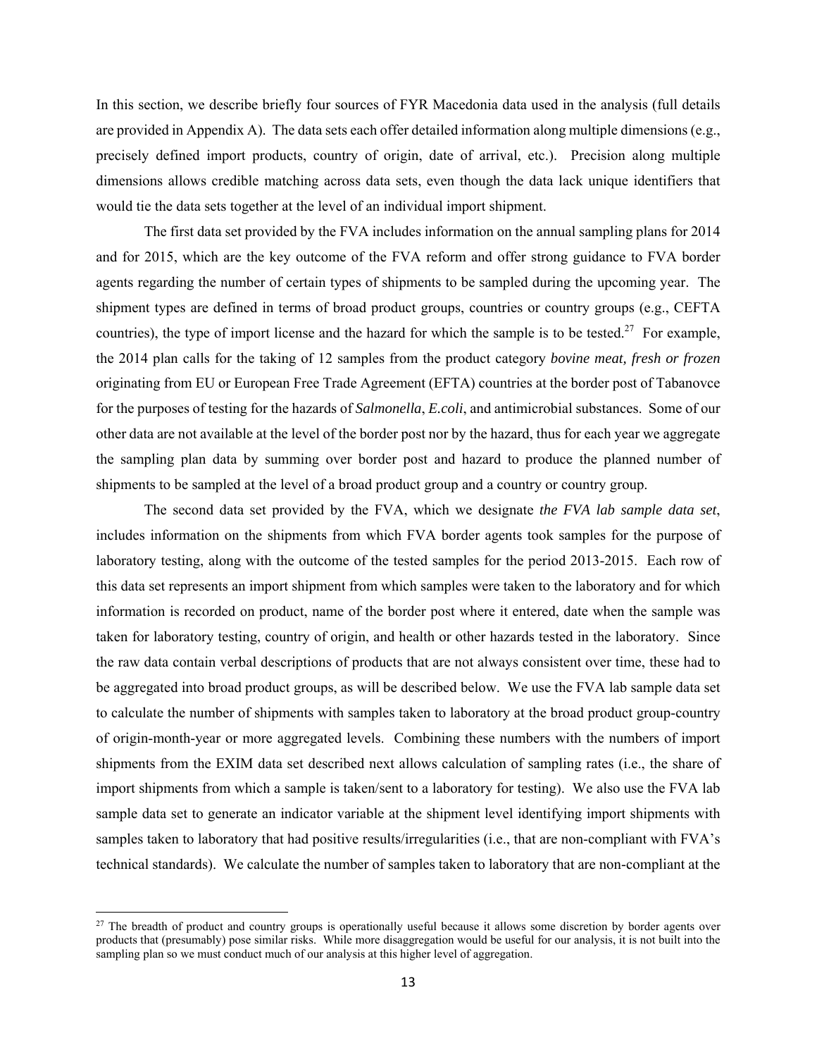In this section, we describe briefly four sources of FYR Macedonia data used in the analysis (full details are provided in Appendix A). The data sets each offer detailed information along multiple dimensions (e.g., precisely defined import products, country of origin, date of arrival, etc.). Precision along multiple dimensions allows credible matching across data sets, even though the data lack unique identifiers that would tie the data sets together at the level of an individual import shipment.

The first data set provided by the FVA includes information on the annual sampling plans for 2014 and for 2015, which are the key outcome of the FVA reform and offer strong guidance to FVA border agents regarding the number of certain types of shipments to be sampled during the upcoming year. The shipment types are defined in terms of broad product groups, countries or country groups (e.g., CEFTA countries), the type of import license and the hazard for which the sample is to be tested.[27] For example, the 2014 plan calls for the taking of 12 samples from the product category *bovine meat, fresh or frozen* originating from EU or European Free Trade Agreement (EFTA) countries at the border post of Tabanovce for the purposes of testing for the hazards of *Salmonella*, *E.coli*, and antimicrobial substances. Some of our other data are not available at the level of the border post nor by the hazard, thus for each year we aggregate the sampling plan data by summing over border post and hazard to produce the planned number of shipments to be sampled at the level of a broad product group and a country or country group.

The second data set provided by the FVA, which we designate *the FVA lab sample data set*, includes information on the shipments from which FVA border agents took samples for the purpose of laboratory testing, along with the outcome of the tested samples for the period 2013-2015. Each row of this data set represents an import shipment from which samples were taken to the laboratory and for which information is recorded on product, name of the border post where it entered, date when the sample was taken for laboratory testing, country of origin, and health or other hazards tested in the laboratory. Since the raw data contain verbal descriptions of products that are not always consistent over time, these had to be aggregated into broad product groups, as will be described below. We use the FVA lab sample data set to calculate the number of shipments with samples taken to laboratory at the broad product group-country of origin-month-year or more aggregated levels. Combining these numbers with the numbers of import shipments from the EXIM data set described next allows calculation of sampling rates (i.e., the share of import shipments from which a sample is taken/sent to a laboratory for testing). We also use the FVA lab sample data set to generate an indicator variable at the shipment level identifying import shipments with samples taken to laboratory that had positive results/irregularities (i.e., that are non-compliant with FVA's technical standards). We calculate the number of samples taken to laboratory that are non-compliant at the

[27] The breadth of product and country groups is operationally useful because it allows some discretion by border agents over products that (presumably) pose similar risks. While more disaggregation would be useful for our analysis, it is not built into the sampling plan so we must conduct much of our analysis at this higher level of aggregation.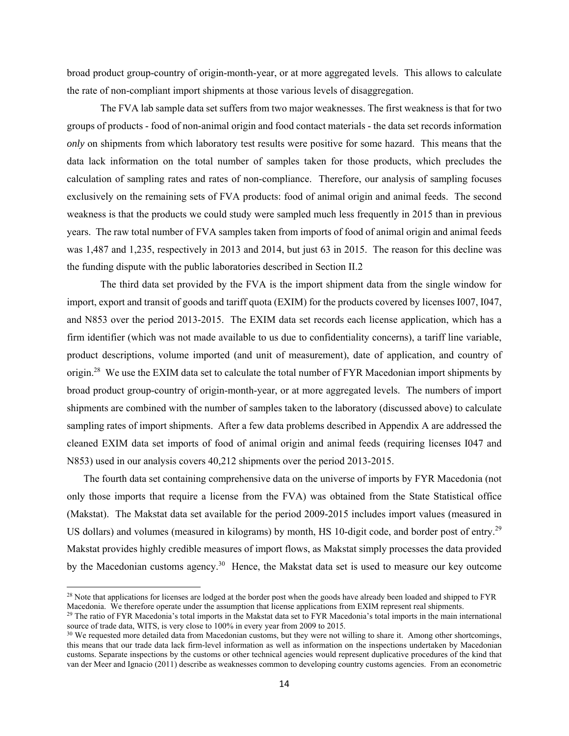broad product group-country of origin-month-year, or at more aggregated levels. This allows to calculate the rate of non-compliant import shipments at those various levels of disaggregation.

The FVA lab sample data set suffers from two major weaknesses. The first weakness is that for two groups of products - food of non-animal origin and food contact materials - the data set records information *only* on shipments from which laboratory test results were positive for some hazard. This means that the data lack information on the total number of samples taken for those products, which precludes the calculation of sampling rates and rates of non-compliance. Therefore, our analysis of sampling focuses exclusively on the remaining sets of FVA products: food of animal origin and animal feeds. The second weakness is that the products we could study were sampled much less frequently in 2015 than in previous years. The raw total number of FVA samples taken from imports of food of animal origin and animal feeds was 1,487 and 1,235, respectively in 2013 and 2014, but just 63 in 2015. The reason for this decline was the funding dispute with the public laboratories described in Section II.2

The third data set provided by the FVA is the import shipment data from the single window for import, export and transit of goods and tariff quota (EXIM) for the products covered by licenses I007, I047, and N853 over the period 2013-2015. The EXIM data set records each license application, which has a firm identifier (which was not made available to us due to confidentiality concerns), a tariff line variable, product descriptions, volume imported (and unit of measurement), date of application, and country of origin.[28] We use the EXIM data set to calculate the total number of FYR Macedonian import shipments by broad product group-country of origin-month-year, or at more aggregated levels. The numbers of import shipments are combined with the number of samples taken to the laboratory (discussed above) to calculate sampling rates of import shipments. After a few data problems described in Appendix A are addressed the cleaned EXIM data set imports of food of animal origin and animal feeds (requiring licenses I047 and N853) used in our analysis covers 40,212 shipments over the period 2013-2015.

The fourth data set containing comprehensive data on the universe of imports by FYR Macedonia (not only those imports that require a license from the FVA) was obtained from the State Statistical office (Makstat). The Makstat data set available for the period 2009-2015 includes import values (measured in US dollars) and volumes (measured in kilograms) by month, HS 10-digit code, and border post of entry.[29] Makstat provides highly credible measures of import flows, as Makstat simply processes the data provided by the Macedonian customs agency.[30] Hence, the Makstat data set is used to measure our key outcome

---

[28] Note that applications for licenses are lodged at the border post when the goods have already been loaded and shipped to FYR Macedonia. We therefore operate under the assumption that license applications from EXIM represent real shipments.

[29] The ratio of FYR Macedonia's total imports in the Makstat data set to FYR Macedonia's total imports in the main international source of trade data, WITS, is very close to 100% in every year from 2009 to 2015.

[30] We requested more detailed data from Macedonian customs, but they were not willing to share it. Among other shortcomings, this means that our trade data lack firm-level information as well as information on the inspections undertaken by Macedonian customs. Separate inspections by the customs or other technical agencies would represent duplicative procedures of the kind that van der Meer and Ignacio (2011) describe as weaknesses common to developing country customs agencies. From an econometric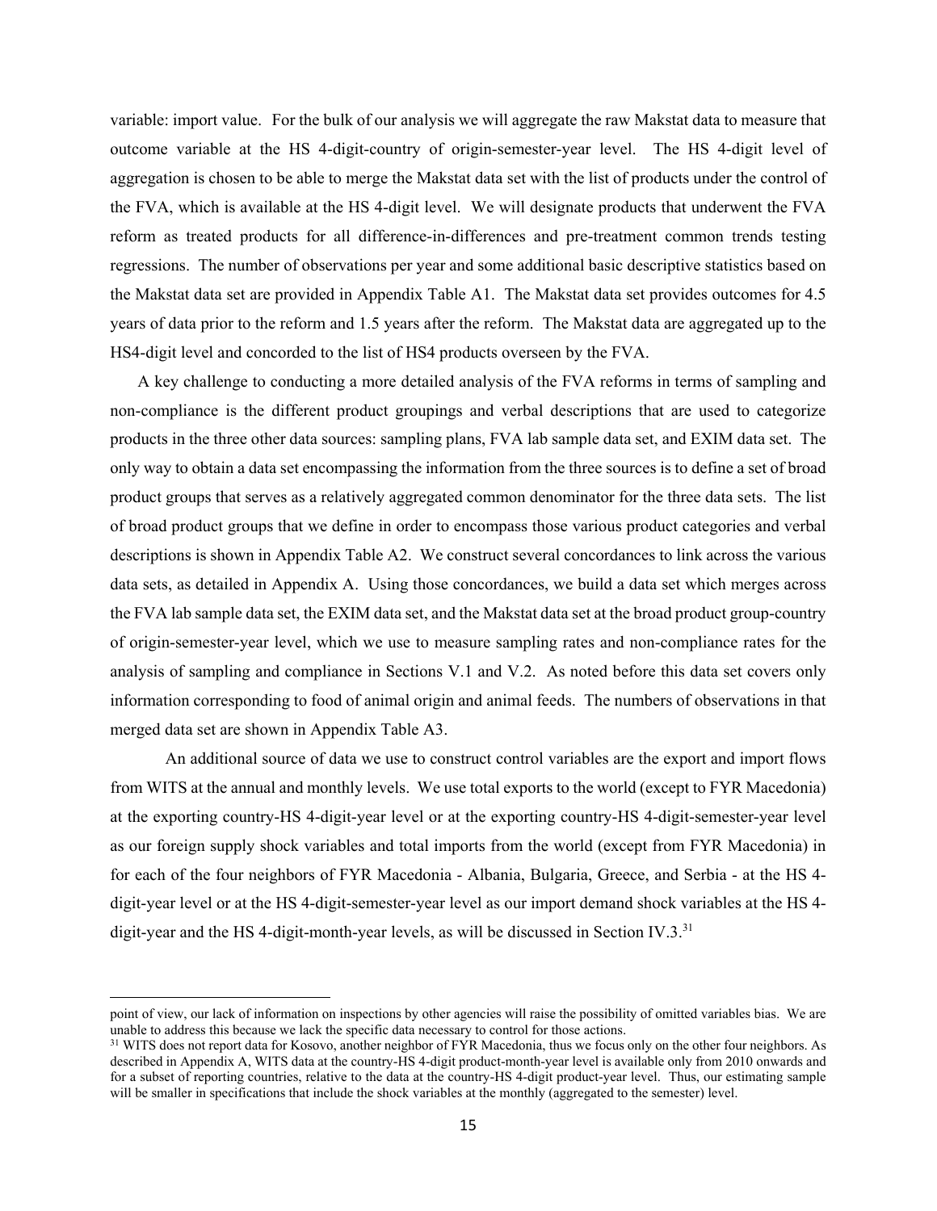variable: import value. For the bulk of our analysis we will aggregate the raw Makstat data to measure that outcome variable at the HS 4-digit-country of origin-semester-year level. The HS 4-digit level of aggregation is chosen to be able to merge the Makstat data set with the list of products under the control of the FVA, which is available at the HS 4-digit level. We will designate products that underwent the FVA reform as treated products for all difference-in-differences and pre-treatment common trends testing regressions. The number of observations per year and some additional basic descriptive statistics based on the Makstat data set are provided in Appendix Table A1. The Makstat data set provides outcomes for 4.5 years of data prior to the reform and 1.5 years after the reform. The Makstat data are aggregated up to the HS4-digit level and concorded to the list of HS4 products overseen by the FVA.

A key challenge to conducting a more detailed analysis of the FVA reforms in terms of sampling and non-compliance is the different product groupings and verbal descriptions that are used to categorize products in the three other data sources: sampling plans, FVA lab sample data set, and EXIM data set. The only way to obtain a data set encompassing the information from the three sources is to define a set of broad product groups that serves as a relatively aggregated common denominator for the three data sets. The list of broad product groups that we define in order to encompass those various product categories and verbal descriptions is shown in Appendix Table A2. We construct several concordances to link across the various data sets, as detailed in Appendix A. Using those concordances, we build a data set which merges across the FVA lab sample data set, the EXIM data set, and the Makstat data set at the broad product group-country of origin-semester-year level, which we use to measure sampling rates and non-compliance rates for the analysis of sampling and compliance in Sections V.1 and V.2. As noted before this data set covers only information corresponding to food of animal origin and animal feeds. The numbers of observations in that merged data set are shown in Appendix Table A3.

An additional source of data we use to construct control variables are the export and import flows from WITS at the annual and monthly levels. We use total exports to the world (except to FYR Macedonia) at the exporting country-HS 4-digit-year level or at the exporting country-HS 4-digit-semester-year level as our foreign supply shock variables and total imports from the world (except from FYR Macedonia) in for each of the four neighbors of FYR Macedonia - Albania, Bulgaria, Greece, and Serbia - at the HS 4-digit-year level or at the HS 4-digit-semester-year level as our import demand shock variables at the HS 4-digit-year and the HS 4-digit-month-year levels, as will be discussed in Section IV.3.[31]

---

point of view, our lack of information on inspections by other agencies will raise the possibility of omitted variables bias. We are unable to address this because we lack the specific data necessary to control for those actions.

[31] WITS does not report data for Kosovo, another neighbor of FYR Macedonia, thus we focus only on the other four neighbors. As described in Appendix A, WITS data at the country-HS 4-digit product-month-year level is available only from 2010 onwards and for a subset of reporting countries, relative to the data at the country-HS 4-digit product-year level. Thus, our estimating sample will be smaller in specifications that include the shock variables at the monthly (aggregated to the semester) level.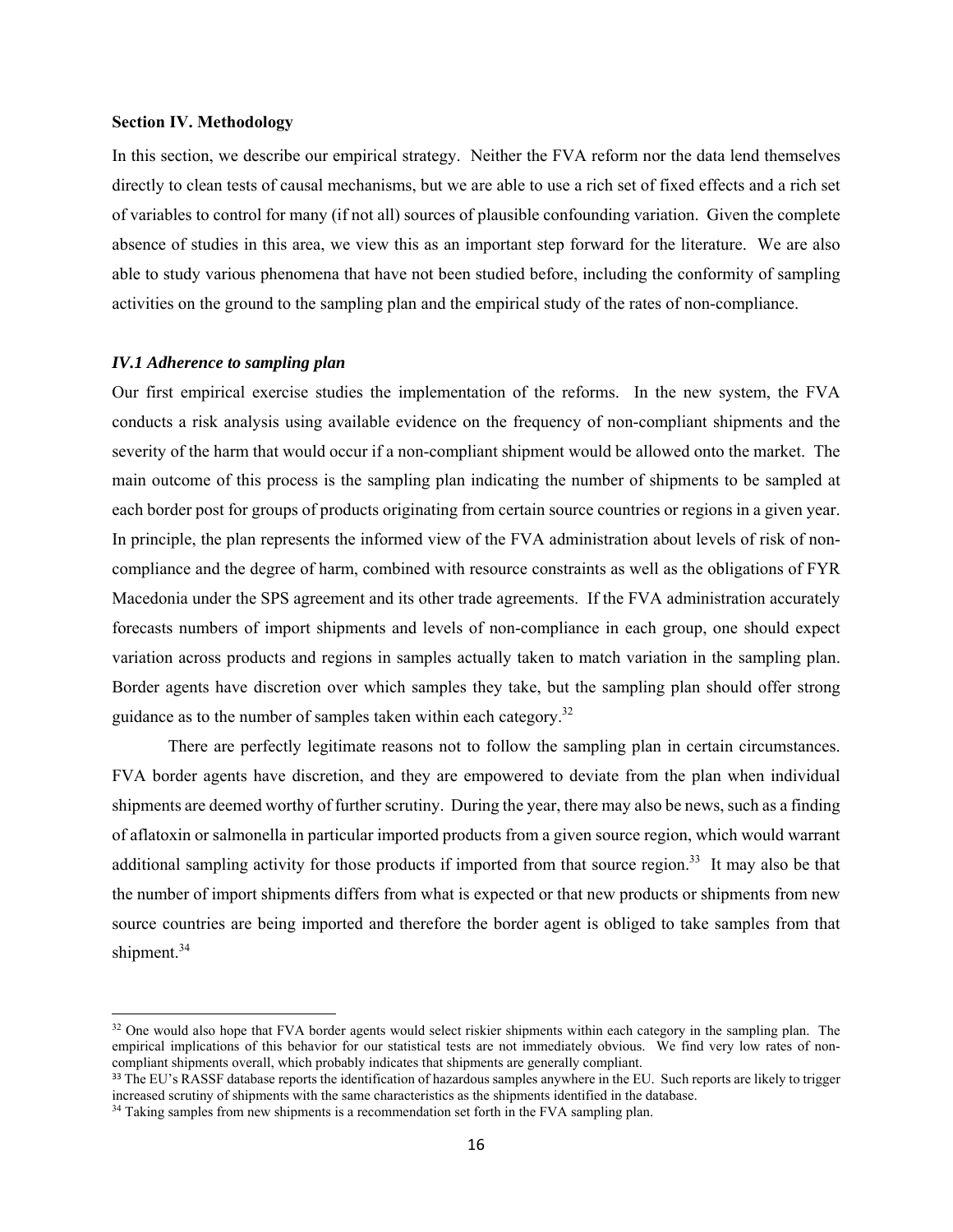## Section IV. Methodology

In this section, we describe our empirical strategy. Neither the FVA reform nor the data lend themselves directly to clean tests of causal mechanisms, but we are able to use a rich set of fixed effects and a rich set of variables to control for many (if not all) sources of plausible confounding variation. Given the complete absence of studies in this area, we view this as an important step forward for the literature. We are also able to study various phenomena that have not been studied before, including the conformity of sampling activities on the ground to the sampling plan and the empirical study of the rates of non-compliance.

### *IV.1 Adherence to sampling plan*

Our first empirical exercise studies the implementation of the reforms. In the new system, the FVA conducts a risk analysis using available evidence on the frequency of non-compliant shipments and the severity of the harm that would occur if a non-compliant shipment would be allowed onto the market. The main outcome of this process is the sampling plan indicating the number of shipments to be sampled at each border post for groups of products originating from certain source countries or regions in a given year. In principle, the plan represents the informed view of the FVA administration about levels of risk of non-compliance and the degree of harm, combined with resource constraints as well as the obligations of FYR Macedonia under the SPS agreement and its other trade agreements. If the FVA administration accurately forecasts numbers of import shipments and levels of non-compliance in each group, one should expect variation across products and regions in samples actually taken to match variation in the sampling plan. Border agents have discretion over which samples they take, but the sampling plan should offer strong guidance as to the number of samples taken within each category.[32]

There are perfectly legitimate reasons not to follow the sampling plan in certain circumstances. FVA border agents have discretion, and they are empowered to deviate from the plan when individual shipments are deemed worthy of further scrutiny. During the year, there may also be news, such as a finding of aflatoxin or salmonella in particular imported products from a given source region, which would warrant additional sampling activity for those products if imported from that source region.[33] It may also be that the number of import shipments differs from what is expected or that new products or shipments from new source countries are being imported and therefore the border agent is obliged to take samples from that shipment.[34]

---

[32] One would also hope that FVA border agents would select riskier shipments within each category in the sampling plan. The empirical implications of this behavior for our statistical tests are not immediately obvious. We find very low rates of non-compliant shipments overall, which probably indicates that shipments are generally compliant.

[33] The EU's RASSF database reports the identification of hazardous samples anywhere in the EU. Such reports are likely to trigger increased scrutiny of shipments with the same characteristics as the shipments identified in the database.

[34] Taking samples from new shipments is a recommendation set forth in the FVA sampling plan.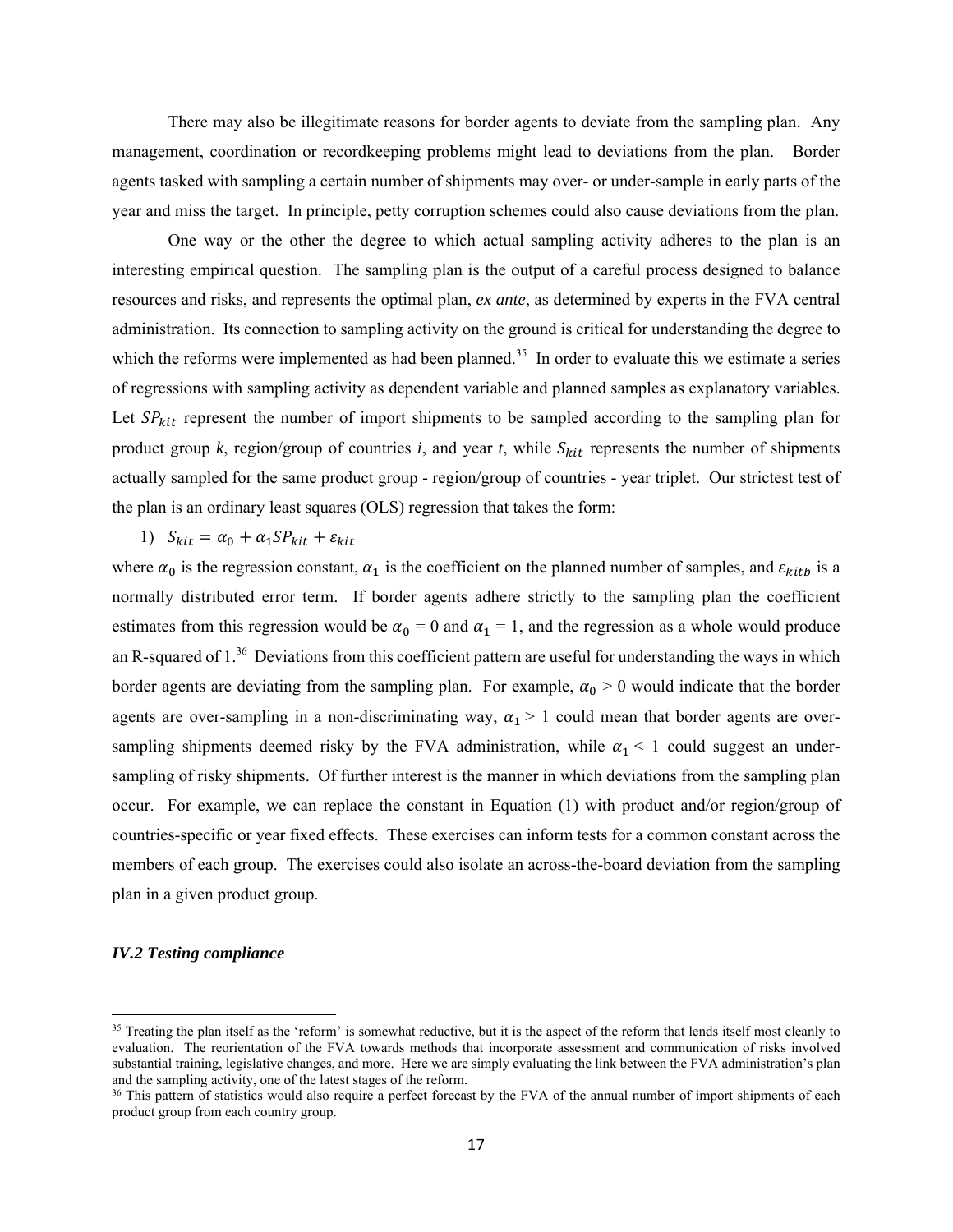There may also be illegitimate reasons for border agents to deviate from the sampling plan. Any management, coordination or recordkeeping problems might lead to deviations from the plan. Border agents tasked with sampling a certain number of shipments may over- or under-sample in early parts of the year and miss the target. In principle, petty corruption schemes could also cause deviations from the plan.

One way or the other the degree to which actual sampling activity adheres to the plan is an interesting empirical question. The sampling plan is the output of a careful process designed to balance resources and risks, and represents the optimal plan, *ex ante*, as determined by experts in the FVA central administration. Its connection to sampling activity on the ground is critical for understanding the degree to which the reforms were implemented as had been planned.[35] In order to evaluate this we estimate a series of regressions with sampling activity as dependent variable and planned samples as explanatory variables. Let $SP_{kit}$ represent the number of import shipments to be sampled according to the sampling plan for product group *k*, region/group of countries *i*, and year *t*, while $S_{kit}$ represents the number of shipments actually sampled for the same product group - region/group of countries - year triplet. Our strictest test of the plan is an ordinary least squares (OLS) regression that takes the form:

1) $S_{kit} = \alpha_0 + \alpha_1 SP_{kit} + \varepsilon_{kit}$

where $\alpha_0$ is the regression constant, $\alpha_1$ is the coefficient on the planned number of samples, and $\varepsilon_{kitb}$ is a normally distributed error term. If border agents adhere strictly to the sampling plan the coefficient estimates from this regression would be $\alpha_0$ = 0 and $\alpha_1$ = 1, and the regression as a whole would produce an R-squared of 1.[36] Deviations from this coefficient pattern are useful for understanding the ways in which border agents are deviating from the sampling plan. For example, $\alpha_0 > 0$ would indicate that the border agents are over-sampling in a non-discriminating way, $\alpha_1 > 1$ could mean that border agents are over-sampling shipments deemed risky by the FVA administration, while $\alpha_1 < 1$ could suggest an under-sampling of risky shipments. Of further interest is the manner in which deviations from the sampling plan occur. For example, we can replace the constant in Equation (1) with product and/or region/group of countries-specific or year fixed effects. These exercises can inform tests for a common constant across the members of each group. The exercises could also isolate an across-the-board deviation from the sampling plan in a given product group.

### *IV.2 Testing compliance*

[35] Treating the plan itself as the 'reform' is somewhat reductive, but it is the aspect of the reform that lends itself most cleanly to evaluation. The reorientation of the FVA towards methods that incorporate assessment and communication of risks involved substantial training, legislative changes, and more. Here we are simply evaluating the link between the FVA administration's plan and the sampling activity, one of the latest stages of the reform.

[36] This pattern of statistics would also require a perfect forecast by the FVA of the annual number of import shipments of each product group from each country group.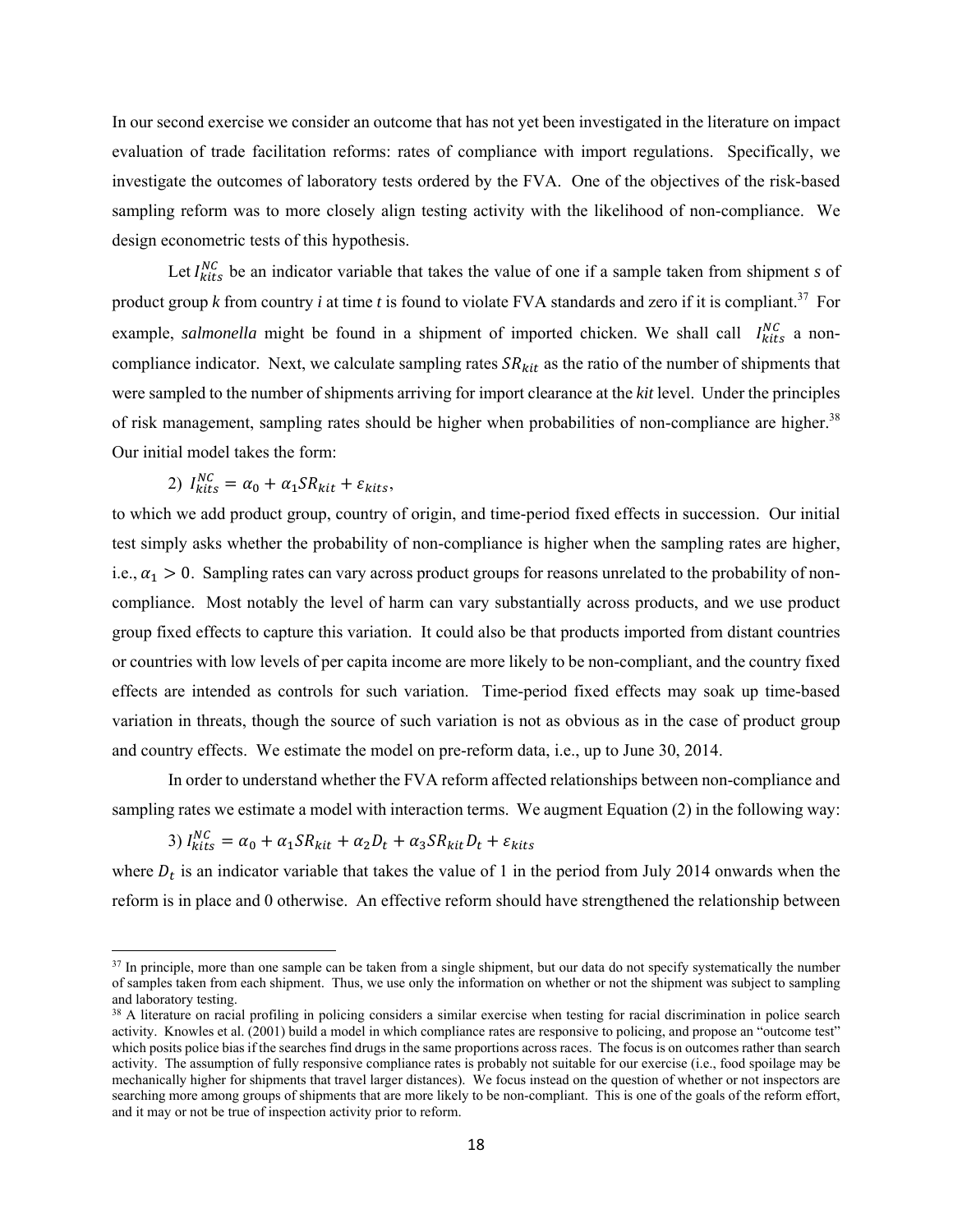In our second exercise we consider an outcome that has not yet been investigated in the literature on impact evaluation of trade facilitation reforms: rates of compliance with import regulations. Specifically, we investigate the outcomes of laboratory tests ordered by the FVA. One of the objectives of the risk-based sampling reform was to more closely align testing activity with the likelihood of non-compliance. We design econometric tests of this hypothesis.

Let $I_{kits}^{NC}$ be an indicator variable that takes the value of one if a sample taken from shipment *s* of product group *k* from country *i* at time *t* is found to violate FVA standards and zero if it is compliant.[37] For example, *salmonella* might be found in a shipment of imported chicken. We shall call $I_{kits}^{NC}$ a non-compliance indicator. Next, we calculate sampling rates $SR_{kit}$ as the ratio of the number of shipments that were sampled to the number of shipments arriving for import clearance at the *kit* level. Under the principles of risk management, sampling rates should be higher when probabilities of non-compliance are higher.[38] Our initial model takes the form:

$$2)\ I_{kits}^{NC} = \alpha_0 + \alpha_1 SR_{kit} + \varepsilon_{kits},$$

to which we add product group, country of origin, and time-period fixed effects in succession. Our initial test simply asks whether the probability of non-compliance is higher when the sampling rates are higher, i.e., $\alpha_1 > 0$. Sampling rates can vary across product groups for reasons unrelated to the probability of non-compliance. Most notably the level of harm can vary substantially across products, and we use product group fixed effects to capture this variation. It could also be that products imported from distant countries or countries with low levels of per capita income are more likely to be non-compliant, and the country fixed effects are intended as controls for such variation. Time-period fixed effects may soak up time-based variation in threats, though the source of such variation is not as obvious as in the case of product group and country effects. We estimate the model on pre-reform data, i.e., up to June 30, 2014.

In order to understand whether the FVA reform affected relationships between non-compliance and sampling rates we estimate a model with interaction terms. We augment Equation (2) in the following way:

$$3)\ I_{kits}^{NC} = \alpha_0 + \alpha_1 SR_{kit} + \alpha_2 D_t + \alpha_3 SR_{kit} D_t + \varepsilon_{kits}$$

where $D_t$ is an indicator variable that takes the value of 1 in the period from July 2014 onwards when the reform is in place and 0 otherwise. An effective reform should have strengthened the relationship between

[37] In principle, more than one sample can be taken from a single shipment, but our data do not specify systematically the number of samples taken from each shipment. Thus, we use only the information on whether or not the shipment was subject to sampling and laboratory testing.

[38] A literature on racial profiling in policing considers a similar exercise when testing for racial discrimination in police search activity. Knowles et al. (2001) build a model in which compliance rates are responsive to policing, and propose an "outcome test" which posits police bias if the searches find drugs in the same proportions across races. The focus is on outcomes rather than search activity. The assumption of fully responsive compliance rates is probably not suitable for our exercise (i.e., food spoilage may be mechanically higher for shipments that travel larger distances). We focus instead on the question of whether or not inspectors are searching more among groups of shipments that are more likely to be non-compliant. This is one of the goals of the reform effort, and it may or not be true of inspection activity prior to reform.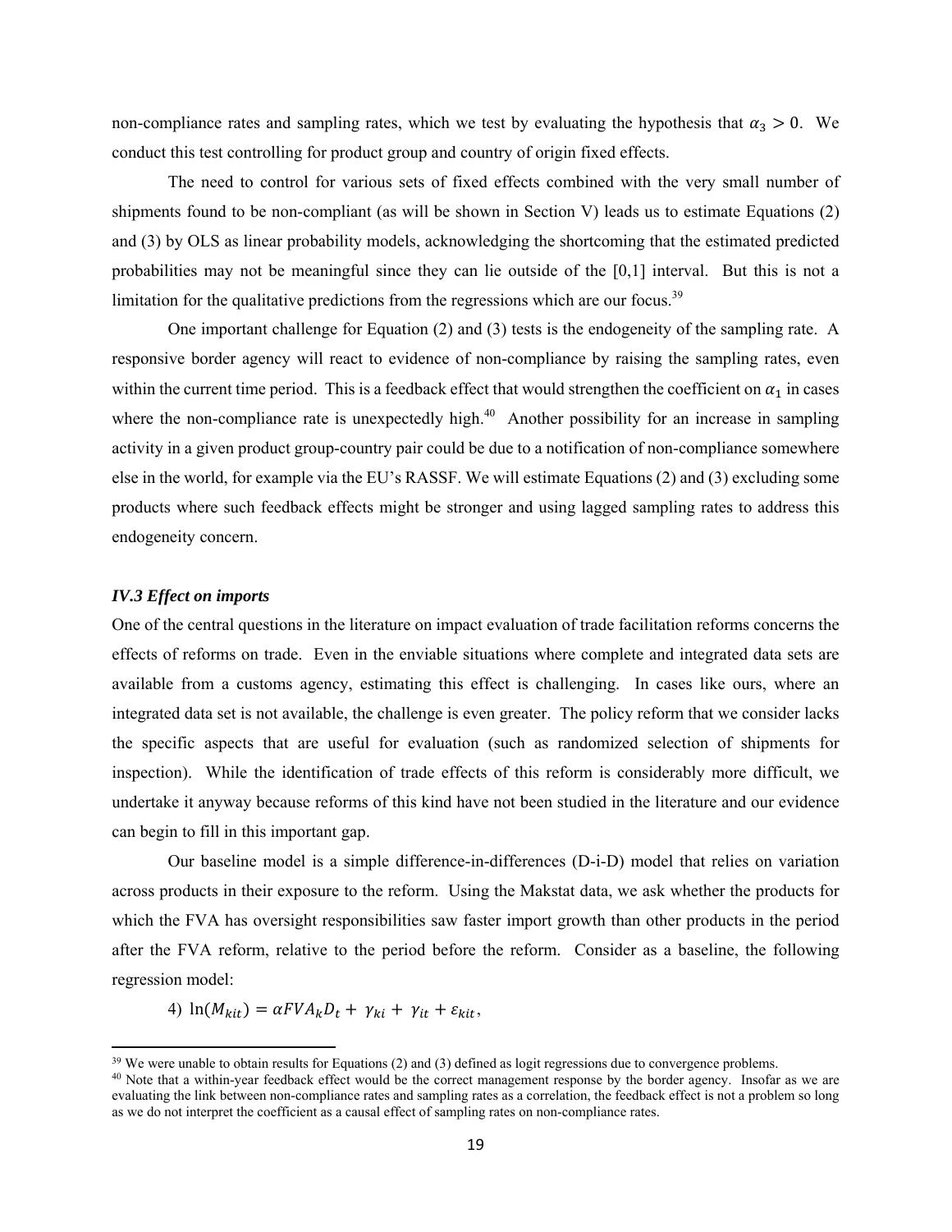non-compliance rates and sampling rates, which we test by evaluating the hypothesis that $\alpha_3 > 0$. We conduct this test controlling for product group and country of origin fixed effects.

The need to control for various sets of fixed effects combined with the very small number of shipments found to be non-compliant (as will be shown in Section V) leads us to estimate Equations (2) and (3) by OLS as linear probability models, acknowledging the shortcoming that the estimated predicted probabilities may not be meaningful since they can lie outside of the [0,1] interval. But this is not a limitation for the qualitative predictions from the regressions which are our focus.[39]

One important challenge for Equation (2) and (3) tests is the endogeneity of the sampling rate. A responsive border agency will react to evidence of non-compliance by raising the sampling rates, even within the current time period. This is a feedback effect that would strengthen the coefficient on $\alpha_1$ in cases where the non-compliance rate is unexpectedly high.[40] Another possibility for an increase in sampling activity in a given product group-country pair could be due to a notification of non-compliance somewhere else in the world, for example via the EU's RASSF. We will estimate Equations (2) and (3) excluding some products where such feedback effects might be stronger and using lagged sampling rates to address this endogeneity concern.

### *IV.3 Effect on imports*

One of the central questions in the literature on impact evaluation of trade facilitation reforms concerns the effects of reforms on trade. Even in the enviable situations where complete and integrated data sets are available from a customs agency, estimating this effect is challenging. In cases like ours, where an integrated data set is not available, the challenge is even greater. The policy reform that we consider lacks the specific aspects that are useful for evaluation (such as randomized selection of shipments for inspection). While the identification of trade effects of this reform is considerably more difficult, we undertake it anyway because reforms of this kind have not been studied in the literature and our evidence can begin to fill in this important gap.

Our baseline model is a simple difference-in-differences (D-i-D) model that relies on variation across products in their exposure to the reform. Using the Makstat data, we ask whether the products for which the FVA has oversight responsibilities saw faster import growth than other products in the period after the FVA reform, relative to the period before the reform. Consider as a baseline, the following regression model:

4) $\ln(M_{kit}) = \alpha FVA_k D_t + \gamma_{ki} + \gamma_{it} + \varepsilon_{kit}$,

[39] We were unable to obtain results for Equations (2) and (3) defined as logit regressions due to convergence problems.

[40] Note that a within-year feedback effect would be the correct management response by the border agency. Insofar as we are evaluating the link between non-compliance rates and sampling rates as a correlation, the feedback effect is not a problem so long as we do not interpret the coefficient as a causal effect of sampling rates on non-compliance rates.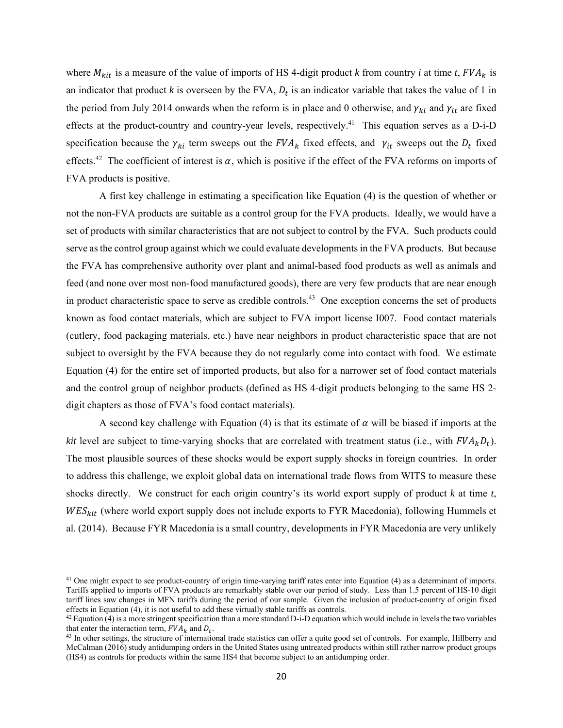where $M_{kit}$ is a measure of the value of imports of HS 4-digit product *k* from country *i* at time *t*, $FVA_k$ is an indicator that product *k* is overseen by the FVA, $D_t$ is an indicator variable that takes the value of 1 in the period from July 2014 onwards when the reform is in place and 0 otherwise, and $\gamma_{ki}$ and $\gamma_{it}$ are fixed effects at the product-country and country-year levels, respectively.[41] This equation serves as a D-i-D specification because the $\gamma_{ki}$ term sweeps out the $FVA_k$ fixed effects, and $\gamma_{it}$ sweeps out the $D_t$ fixed effects.[42] The coefficient of interest is $\alpha$, which is positive if the effect of the FVA reforms on imports of FVA products is positive.

A first key challenge in estimating a specification like Equation (4) is the question of whether or not the non-FVA products are suitable as a control group for the FVA products. Ideally, we would have a set of products with similar characteristics that are not subject to control by the FVA. Such products could serve as the control group against which we could evaluate developments in the FVA products. But because the FVA has comprehensive authority over plant and animal-based food products as well as animals and feed (and none over most non-food manufactured goods), there are very few products that are near enough in product characteristic space to serve as credible controls.[43] One exception concerns the set of products known as food contact materials, which are subject to FVA import license I007. Food contact materials (cutlery, food packaging materials, etc.) have near neighbors in product characteristic space that are not subject to oversight by the FVA because they do not regularly come into contact with food. We estimate Equation (4) for the entire set of imported products, but also for a narrower set of food contact materials and the control group of neighbor products (defined as HS 4-digit products belonging to the same HS 2-digit chapters as those of FVA's food contact materials).

A second key challenge with Equation (4) is that its estimate of $\alpha$ will be biased if imports at the *kit* level are subject to time-varying shocks that are correlated with treatment status (i.e., with $FVA_k D_t$). The most plausible sources of these shocks would be export supply shocks in foreign countries. In order to address this challenge, we exploit global data on international trade flows from WITS to measure these shocks directly. We construct for each origin country's its world export supply of product *k* at time *t*, $WES_{kit}$ (where world export supply does not include exports to FYR Macedonia), following Hummels et al. (2014). Because FYR Macedonia is a small country, developments in FYR Macedonia are very unlikely

[41] One might expect to see product-country of origin time-varying tariff rates enter into Equation (4) as a determinant of imports. Tariffs applied to imports of FVA products are remarkably stable over our period of study. Less than 1.5 percent of HS-10 digit tariff lines saw changes in MFN tariffs during the period of our sample. Given the inclusion of product-country of origin fixed effects in Equation (4), it is not useful to add these virtually stable tariffs as controls.

[42] Equation (4) is a more stringent specification than a more standard D-i-D equation which would include in levels the two variables that enter the interaction term, $FVA_k$ and $D_t$.

[43] In other settings, the structure of international trade statistics can offer a quite good set of controls. For example, Hillberry and McCalman (2016) study antidumping orders in the United States using untreated products within still rather narrow product groups (HS4) as controls for products within the same HS4 that become subject to an antidumping order.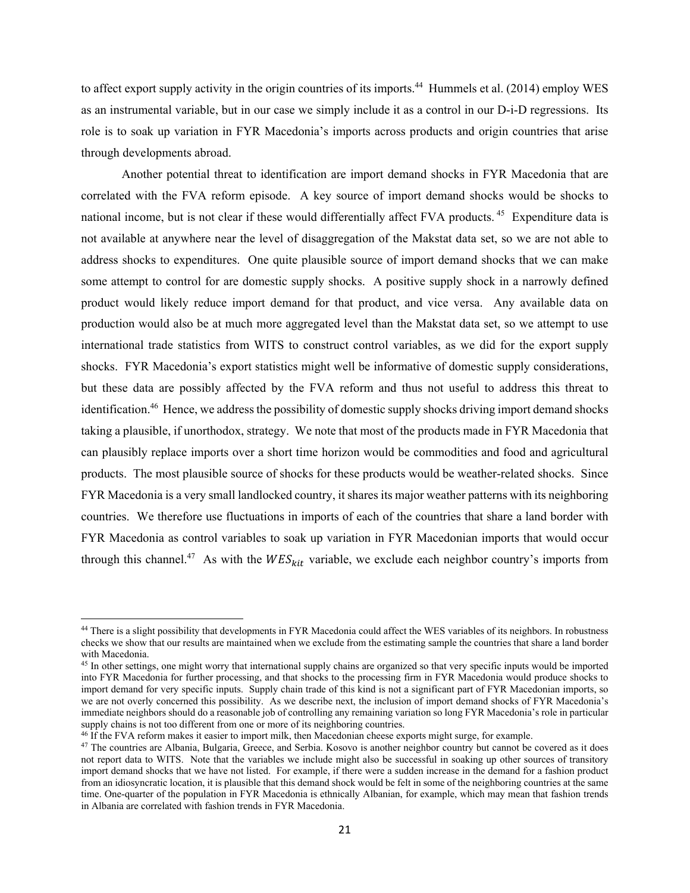to affect export supply activity in the origin countries of its imports.[44] Hummels et al. (2014) employ WES as an instrumental variable, but in our case we simply include it as a control in our D-i-D regressions. Its role is to soak up variation in FYR Macedonia's imports across products and origin countries that arise through developments abroad.

Another potential threat to identification are import demand shocks in FYR Macedonia that are correlated with the FVA reform episode. A key source of import demand shocks would be shocks to national income, but is not clear if these would differentially affect FVA products.[45] Expenditure data is not available at anywhere near the level of disaggregation of the Makstat data set, so we are not able to address shocks to expenditures. One quite plausible source of import demand shocks that we can make some attempt to control for are domestic supply shocks. A positive supply shock in a narrowly defined product would likely reduce import demand for that product, and vice versa. Any available data on production would also be at much more aggregated level than the Makstat data set, so we attempt to use international trade statistics from WITS to construct control variables, as we did for the export supply shocks. FYR Macedonia's export statistics might well be informative of domestic supply considerations, but these data are possibly affected by the FVA reform and thus not useful to address this threat to identification.[46] Hence, we address the possibility of domestic supply shocks driving import demand shocks taking a plausible, if unorthodox, strategy. We note that most of the products made in FYR Macedonia that can plausibly replace imports over a short time horizon would be commodities and food and agricultural products. The most plausible source of shocks for these products would be weather-related shocks. Since FYR Macedonia is a very small landlocked country, it shares its major weather patterns with its neighboring countries. We therefore use fluctuations in imports of each of the countries that share a land border with FYR Macedonia as control variables to soak up variation in FYR Macedonian imports that would occur through this channel.[47] As with the $WES_{kit}$ variable, we exclude each neighbor country's imports from

---

[44] There is a slight possibility that developments in FYR Macedonia could affect the WES variables of its neighbors. In robustness checks we show that our results are maintained when we exclude from the estimating sample the countries that share a land border with Macedonia.

[45] In other settings, one might worry that international supply chains are organized so that very specific inputs would be imported into FYR Macedonia for further processing, and that shocks to the processing firm in FYR Macedonia would produce shocks to import demand for very specific inputs. Supply chain trade of this kind is not a significant part of FYR Macedonian imports, so we are not overly concerned this possibility. As we describe next, the inclusion of import demand shocks of FYR Macedonia's immediate neighbors should do a reasonable job of controlling any remaining variation so long FYR Macedonia's role in particular supply chains is not too different from one or more of its neighboring countries.

[46] If the FVA reform makes it easier to import milk, then Macedonian cheese exports might surge, for example.

[47] The countries are Albania, Bulgaria, Greece, and Serbia. Kosovo is another neighbor country but cannot be covered as it does not report data to WITS. Note that the variables we include might also be successful in soaking up other sources of transitory import demand shocks that we have not listed. For example, if there were a sudden increase in the demand for a fashion product from an idiosyncratic location, it is plausible that this demand shock would be felt in some of the neighboring countries at the same time. One-quarter of the population in FYR Macedonia is ethnically Albanian, for example, which may mean that fashion trends in Albania are correlated with fashion trends in FYR Macedonia.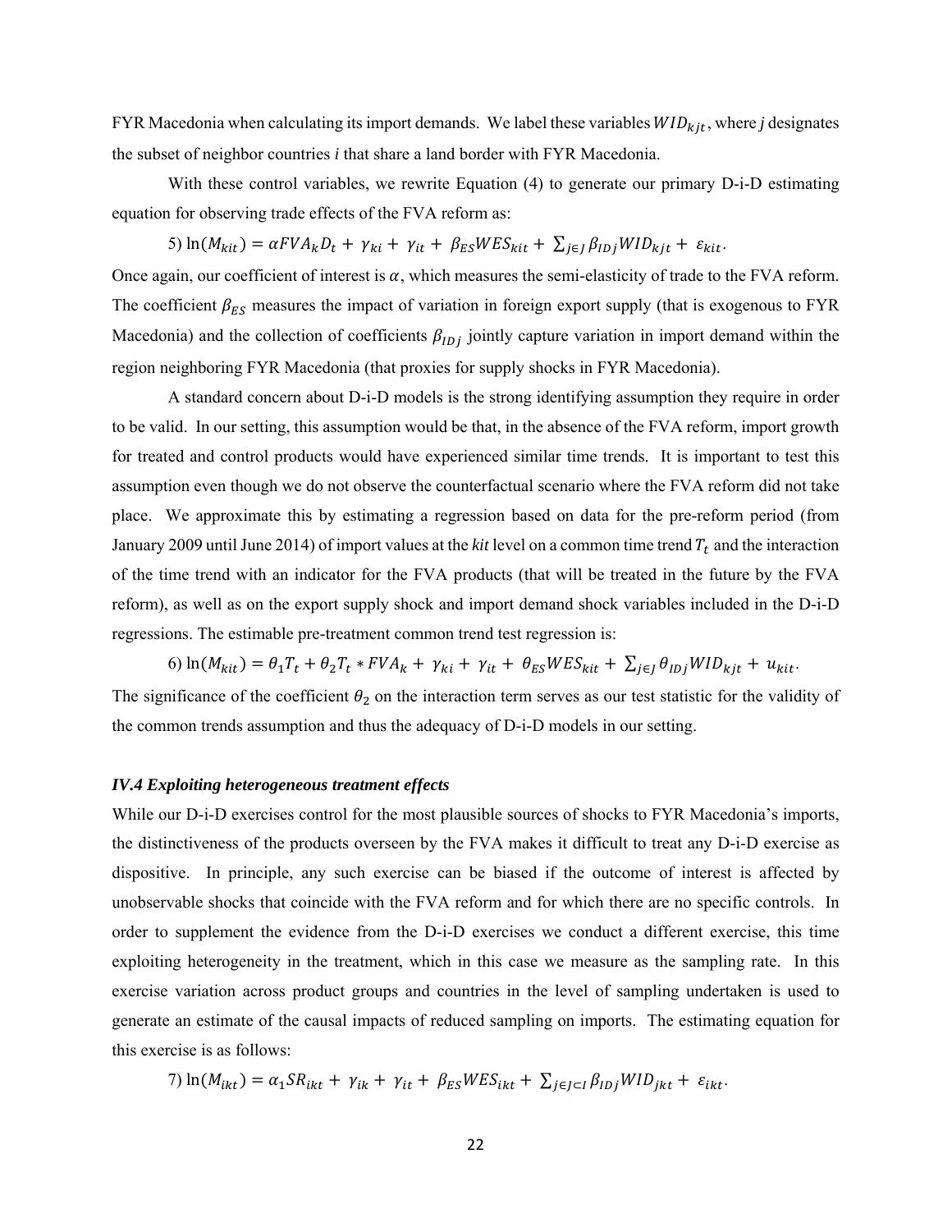FYR Macedonia when calculating its import demands. We label these variables $WID_{kjt}$, where *j* designates the subset of neighbor countries *i* that share a land border with FYR Macedonia.

With these control variables, we rewrite Equation (4) to generate our primary D-i-D estimating equation for observing trade effects of the FVA reform as:

$$5)\ \ln(M_{kit}) = \alpha FVA_k D_t + \gamma_{ki} + \gamma_{it} + \beta_{ES} WES_{kit} + \sum_{j \in J} \beta_{ID\,j} WID_{kjt} + \varepsilon_{kit}.$$

Once again, our coefficient of interest is $\alpha$, which measures the semi-elasticity of trade to the FVA reform. The coefficient $\beta_{ES}$ measures the impact of variation in foreign export supply (that is exogenous to FYR Macedonia) and the collection of coefficients $\beta_{ID\,j}$ jointly capture variation in import demand within the region neighboring FYR Macedonia (that proxies for supply shocks in FYR Macedonia).

A standard concern about D-i-D models is the strong identifying assumption they require in order to be valid. In our setting, this assumption would be that, in the absence of the FVA reform, import growth for treated and control products would have experienced similar time trends. It is important to test this assumption even though we do not observe the counterfactual scenario where the FVA reform did not take place. We approximate this by estimating a regression based on data for the pre-reform period (from January 2009 until June 2014) of import values at the *kit* level on a common time trend $T_t$ and the interaction of the time trend with an indicator for the FVA products (that will be treated in the future by the FVA reform), as well as on the export supply shock and import demand shock variables included in the D-i-D regressions. The estimable pre-treatment common trend test regression is:

$$6)\ \ln(M_{kit}) = \theta_1 T_t + \theta_2 T_t * FVA_k + \gamma_{ki} + \gamma_{it} + \theta_{ES} WES_{kit} + \sum_{j \in J} \theta_{ID\,j} WID_{kjt} + u_{kit}.$$

The significance of the coefficient $\theta_2$ on the interaction term serves as our test statistic for the validity of the common trends assumption and thus the adequacy of D-i-D models in our setting.

### *IV.4 Exploiting heterogeneous treatment effects*

While our D-i-D exercises control for the most plausible sources of shocks to FYR Macedonia's imports, the distinctiveness of the products overseen by the FVA makes it difficult to treat any D-i-D exercise as dispositive. In principle, any such exercise can be biased if the outcome of interest is affected by unobservable shocks that coincide with the FVA reform and for which there are no specific controls. In order to supplement the evidence from the D-i-D exercises we conduct a different exercise, this time exploiting heterogeneity in the treatment, which in this case we measure as the sampling rate. In this exercise variation across product groups and countries in the level of sampling undertaken is used to generate an estimate of the causal impacts of reduced sampling on imports. The estimating equation for this exercise is as follows:

$$7)\ \ln(M_{ikt}) = \alpha_1 SR_{ikt} + \gamma_{ik} + \gamma_{it} + \beta_{ES} WES_{ikt} + \sum_{j \in J \subset I} \beta_{ID\,j} WID_{jkt} + \varepsilon_{ikt}.$$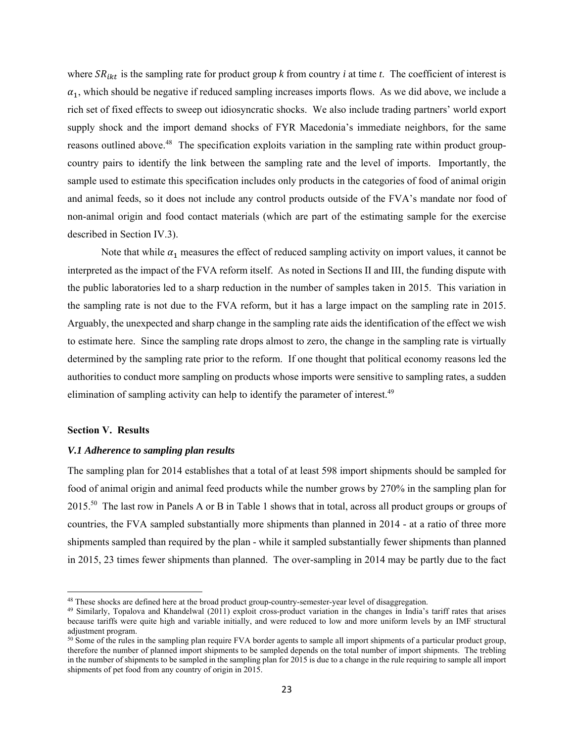where $SR_{ikt}$ is the sampling rate for product group *k* from country *i* at time *t*. The coefficient of interest is $\alpha_1$, which should be negative if reduced sampling increases imports flows. As we did above, we include a rich set of fixed effects to sweep out idiosyncratic shocks. We also include trading partners' world export supply shock and the import demand shocks of FYR Macedonia's immediate neighbors, for the same reasons outlined above.[48] The specification exploits variation in the sampling rate within product group-country pairs to identify the link between the sampling rate and the level of imports. Importantly, the sample used to estimate this specification includes only products in the categories of food of animal origin and animal feeds, so it does not include any control products outside of the FVA's mandate nor food of non-animal origin and food contact materials (which are part of the estimating sample for the exercise described in Section IV.3).

Note that while $\alpha_1$ measures the effect of reduced sampling activity on import values, it cannot be interpreted as the impact of the FVA reform itself. As noted in Sections II and III, the funding dispute with the public laboratories led to a sharp reduction in the number of samples taken in 2015. This variation in the sampling rate is not due to the FVA reform, but it has a large impact on the sampling rate in 2015. Arguably, the unexpected and sharp change in the sampling rate aids the identification of the effect we wish to estimate here. Since the sampling rate drops almost to zero, the change in the sampling rate is virtually determined by the sampling rate prior to the reform. If one thought that political economy reasons led the authorities to conduct more sampling on products whose imports were sensitive to sampling rates, a sudden elimination of sampling activity can help to identify the parameter of interest.[49]

## Section V. Results

### *V.1 Adherence to sampling plan results*

The sampling plan for 2014 establishes that a total of at least 598 import shipments should be sampled for food of animal origin and animal feed products while the number grows by 270% in the sampling plan for 2015.[50] The last row in Panels A or B in Table 1 shows that in total, across all product groups or groups of countries, the FVA sampled substantially more shipments than planned in 2014 - at a ratio of three more shipments sampled than required by the plan - while it sampled substantially fewer shipments than planned in 2015, 23 times fewer shipments than planned. The over-sampling in 2014 may be partly due to the fact

---

[48] These shocks are defined here at the broad product group-country-semester-year level of disaggregation.

[49] Similarly, Topalova and Khandelwal (2011) exploit cross-product variation in the changes in India's tariff rates that arises because tariffs were quite high and variable initially, and were reduced to low and more uniform levels by an IMF structural adjustment program.

[50] Some of the rules in the sampling plan require FVA border agents to sample all import shipments of a particular product group, therefore the number of planned import shipments to be sampled depends on the total number of import shipments. The trebling in the number of shipments to be sampled in the sampling plan for 2015 is due to a change in the rule requiring to sample all import shipments of pet food from any country of origin in 2015.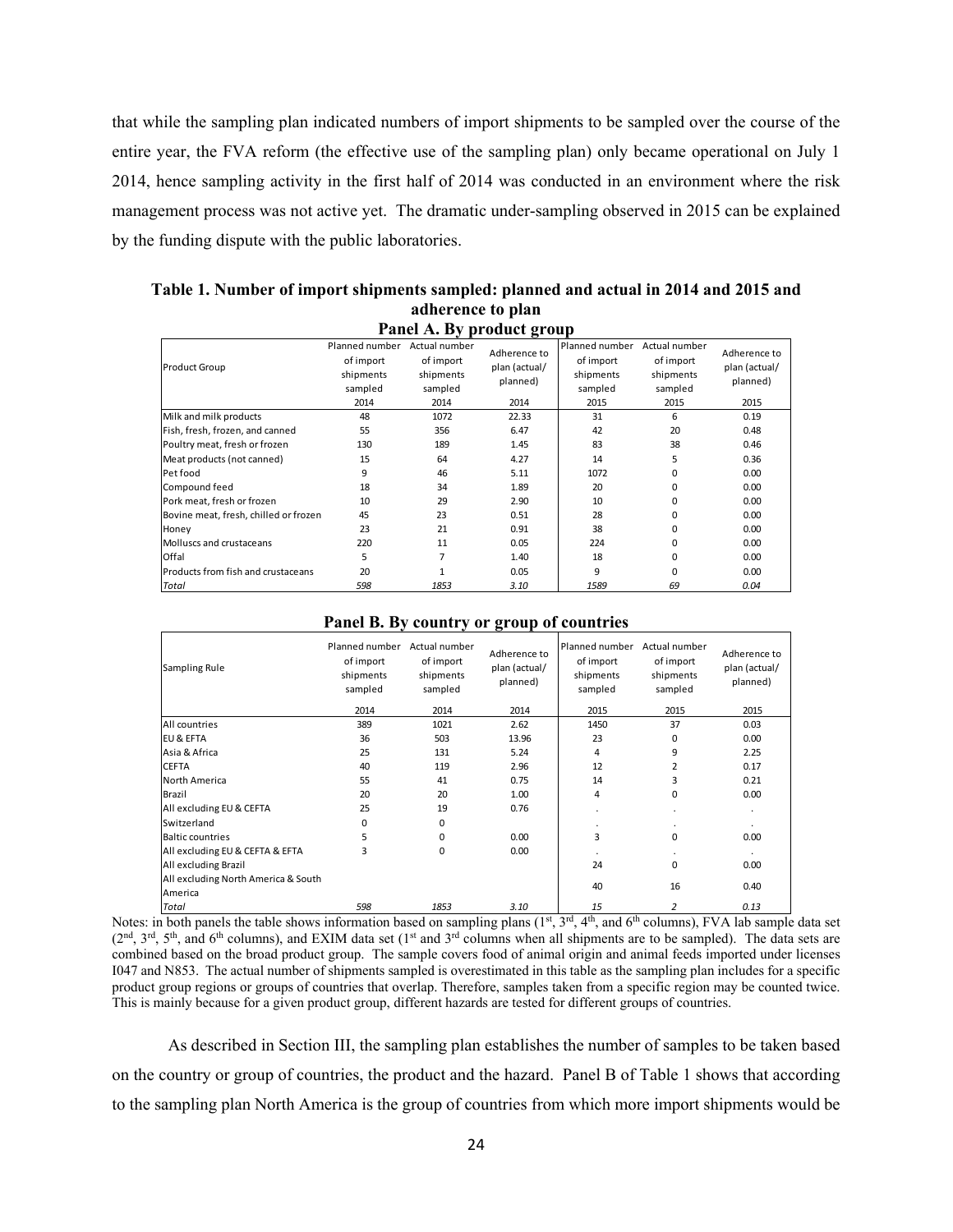that while the sampling plan indicated numbers of import shipments to be sampled over the course of the entire year, the FVA reform (the effective use of the sampling plan) only became operational on July 1 2014, hence sampling activity in the first half of 2014 was conducted in an environment where the risk management process was not active yet. The dramatic under-sampling observed in 2015 can be explained by the funding dispute with the public laboratories.

**Table 1. Number of import shipments sampled: planned and actual in 2014 and 2015 and adherence to plan**

**Panel A. By product group**

| Product Group | Planned number of import shipments sampled 2014 | Actual number of import shipments sampled 2014 | Adherence to plan (actual/ planned) 2014 | Planned number of import shipments sampled 2015 | Actual number of import shipments sampled 2015 | Adherence to plan (actual/ planned) 2015 |
|---|---|---|---|---|---|---|
| Milk and milk products | 48 | 1072 | 22.33 | 31 | 6 | 0.19 |
| Fish, fresh, frozen, and canned | 55 | 356 | 6.47 | 42 | 20 | 0.48 |
| Poultry meat, fresh or frozen | 130 | 189 | 1.45 | 83 | 38 | 0.46 |
| Meat products (not canned) | 15 | 64 | 4.27 | 14 | 5 | 0.36 |
| Pet food | 9 | 46 | 5.11 | 1072 | 0 | 0.00 |
| Compound feed | 18 | 34 | 1.89 | 20 | 0 | 0.00 |
| Pork meat, fresh or frozen | 10 | 29 | 2.90 | 10 | 0 | 0.00 |
| Bovine meat, fresh, chilled or frozen | 45 | 23 | 0.51 | 28 | 0 | 0.00 |
| Honey | 23 | 21 | 0.91 | 38 | 0 | 0.00 |
| Molluscs and crustaceans | 220 | 11 | 0.05 | 224 | 0 | 0.00 |
| Offal | 5 | 7 | 1.40 | 18 | 0 | 0.00 |
| Products from fish and crustaceans | 20 | 1 | 0.05 | 9 | 0 | 0.00 |
| *Total* | *598* | *1853* | *3.10* | *1589* | *69* | *0.04* |

**Panel B. By country or group of countries**

| Sampling Rule | Planned number of import shipments sampled 2014 | Actual number of import shipments sampled 2014 | Adherence to plan (actual/ planned) 2014 | Planned number of import shipments sampled 2015 | Actual number of import shipments sampled 2015 | Adherence to plan (actual/ planned) 2015 |
|---|---|---|---|---|---|---|
| All countries | 389 | 1021 | 2.62 | 1450 | 37 | 0.03 |
| EU & EFTA | 36 | 503 | 13.96 | 23 | 0 | 0.00 |
| Asia & Africa | 25 | 131 | 5.24 | 4 | 9 | 2.25 |
| CEFTA | 40 | 119 | 2.96 | 12 | 2 | 0.17 |
| North America | 55 | 41 | 0.75 | 14 | 3 | 0.21 |
| Brazil | 20 | 20 | 1.00 | 4 | 0 | 0.00 |
| All excluding EU & CEFTA | 25 | 19 | 0.76 | . | . | . |
| Switzerland | 0 | 0 | | . | . | . |
| Baltic countries | 5 | 0 | 0.00 | 3 | 0 | 0.00 |
| All excluding EU & CEFTA & EFTA | 3 | 0 | 0.00 | . | . | . |
| All excluding Brazil | | | | 24 | 0 | 0.00 |
| All excluding North America & South America | | | | 40 | 16 | 0.40 |
| *Total* | *598* | *1853* | *3.10* | *15* | *2* | *0.13* |

Notes: in both panels the table shows information based on sampling plans (1st, 3rd, 4th, and 6th columns), FVA lab sample data set (2nd, 3rd, 5th, and 6th columns), and EXIM data set (1st and 3rd columns when all shipments are to be sampled). The data sets are combined based on the broad product group. The sample covers food of animal origin and animal feeds imported under licenses I047 and N853. The actual number of shipments sampled is overestimated in this table as the sampling plan includes for a specific product group regions or groups of countries that overlap. Therefore, samples taken from a specific region may be counted twice. This is mainly because for a given product group, different hazards are tested for different groups of countries.

As described in Section III, the sampling plan establishes the number of samples to be taken based on the country or group of countries, the product and the hazard. Panel B of Table 1 shows that according to the sampling plan North America is the group of countries from which more import shipments would be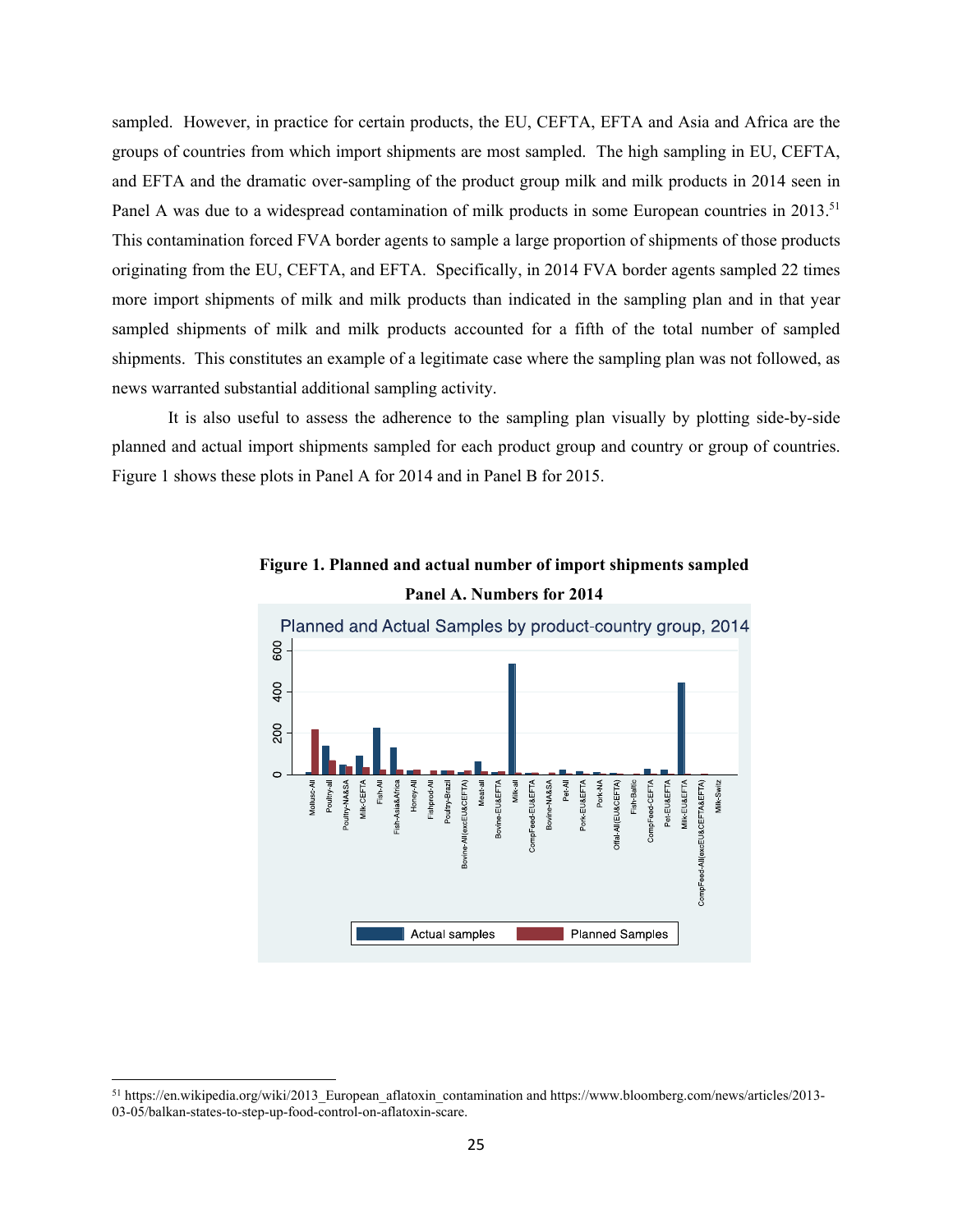sampled. However, in practice for certain products, the EU, CEFTA, EFTA and Asia and Africa are the groups of countries from which import shipments are most sampled. The high sampling in EU, CEFTA, and EFTA and the dramatic over-sampling of the product group milk and milk products in 2014 seen in Panel A was due to a widespread contamination of milk products in some European countries in 2013.[51] This contamination forced FVA border agents to sample a large proportion of shipments of those products originating from the EU, CEFTA, and EFTA. Specifically, in 2014 FVA border agents sampled 22 times more import shipments of milk and milk products than indicated in the sampling plan and in that year sampled shipments of milk and milk products accounted for a fifth of the total number of sampled shipments. This constitutes an example of a legitimate case where the sampling plan was not followed, as news warranted substantial additional sampling activity.

It is also useful to assess the adherence to the sampling plan visually by plotting side-by-side planned and actual import shipments sampled for each product group and country or group of countries. Figure 1 shows these plots in Panel A for 2014 and in Panel B for 2015.

**Figure 1. Planned and actual number of import shipments sampled**

**Panel A. Numbers for 2014**

---

[51] https://en.wikipedia.org/wiki/2013_European_aflatoxin_contamination and https://www.bloomberg.com/news/articles/2013-03-05/balkan-states-to-step-up-food-control-on-aflatoxin-scare.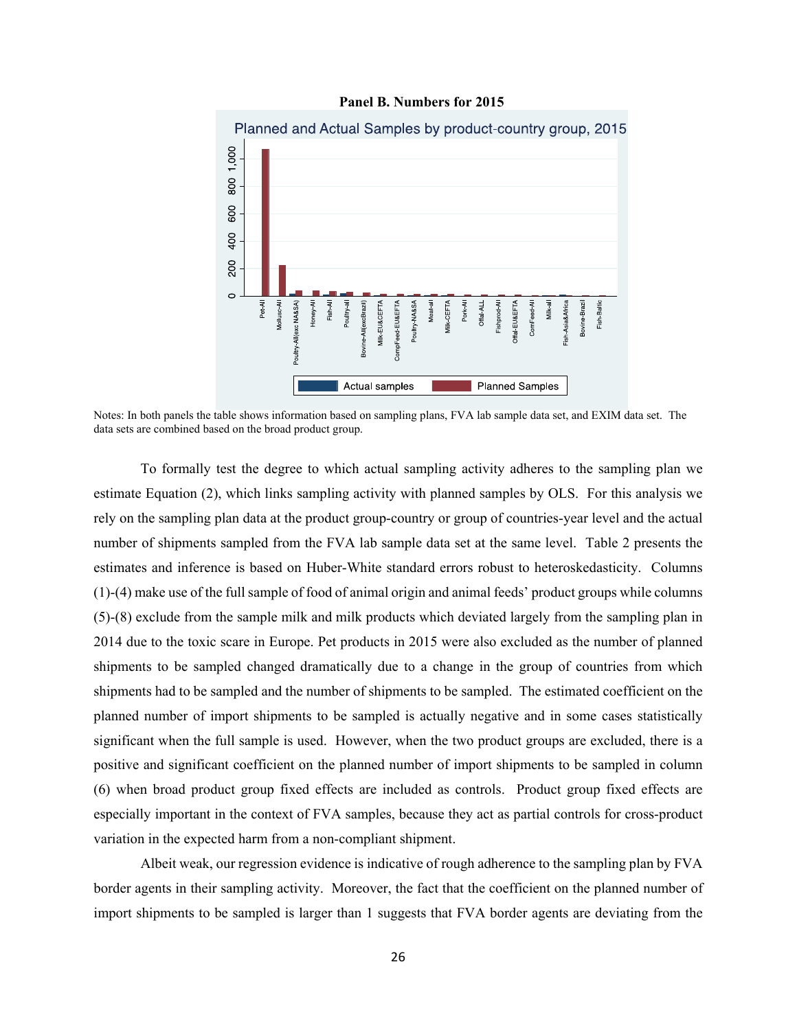**Panel B. Numbers for 2015**

Notes: In both panels the table shows information based on sampling plans, FVA lab sample data set, and EXIM data set. The data sets are combined based on the broad product group.

To formally test the degree to which actual sampling activity adheres to the sampling plan we estimate Equation (2), which links sampling activity with planned samples by OLS. For this analysis we rely on the sampling plan data at the product group-country or group of countries-year level and the actual number of shipments sampled from the FVA lab sample data set at the same level. Table 2 presents the estimates and inference is based on Huber-White standard errors robust to heteroskedasticity. Columns (1)-(4) make use of the full sample of food of animal origin and animal feeds' product groups while columns (5)-(8) exclude from the sample milk and milk products which deviated largely from the sampling plan in 2014 due to the toxic scare in Europe. Pet products in 2015 were also excluded as the number of planned shipments to be sampled changed dramatically due to a change in the group of countries from which shipments had to be sampled and the number of shipments to be sampled. The estimated coefficient on the planned number of import shipments to be sampled is actually negative and in some cases statistically significant when the full sample is used. However, when the two product groups are excluded, there is a positive and significant coefficient on the planned number of import shipments to be sampled in column (6) when broad product group fixed effects are included as controls. Product group fixed effects are especially important in the context of FVA samples, because they act as partial controls for cross-product variation in the expected harm from a non-compliant shipment.

Albeit weak, our regression evidence is indicative of rough adherence to the sampling plan by FVA border agents in their sampling activity. Moreover, the fact that the coefficient on the planned number of import shipments to be sampled is larger than 1 suggests that FVA border agents are deviating from the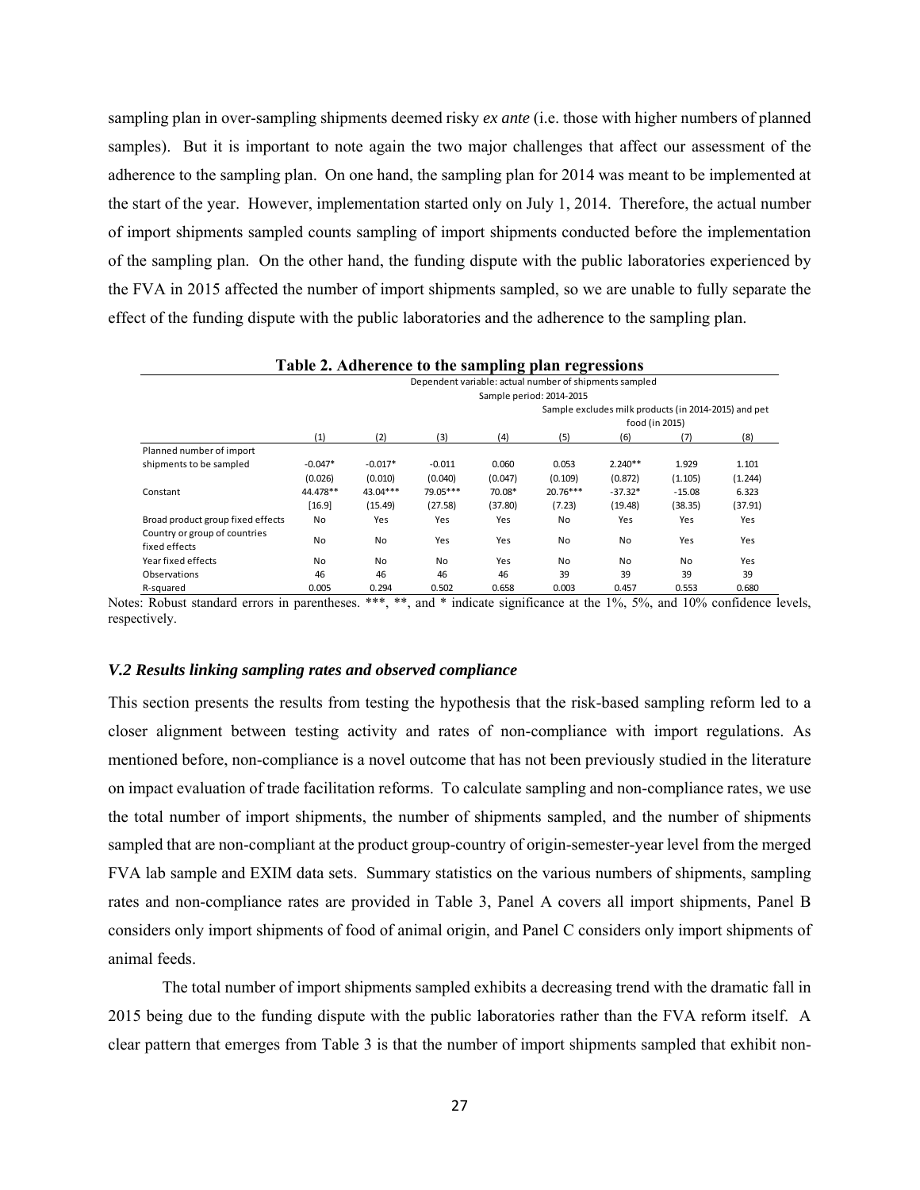sampling plan in over-sampling shipments deemed risky *ex ante* (i.e. those with higher numbers of planned samples). But it is important to note again the two major challenges that affect our assessment of the adherence to the sampling plan. On one hand, the sampling plan for 2014 was meant to be implemented at the start of the year. However, implementation started only on July 1, 2014. Therefore, the actual number of import shipments sampled counts sampling of import shipments conducted before the implementation of the sampling plan. On the other hand, the funding dispute with the public laboratories experienced by the FVA in 2015 affected the number of import shipments sampled, so we are unable to fully separate the effect of the funding dispute with the public laboratories and the adherence to the sampling plan.

**Table 2. Adherence to the sampling plan regressions**

| | Dependent variable: actual number of shipments sampled | | | | | | | |
|---|---|---|---|---|---|---|---|---|
| | Sample period: 2014-2015 | | | | | | | |
| | | | | | Sample excludes milk products (in 2014-2015) and pet food (in 2015) | | | |
| | (1) | (2) | (3) | (4) | (5) | (6) | (7) | (8) |
| Planned number of import shipments to be sampled | -0.047* | -0.017* | -0.011 | 0.060 | 0.053 | 2.240** | 1.929 | 1.101 |
| | (0.026) | (0.010) | (0.040) | (0.047) | (0.109) | (0.872) | (1.105) | (1.244) |
| Constant | 44.478** | 43.04*** | 79.05*** | 70.08* | 20.76*** | -37.32* | -15.08 | 6.323 |
| | [16.9] | (15.49) | (27.58) | (37.80) | (7.23) | (19.48) | (38.35) | (37.91) |
| Broad product group fixed effects | No | Yes | Yes | Yes | No | Yes | Yes | Yes |
| Country or group of countries fixed effects | No | No | Yes | Yes | No | No | Yes | Yes |
| Year fixed effects | No | No | No | Yes | No | No | No | Yes |
| Observations | 46 | 46 | 46 | 46 | 39 | 39 | 39 | 39 |
| R-squared | 0.005 | 0.294 | 0.502 | 0.658 | 0.003 | 0.457 | 0.553 | 0.680 |

Notes: Robust standard errors in parentheses. ***, **, and * indicate significance at the 1%, 5%, and 10% confidence levels, respectively.

### *V.2 Results linking sampling rates and observed compliance*

This section presents the results from testing the hypothesis that the risk-based sampling reform led to a closer alignment between testing activity and rates of non-compliance with import regulations. As mentioned before, non-compliance is a novel outcome that has not been previously studied in the literature on impact evaluation of trade facilitation reforms. To calculate sampling and non-compliance rates, we use the total number of import shipments, the number of shipments sampled, and the number of shipments sampled that are non-compliant at the product group-country of origin-semester-year level from the merged FVA lab sample and EXIM data sets. Summary statistics on the various numbers of shipments, sampling rates and non-compliance rates are provided in Table 3, Panel A covers all import shipments, Panel B considers only import shipments of food of animal origin, and Panel C considers only import shipments of animal feeds.

The total number of import shipments sampled exhibits a decreasing trend with the dramatic fall in 2015 being due to the funding dispute with the public laboratories rather than the FVA reform itself. A clear pattern that emerges from Table 3 is that the number of import shipments sampled that exhibit non-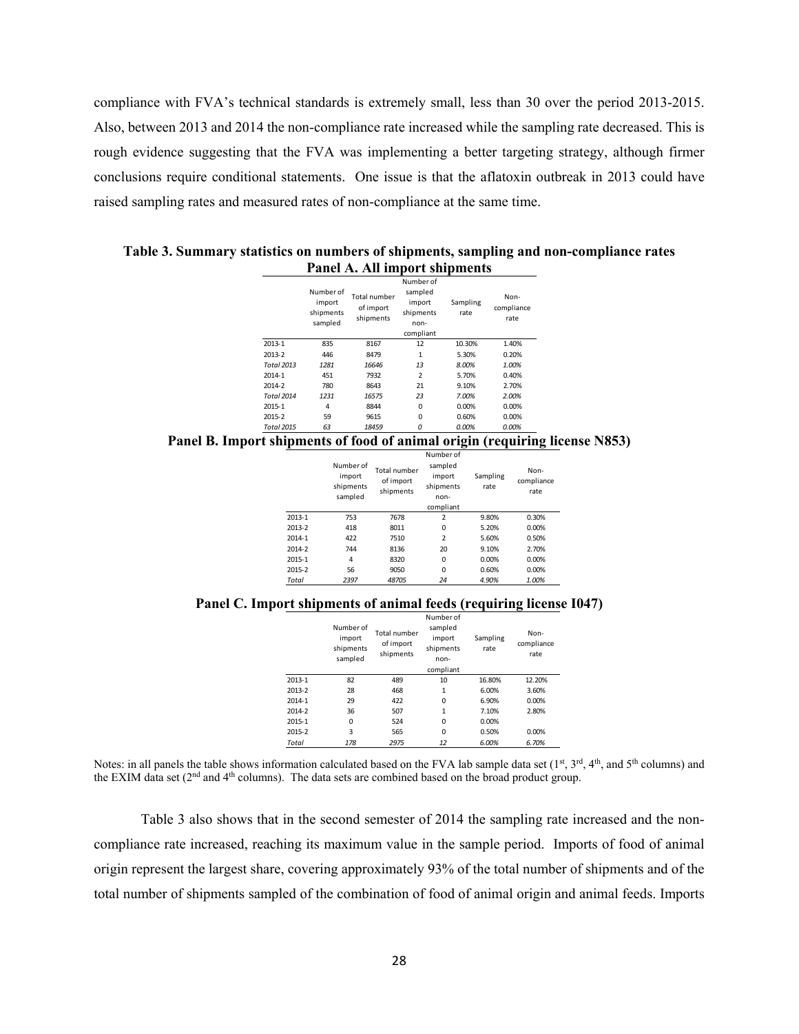compliance with FVA's technical standards is extremely small, less than 30 over the period 2013-2015. Also, between 2013 and 2014 the non-compliance rate increased while the sampling rate decreased. This is rough evidence suggesting that the FVA was implementing a better targeting strategy, although firmer conclusions require conditional statements. One issue is that the aflatoxin outbreak in 2013 could have raised sampling rates and measured rates of non-compliance at the same time.

**Table 3. Summary statistics on numbers of shipments, sampling and non-compliance rates**

**Panel A. All import shipments**

| | Number of import shipments sampled | Total number of import shipments | Number of sampled import shipments non-compliant | Sampling rate | Non-compliance rate |
|---|---|---|---|---|---|
| 2013-1 | 835 | 8167 | 12 | 10.30% | 1.40% |
| 2013-2 | 446 | 8479 | 1 | 5.30% | 0.20% |
| *Total 2013* | *1281* | *16646* | *13* | *8.00%* | *1.00%* |
| 2014-1 | 451 | 7932 | 2 | 5.70% | 0.40% |
| 2014-2 | 780 | 8643 | 21 | 9.10% | 2.70% |
| *Total 2014* | *1231* | *16575* | *23* | *7.00%* | *2.00%* |
| 2015-1 | 4 | 8844 | 0 | 0.00% | 0.00% |
| 2015-2 | 59 | 9615 | 0 | 0.60% | 0.00% |
| *Total 2015* | *63* | *18459* | *0* | *0.00%* | *0.00%* |

**Panel B. Import shipments of food of animal origin (requiring license N853)**

| | Number of import shipments sampled | Total number of import shipments | Number of sampled import shipments non-compliant | Sampling rate | Non-compliance rate |
|---|---|---|---|---|---|
| 2013-1 | 753 | 7678 | 2 | 9.80% | 0.30% |
| 2013-2 | 418 | 8011 | 0 | 5.20% | 0.00% |
| 2014-1 | 422 | 7510 | 2 | 5.60% | 0.50% |
| 2014-2 | 744 | 8136 | 20 | 9.10% | 2.70% |
| 2015-1 | 4 | 8320 | 0 | 0.00% | 0.00% |
| 2015-2 | 56 | 9050 | 0 | 0.60% | 0.00% |
| *Total* | *2397* | *48705* | *24* | *4.90%* | *1.00%* |

**Panel C. Import shipments of animal feeds (requiring license I047)**

| | Number of import shipments sampled | Total number of import shipments | Number of sampled import shipments non-compliant | Sampling rate | Non-compliance rate |
|---|---|---|---|---|---|
| 2013-1 | 82 | 489 | 10 | 16.80% | 12.20% |
| 2013-2 | 28 | 468 | 1 | 6.00% | 3.60% |
| 2014-1 | 29 | 422 | 0 | 6.90% | 0.00% |
| 2014-2 | 36 | 507 | 1 | 7.10% | 2.80% |
| 2015-1 | 0 | 524 | 0 | 0.00% | |
| 2015-2 | 3 | 565 | 0 | 0.50% | 0.00% |
| *Total* | *178* | *2975* | *12* | *6.00%* | *6.70%* |

Notes: in all panels the table shows information calculated based on the FVA lab sample data set (1st, 3rd, 4th, and 5th columns) and the EXIM data set (2nd and 4th columns). The data sets are combined based on the broad product group.

Table 3 also shows that in the second semester of 2014 the sampling rate increased and the non-compliance rate increased, reaching its maximum value in the sample period. Imports of food of animal origin represent the largest share, covering approximately 93% of the total number of shipments and of the total number of shipments sampled of the combination of food of animal origin and animal feeds. Imports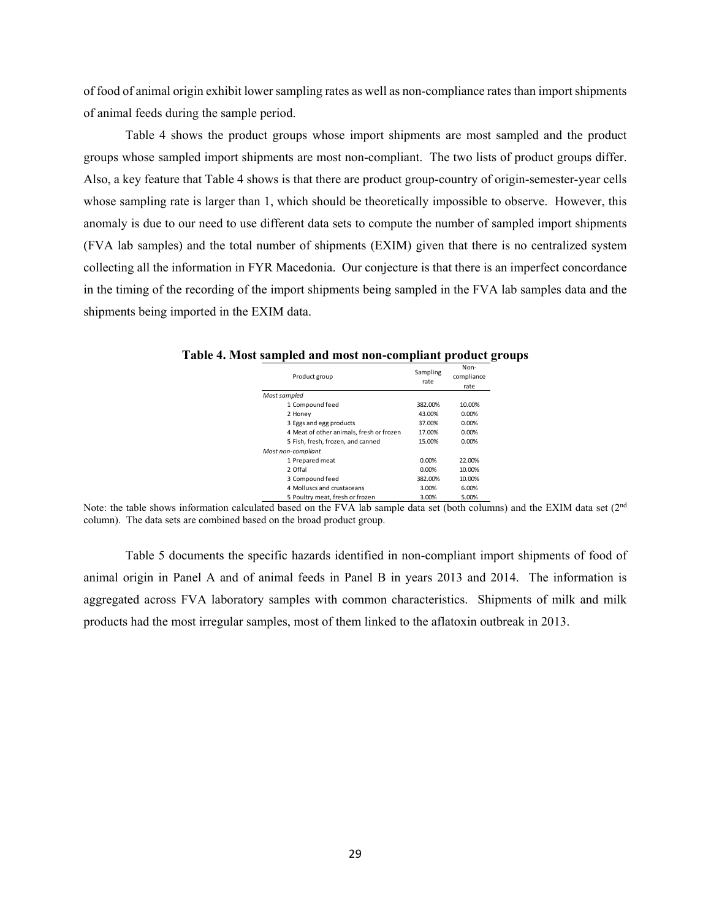of food of animal origin exhibit lower sampling rates as well as non-compliance rates than import shipments of animal feeds during the sample period.

Table 4 shows the product groups whose import shipments are most sampled and the product groups whose sampled import shipments are most non-compliant. The two lists of product groups differ. Also, a key feature that Table 4 shows is that there are product group-country of origin-semester-year cells whose sampling rate is larger than 1, which should be theoretically impossible to observe. However, this anomaly is due to our need to use different data sets to compute the number of sampled import shipments (FVA lab samples) and the total number of shipments (EXIM) given that there is no centralized system collecting all the information in FYR Macedonia. Our conjecture is that there is an imperfect concordance in the timing of the recording of the import shipments being sampled in the FVA lab samples data and the shipments being imported in the EXIM data.

**Table 4. Most sampled and most non-compliant product groups**

| Product group | Sampling rate | Non-compliance rate |
|---|---|---|
| *Most sampled* | | |
| 1 Compound feed | 382.00% | 10.00% |
| 2 Honey | 43.00% | 0.00% |
| 3 Eggs and egg products | 37.00% | 0.00% |
| 4 Meat of other animals, fresh or frozen | 17.00% | 0.00% |
| 5 Fish, fresh, frozen, and canned | 15.00% | 0.00% |
| *Most non-compliant* | | |
| 1 Prepared meat | 0.00% | 22.00% |
| 2 Offal | 0.00% | 10.00% |
| 3 Compound feed | 382.00% | 10.00% |
| 4 Molluscs and crustaceans | 3.00% | 6.00% |
| 5 Poultry meat, fresh or frozen | 3.00% | 5.00% |

Note: the table shows information calculated based on the FVA lab sample data set (both columns) and the EXIM data set (2nd column). The data sets are combined based on the broad product group.

Table 5 documents the specific hazards identified in non-compliant import shipments of food of animal origin in Panel A and of animal feeds in Panel B in years 2013 and 2014. The information is aggregated across FVA laboratory samples with common characteristics. Shipments of milk and milk products had the most irregular samples, most of them linked to the aflatoxin outbreak in 2013.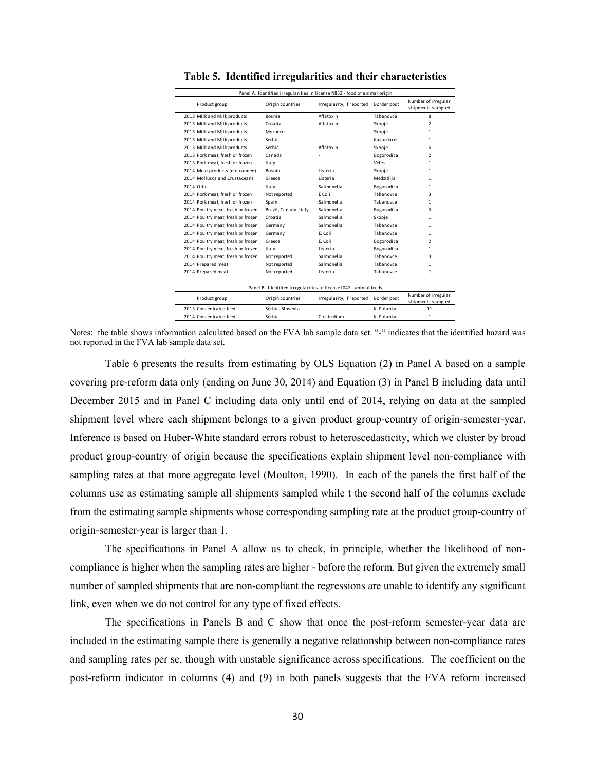**Table 5. Identified irregularities and their characteristics**

Panel A. Identified irregularities in license N853 - food of animal origin

| Product group | Origin countries | Irregularity, if reported | Border post | Number of irregular shipments sampled |
|---|---|---|---|---|
| 2013 Milk and Milk products | Bosnia | Aflatoxin | Tabanovce | 8 |
| 2013 Milk and Milk products | Croatia | Aflatoxin | Skopje | 2 |
| 2013 Milk and Milk products | Morocco | - | Skopje | 1 |
| 2013 Milk and Milk products | Serbia | - | Kavardarci | 1 |
| 2013 Milk and Milk products | Serbia | Aflatoxin | Skopje | 6 |
| 2013 Pork meat, fresh or frozen | Canada | - | Bogorodica | 2 |
| 2013 Pork meat, fresh or frozen | Italy | - | Veles | 1 |
| 2014 Meat products (not canned) | Bosnia | Listeria | Skopje | 1 |
| 2014 Molluscs and Crustaceans | Greece | Listeria | Medzitlija | 1 |
| 2014 Offal | Italy | Salmonella | Bogorodica | 1 |
| 2014 Pork meat, fresh or frozen | Not reported | E Coli | Tabanovce | 3 |
| 2014 Pork meat, fresh or frozen | Spain | Salmonella | Tabanovce | 1 |
| 2014 Poultry meat, fresh or frozen | Brazil, Canada, Italy | Salmonella | Bogorodica | 3 |
| 2014 Poultry meat, fresh or frozen | Croatia | Salmonella | Skopje | 1 |
| 2014 Poultry meat, fresh or frozen | Germany | Salmonella | Tabanovce | 1 |
| 2014 Poultry meat, fresh or frozen | Germany | E. Coli | Tabanovce | 1 |
| 2014 Poultry meat, fresh or frozen | Greece | E. Coli | Bogorodica | 2 |
| 2014 Poultry meat, fresh or frozen | Italy | Listeria | Bogorodica | 1 |
| 2014 Poultry meat, fresh or frozen | Not reported | Salmonella | Tabanovce | 3 |
| 2014 Prepared meat | Not reported | Salmonella | Tabanovce | 1 |
| 2014 Prepared meat | Not reported | Listeria | Tabanovce | 1 |

Panel B. Identified irregularities in license I047 - animal feeds

| Product group | Origin countries | Irregularity, if reported | Border post | Number of irregular shipments sampled |
|---|---|---|---|---|
| 2013 Concentrated feeds | Serbia, Slovenia | - | K. Palanka | 11 |
| 2014 Concentrated feeds | Serbia | Clostridium | K. Palanka | 1 |

Notes: the table shows information calculated based on the FVA lab sample data set. "-" indicates that the identified hazard was not reported in the FVA lab sample data set.

Table 6 presents the results from estimating by OLS Equation (2) in Panel A based on a sample covering pre-reform data only (ending on June 30, 2014) and Equation (3) in Panel B including data until December 2015 and in Panel C including data only until end of 2014, relying on data at the sampled shipment level where each shipment belongs to a given product group-country of origin-semester-year. Inference is based on Huber-White standard errors robust to heteroscedasticity, which we cluster by broad product group-country of origin because the specifications explain shipment level non-compliance with sampling rates at that more aggregate level (Moulton, 1990). In each of the panels the first half of the columns use as estimating sample all shipments sampled while t the second half of the columns exclude from the estimating sample shipments whose corresponding sampling rate at the product group-country of origin-semester-year is larger than 1.

The specifications in Panel A allow us to check, in principle, whether the likelihood of non-compliance is higher when the sampling rates are higher - before the reform. But given the extremely small number of sampled shipments that are non-compliant the regressions are unable to identify any significant link, even when we do not control for any type of fixed effects.

The specifications in Panels B and C show that once the post-reform semester-year data are included in the estimating sample there is generally a negative relationship between non-compliance rates and sampling rates per se, though with unstable significance across specifications. The coefficient on the post-reform indicator in columns (4) and (9) in both panels suggests that the FVA reform increased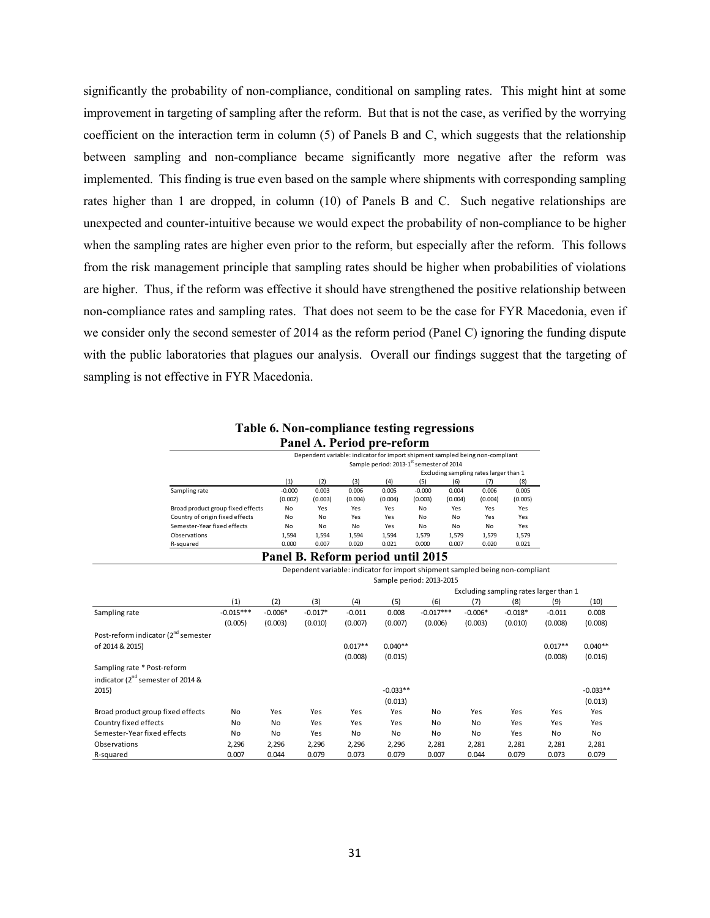significantly the probability of non-compliance, conditional on sampling rates. This might hint at some improvement in targeting of sampling after the reform. But that is not the case, as verified by the worrying coefficient on the interaction term in column (5) of Panels B and C, which suggests that the relationship between sampling and non-compliance became significantly more negative after the reform was implemented. This finding is true even based on the sample where shipments with corresponding sampling rates higher than 1 are dropped, in column (10) of Panels B and C. Such negative relationships are unexpected and counter-intuitive because we would expect the probability of non-compliance to be higher when the sampling rates are higher even prior to the reform, but especially after the reform. This follows from the risk management principle that sampling rates should be higher when probabilities of violations are higher. Thus, if the reform was effective it should have strengthened the positive relationship between non-compliance rates and sampling rates. That does not seem to be the case for FYR Macedonia, even if we consider only the second semester of 2014 as the reform period (Panel C) ignoring the funding dispute with the public laboratories that plagues our analysis. Overall our findings suggest that the targeting of sampling is not effective in FYR Macedonia.

**Table 6. Non-compliance testing regressions**

**Panel A. Period pre-reform**

Dependent variable: indicator for import shipment sampled being non-compliant
Sample period: 2013-1st semester of 2014

| | | | | | Excluding sampling rates larger than 1 | | | |
|---|---|---|---|---|---|---|---|---|
| | (1) | (2) | (3) | (4) | (5) | (6) | (7) | (8) |
| Sampling rate | -0.000 | 0.003 | 0.006 | 0.005 | -0.000 | 0.004 | 0.006 | 0.005 |
| | (0.002) | (0.003) | (0.004) | (0.004) | (0.003) | (0.004) | (0.004) | (0.005) |
| Broad product group fixed effects | No | Yes | Yes | Yes | No | Yes | Yes | Yes |
| Country of origin fixed effects | No | No | Yes | Yes | No | No | Yes | Yes |
| Semester-Year fixed effects | No | No | No | Yes | No | No | No | Yes |
| Observations | 1,594 | 1,594 | 1,594 | 1,594 | 1,579 | 1,579 | 1,579 | 1,579 |
| R-squared | 0.000 | 0.007 | 0.020 | 0.021 | 0.000 | 0.007 | 0.020 | 0.021 |

**Panel B. Reform period until 2015**

Dependent variable: indicator for import shipment sampled being non-compliant
Sample period: 2013-2015

| | | | | | | Excluding sampling rates larger than 1 | | | | |
|---|---|---|---|---|---|---|---|---|---|---|
| | (1) | (2) | (3) | (4) | (5) | (6) | (7) | (8) | (9) | (10) |
| Sampling rate | -0.015*** | -0.006* | -0.017* | -0.011 | 0.008 | -0.017*** | -0.006* | -0.018* | -0.011 | 0.008 |
| | (0.005) | (0.003) | (0.010) | (0.007) | (0.007) | (0.006) | (0.003) | (0.010) | (0.008) | (0.008) |
| Post-reform indicator (2nd semester of 2014 & 2015) | | | | 0.017** | 0.040** | | | | 0.017** | 0.040** |
| | | | | (0.008) | (0.015) | | | | (0.008) | (0.016) |
| Sampling rate * Post-reform indicator (2nd semester of 2014 & 2015) | | | | | -0.033** | | | | | -0.033** |
| | | | | | (0.013) | | | | | (0.013) |
| Broad product group fixed effects | No | Yes | Yes | Yes | Yes | No | Yes | Yes | Yes | Yes |
| Country fixed effects | No | No | Yes | Yes | Yes | No | No | Yes | Yes | Yes |
| Semester-Year fixed effects | No | No | Yes | No | No | No | No | Yes | No | No |
| Observations | 2,296 | 2,296 | 2,296 | 2,296 | 2,296 | 2,281 | 2,281 | 2,281 | 2,281 | 2,281 |
| R-squared | 0.007 | 0.044 | 0.079 | 0.073 | 0.079 | 0.007 | 0.044 | 0.079 | 0.073 | 0.079 |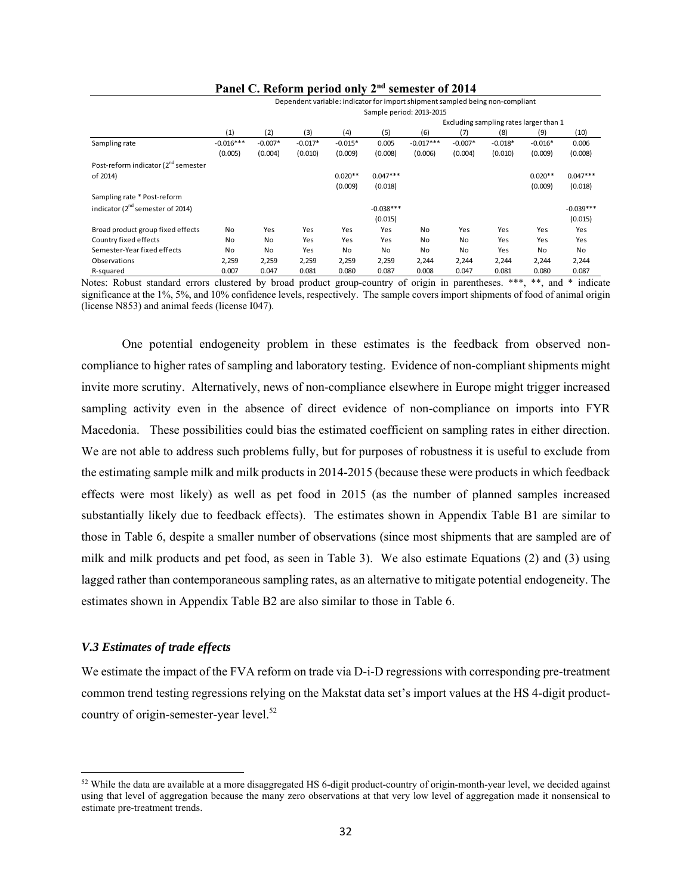**Panel C. Reform period only 2nd semester of 2014**

| | Dependent variable: indicator for import shipment sampled being non-compliant | | | | | | | | | |
|---|---|---|---|---|---|---|---|---|---|---|
| | Sample period: 2013-2015 | | | | | | | | | |
| | | | | | | Excluding sampling rates larger than 1 | | | | |
| | (1) | (2) | (3) | (4) | (5) | (6) | (7) | (8) | (9) | (10) |
| Sampling rate | -0.016*** | -0.007* | -0.017* | -0.015* | 0.005 | -0.017*** | -0.007* | -0.018* | -0.016* | 0.006 |
| | (0.005) | (0.004) | (0.010) | (0.009) | (0.008) | (0.006) | (0.004) | (0.010) | (0.009) | (0.008) |
| Post-reform indicator (2nd semester of 2014) | | | | 0.020** | 0.047*** | | | | 0.020** | 0.047*** |
| | | | | (0.009) | (0.018) | | | | (0.009) | (0.018) |
| Sampling rate * Post-reform indicator (2nd semester of 2014) | | | | | -0.038*** | | | | | -0.039*** |
| | | | | | (0.015) | | | | | (0.015) |
| Broad product group fixed effects | No | Yes | Yes | Yes | Yes | No | Yes | Yes | Yes | Yes |
| Country fixed effects | No | No | Yes | Yes | Yes | No | No | Yes | Yes | Yes |
| Semester-Year fixed effects | No | No | Yes | No | No | No | No | Yes | No | No |
| Observations | 2,259 | 2,259 | 2,259 | 2,259 | 2,259 | 2,244 | 2,244 | 2,244 | 2,244 | 2,244 |
| R-squared | 0.007 | 0.047 | 0.081 | 0.080 | 0.087 | 0.008 | 0.047 | 0.081 | 0.080 | 0.087 |

Notes: Robust standard errors clustered by broad product group-country of origin in parentheses. ***, **, and * indicate significance at the 1%, 5%, and 10% confidence levels, respectively. The sample covers import shipments of food of animal origin (license N853) and animal feeds (license I047).

One potential endogeneity problem in these estimates is the feedback from observed non-compliance to higher rates of sampling and laboratory testing. Evidence of non-compliant shipments might invite more scrutiny. Alternatively, news of non-compliance elsewhere in Europe might trigger increased sampling activity even in the absence of direct evidence of non-compliance on imports into FYR Macedonia. These possibilities could bias the estimated coefficient on sampling rates in either direction. We are not able to address such problems fully, but for purposes of robustness it is useful to exclude from the estimating sample milk and milk products in 2014-2015 (because these were products in which feedback effects were most likely) as well as pet food in 2015 (as the number of planned samples increased substantially likely due to feedback effects). The estimates shown in Appendix Table B1 are similar to those in Table 6, despite a smaller number of observations (since most shipments that are sampled are of milk and milk products and pet food, as seen in Table 3). We also estimate Equations (2) and (3) using lagged rather than contemporaneous sampling rates, as an alternative to mitigate potential endogeneity. The estimates shown in Appendix Table B2 are also similar to those in Table 6.

### *V.3 Estimates of trade effects*

We estimate the impact of the FVA reform on trade via D-i-D regressions with corresponding pre-treatment common trend testing regressions relying on the Makstat data set's import values at the HS 4-digit product-country of origin-semester-year level.[52]

[52] While the data are available at a more disaggregated HS 6-digit product-country of origin-month-year level, we decided against using that level of aggregation because the many zero observations at that very low level of aggregation made it nonsensical to estimate pre-treatment trends.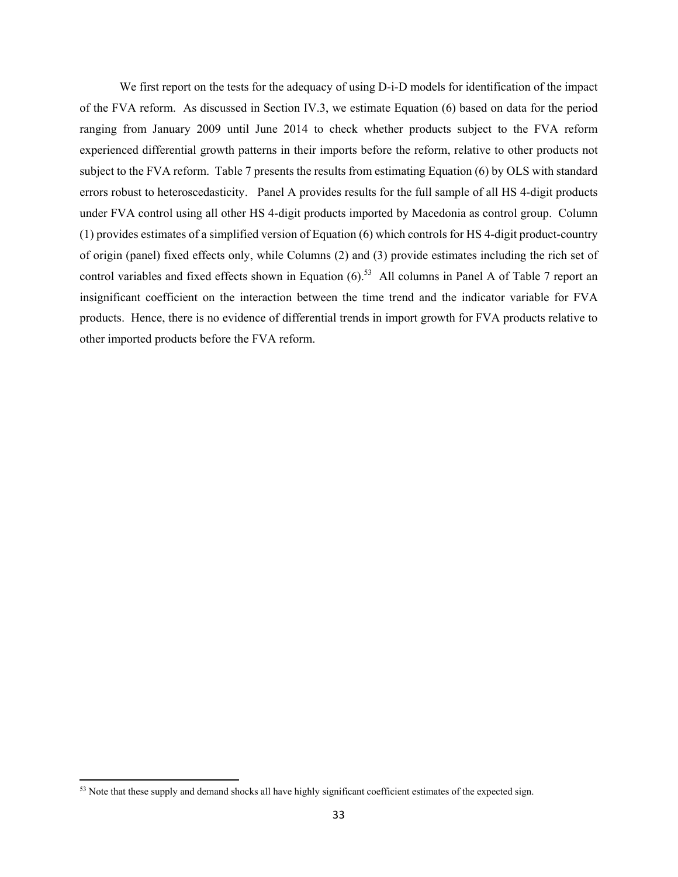We first report on the tests for the adequacy of using D-i-D models for identification of the impact of the FVA reform. As discussed in Section IV.3, we estimate Equation (6) based on data for the period ranging from January 2009 until June 2014 to check whether products subject to the FVA reform experienced differential growth patterns in their imports before the reform, relative to other products not subject to the FVA reform. Table 7 presents the results from estimating Equation (6) by OLS with standard errors robust to heteroscedasticity. Panel A provides results for the full sample of all HS 4-digit products under FVA control using all other HS 4-digit products imported by Macedonia as control group. Column (1) provides estimates of a simplified version of Equation (6) which controls for HS 4-digit product-country of origin (panel) fixed effects only, while Columns (2) and (3) provide estimates including the rich set of control variables and fixed effects shown in Equation (6).[53] All columns in Panel A of Table 7 report an insignificant coefficient on the interaction between the time trend and the indicator variable for FVA products. Hence, there is no evidence of differential trends in import growth for FVA products relative to other imported products before the FVA reform.

[53] Note that these supply and demand shocks all have highly significant coefficient estimates of the expected sign.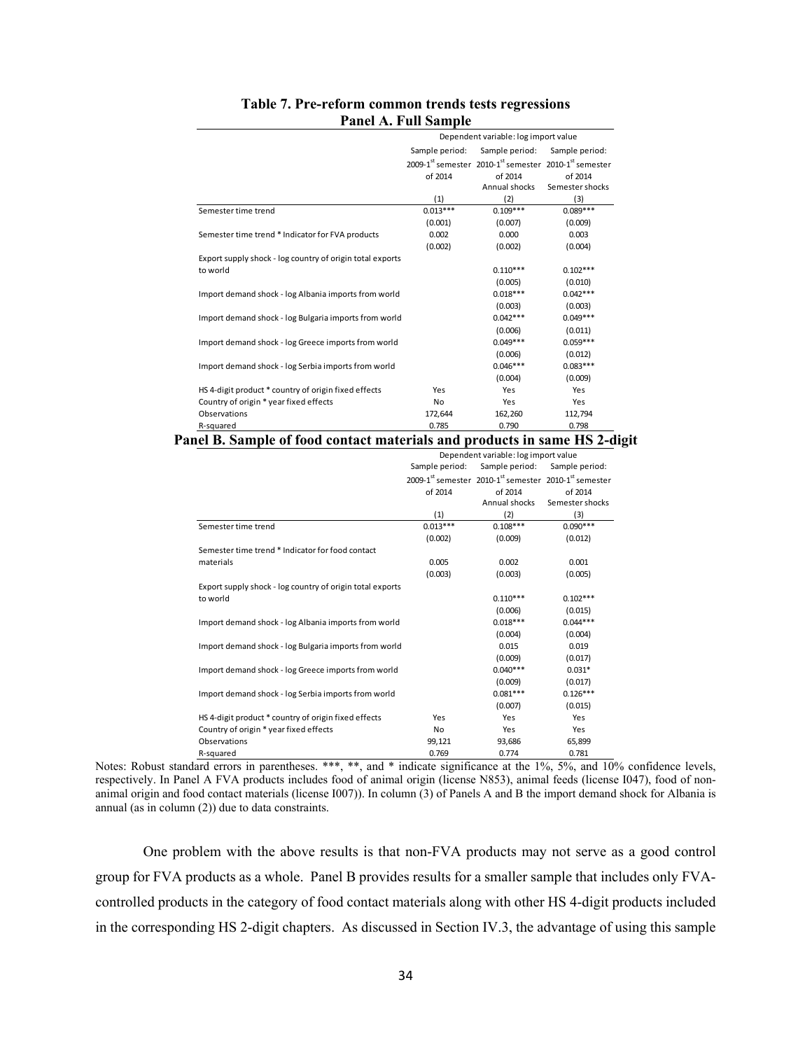**Table 7. Pre-reform common trends tests regressions**

**Panel A. Full Sample**

| | Dependent variable: log import value | | |
|---|---|---|---|
| | Sample period: 2009-1st semester of 2014 | Sample period: 2010-1st semester of 2014 Annual shocks | Sample period: 2010-1st semester of 2014 Semester shocks |
| | (1) | (2) | (3) |
| Semester time trend | 0.013*** | 0.109*** | 0.089*** |
| | (0.001) | (0.007) | (0.009) |
| Semester time trend * Indicator for FVA products | 0.002 | 0.000 | 0.003 |
| | (0.002) | (0.002) | (0.004) |
| Export supply shock - log country of origin total exports to world | | 0.110*** | 0.102*** |
| | | (0.005) | (0.010) |
| Import demand shock - log Albania imports from world | | 0.018*** | 0.042*** |
| | | (0.003) | (0.003) |
| Import demand shock - log Bulgaria imports from world | | 0.042*** | 0.049*** |
| | | (0.006) | (0.011) |
| Import demand shock - log Greece imports from world | | 0.049*** | 0.059*** |
| | | (0.006) | (0.012) |
| Import demand shock - log Serbia imports from world | | 0.046*** | 0.083*** |
| | | (0.004) | (0.009) |
| HS 4-digit product * country of origin fixed effects | Yes | Yes | Yes |
| Country of origin * year fixed effects | No | Yes | Yes |
| Observations | 172,644 | 162,260 | 112,794 |
| R-squared | 0.785 | 0.790 | 0.798 |

**Panel B. Sample of food contact materials and products in same HS 2-digit**

| | Dependent variable: log import value | | |
|---|---|---|---|
| | Sample period: 2009-1st semester of 2014 | Sample period: 2010-1st semester of 2014 Annual shocks | Sample period: 2010-1st semester of 2014 Semester shocks |
| | (1) | (2) | (3) |
| Semester time trend | 0.013*** | 0.108*** | 0.090*** |
| | (0.002) | (0.009) | (0.012) |
| Semester time trend * Indicator for food contact materials | 0.005 | 0.002 | 0.001 |
| | (0.003) | (0.003) | (0.005) |
| Export supply shock - log country of origin total exports to world | | 0.110*** | 0.102*** |
| | | (0.006) | (0.015) |
| Import demand shock - log Albania imports from world | | 0.018*** | 0.044*** |
| | | (0.004) | (0.004) |
| Import demand shock - log Bulgaria imports from world | | 0.015 | 0.019 |
| | | (0.009) | (0.017) |
| Import demand shock - log Greece imports from world | | 0.040*** | 0.031* |
| | | (0.009) | (0.017) |
| Import demand shock - log Serbia imports from world | | 0.081*** | 0.126*** |
| | | (0.007) | (0.015) |
| HS 4-digit product * country of origin fixed effects | Yes | Yes | Yes |
| Country of origin * year fixed effects | No | Yes | Yes |
| Observations | 99,121 | 93,686 | 65,899 |
| R-squared | 0.769 | 0.774 | 0.781 |

Notes: Robust standard errors in parentheses. ***, **, and * indicate significance at the 1%, 5%, and 10% confidence levels, respectively. In Panel A FVA products includes food of animal origin (license N853), animal feeds (license I047), food of non-animal origin and food contact materials (license I007)). In column (3) of Panels A and B the import demand shock for Albania is annual (as in column (2)) due to data constraints.

One problem with the above results is that non-FVA products may not serve as a good control group for FVA products as a whole. Panel B provides results for a smaller sample that includes only FVA-controlled products in the category of food contact materials along with other HS 4-digit products included in the corresponding HS 2-digit chapters. As discussed in Section IV.3, the advantage of using this sample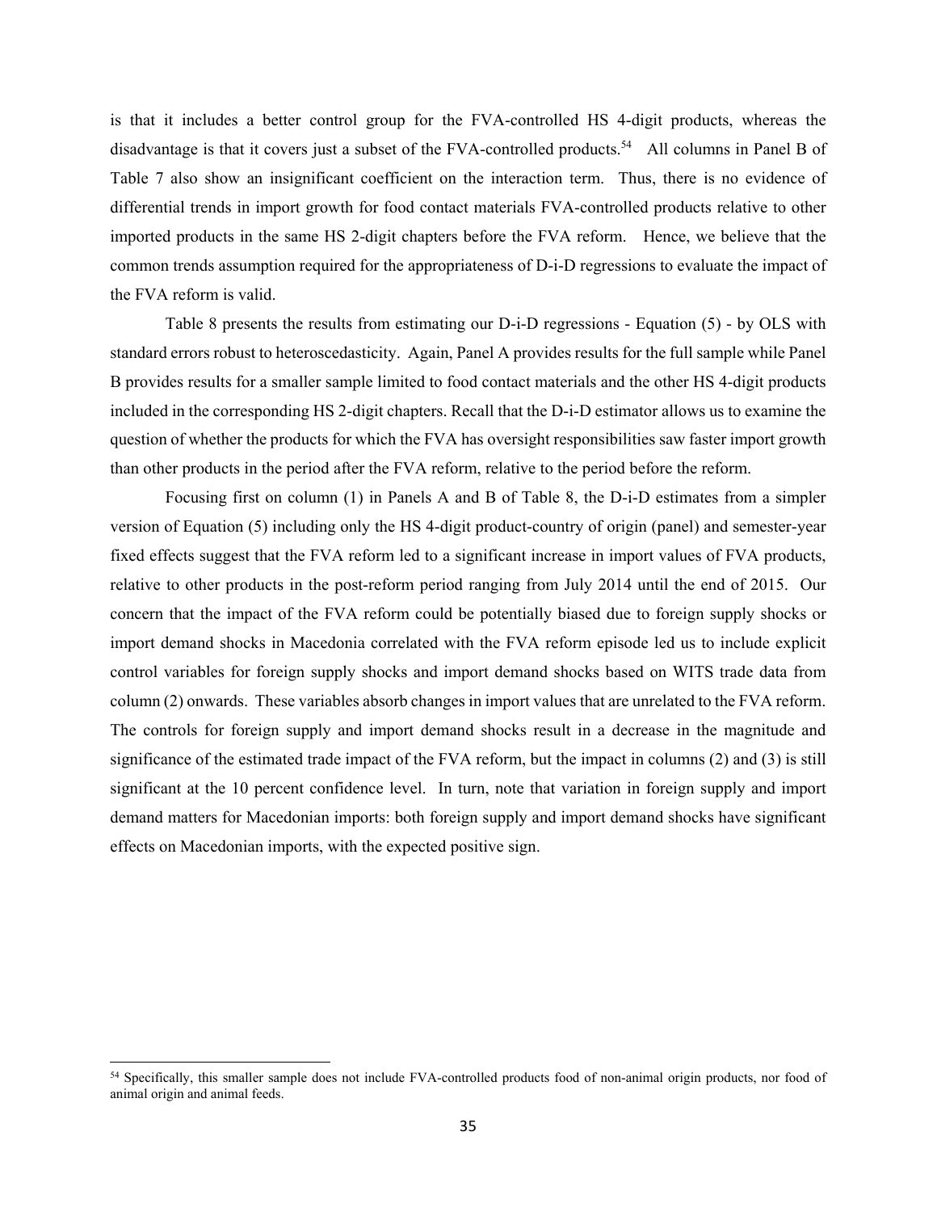is that it includes a better control group for the FVA-controlled HS 4-digit products, whereas the disadvantage is that it covers just a subset of the FVA-controlled products.[54] All columns in Panel B of Table 7 also show an insignificant coefficient on the interaction term. Thus, there is no evidence of differential trends in import growth for food contact materials FVA-controlled products relative to other imported products in the same HS 2-digit chapters before the FVA reform. Hence, we believe that the common trends assumption required for the appropriateness of D-i-D regressions to evaluate the impact of the FVA reform is valid.

Table 8 presents the results from estimating our D-i-D regressions - Equation (5) - by OLS with standard errors robust to heteroscedasticity. Again, Panel A provides results for the full sample while Panel B provides results for a smaller sample limited to food contact materials and the other HS 4-digit products included in the corresponding HS 2-digit chapters. Recall that the D-i-D estimator allows us to examine the question of whether the products for which the FVA has oversight responsibilities saw faster import growth than other products in the period after the FVA reform, relative to the period before the reform.

Focusing first on column (1) in Panels A and B of Table 8, the D-i-D estimates from a simpler version of Equation (5) including only the HS 4-digit product-country of origin (panel) and semester-year fixed effects suggest that the FVA reform led to a significant increase in import values of FVA products, relative to other products in the post-reform period ranging from July 2014 until the end of 2015. Our concern that the impact of the FVA reform could be potentially biased due to foreign supply shocks or import demand shocks in Macedonia correlated with the FVA reform episode led us to include explicit control variables for foreign supply shocks and import demand shocks based on WITS trade data from column (2) onwards. These variables absorb changes in import values that are unrelated to the FVA reform. The controls for foreign supply and import demand shocks result in a decrease in the magnitude and significance of the estimated trade impact of the FVA reform, but the impact in columns (2) and (3) is still significant at the 10 percent confidence level. In turn, note that variation in foreign supply and import demand matters for Macedonian imports: both foreign supply and import demand shocks have significant effects on Macedonian imports, with the expected positive sign.

[54] Specifically, this smaller sample does not include FVA-controlled products food of non-animal origin products, nor food of animal origin and animal feeds.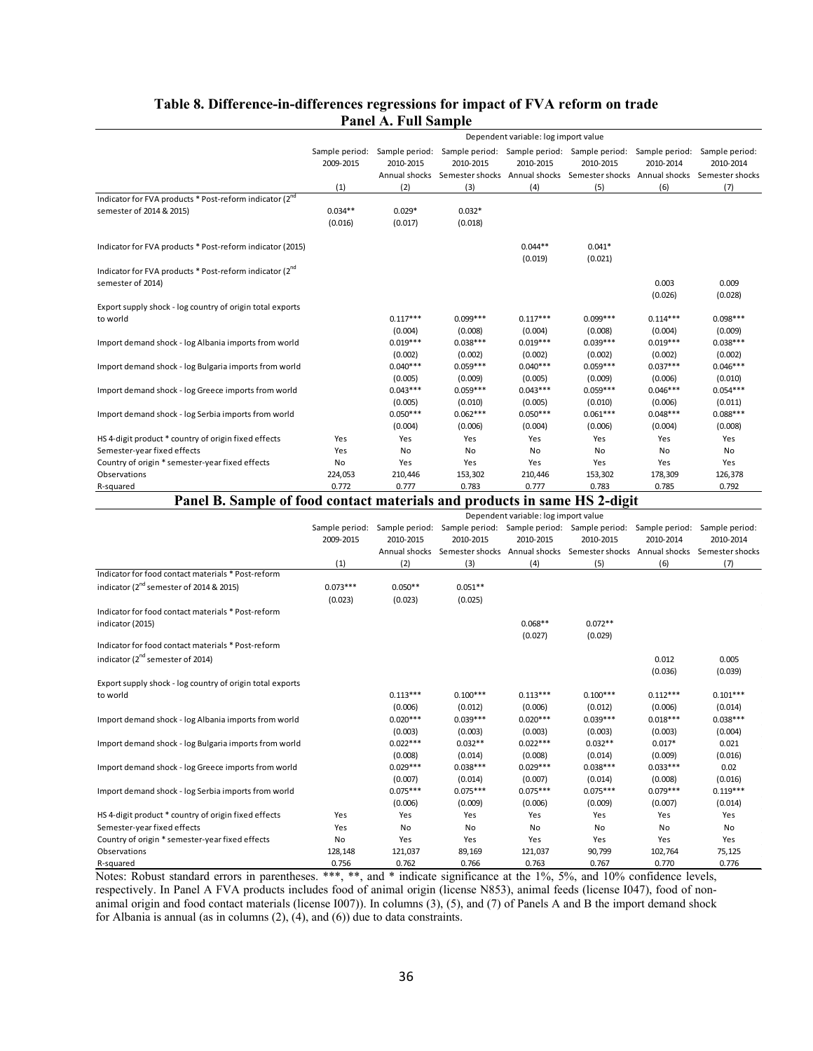## Table 8. Difference-in-differences regressions for impact of FVA reform on trade

### Panel A. Full Sample

| | Dependent variable: log import value | | | | | | |
|---|---|---|---|---|---|---|---|
| | Sample period: 2009-2015 | Sample period: 2010-2015 Annual shocks | Sample period: 2010-2015 Semester shocks | Sample period: 2010-2015 Annual shocks | Sample period: 2010-2015 Semester shocks | Sample period: 2010-2014 Annual shocks | Sample period: 2010-2014 Semester shocks |
| | (1) | (2) | (3) | (4) | (5) | (6) | (7) |
| Indicator for FVA products * Post-reform indicator (2nd semester of 2014 & 2015) | 0.034** | 0.029* | 0.032* | | | | |
| | (0.016) | (0.017) | (0.018) | | | | |
| Indicator for FVA products * Post-reform indicator (2015) | | | | 0.044** | 0.041* | | |
| | | | | (0.019) | (0.021) | | |
| Indicator for FVA products * Post-reform indicator (2nd semester of 2014) | | | | | | 0.003 | 0.009 |
| | | | | | | (0.026) | (0.028) |
| Export supply shock - log country of origin total exports to world | | 0.117*** | 0.099*** | 0.117*** | 0.099*** | 0.114*** | 0.098*** |
| | | (0.004) | (0.008) | (0.004) | (0.008) | (0.004) | (0.009) |
| Import demand shock - log Albania imports from world | | 0.019*** | 0.038*** | 0.019*** | 0.039*** | 0.019*** | 0.038*** |
| | | (0.002) | (0.002) | (0.002) | (0.002) | (0.002) | (0.002) |
| Import demand shock - log Bulgaria imports from world | | 0.040*** | 0.059*** | 0.040*** | 0.059*** | 0.037*** | 0.046*** |
| | | (0.005) | (0.009) | (0.005) | (0.009) | (0.006) | (0.010) |
| Import demand shock - log Greece imports from world | | 0.043*** | 0.059*** | 0.043*** | 0.059*** | 0.046*** | 0.054*** |
| | | (0.005) | (0.010) | (0.005) | (0.010) | (0.006) | (0.011) |
| Import demand shock - log Serbia imports from world | | 0.050*** | 0.062*** | 0.050*** | 0.061*** | 0.048*** | 0.088*** |
| | | (0.004) | (0.006) | (0.004) | (0.006) | (0.004) | (0.008) |
| HS 4-digit product * country of origin fixed effects | Yes | Yes | Yes | Yes | Yes | Yes | Yes |
| Semester-year fixed effects | Yes | No | No | No | No | No | No |
| Country of origin * semester-year fixed effects | No | Yes | Yes | Yes | Yes | Yes | Yes |
| Observations | 224,053 | 210,446 | 153,302 | 210,446 | 153,302 | 178,309 | 126,378 |
| R-squared | 0.772 | 0.777 | 0.783 | 0.777 | 0.783 | 0.785 | 0.792 |

### Panel B. Sample of food contact materials and products in same HS 2-digit

| | Dependent variable: log import value | | | | | | |
|---|---|---|---|---|---|---|---|
| | Sample period: 2009-2015 | Sample period: 2010-2015 Annual shocks | Sample period: 2010-2015 Semester shocks | Sample period: 2010-2015 Annual shocks | Sample period: 2010-2015 Semester shocks | Sample period: 2010-2014 Annual shocks | Sample period: 2010-2014 Semester shocks |
| | (1) | (2) | (3) | (4) | (5) | (6) | (7) |
| Indicator for food contact materials * Post-reform indicator (2nd semester of 2014 & 2015) | 0.073*** | 0.050** | 0.051** | | | | |
| | (0.023) | (0.023) | (0.025) | | | | |
| Indicator for food contact materials * Post-reform indicator (2015) | | | | 0.068** | 0.072** | | |
| | | | | (0.027) | (0.029) | | |
| Indicator for food contact materials * Post-reform indicator (2nd semester of 2014) | | | | | | 0.012 | 0.005 |
| | | | | | | (0.036) | (0.039) |
| Export supply shock - log country of origin total exports to world | | 0.113*** | 0.100*** | 0.113*** | 0.100*** | 0.112*** | 0.101*** |
| | | (0.006) | (0.012) | (0.006) | (0.012) | (0.006) | (0.014) |
| Import demand shock - log Albania imports from world | | 0.020*** | 0.039*** | 0.020*** | 0.039*** | 0.018*** | 0.038*** |
| | | (0.003) | (0.003) | (0.003) | (0.003) | (0.003) | (0.004) |
| Import demand shock - log Bulgaria imports from world | | 0.022*** | 0.032** | 0.022*** | 0.032** | 0.017* | 0.021 |
| | | (0.008) | (0.014) | (0.008) | (0.014) | (0.009) | (0.016) |
| Import demand shock - log Greece imports from world | | 0.029*** | 0.038*** | 0.029*** | 0.038*** | 0.033*** | 0.02 |
| | | (0.007) | (0.014) | (0.007) | (0.014) | (0.008) | (0.016) |
| Import demand shock - log Serbia imports from world | | 0.075*** | 0.075*** | 0.075*** | 0.075*** | 0.079*** | 0.119*** |
| | | (0.006) | (0.009) | (0.006) | (0.009) | (0.007) | (0.014) |
| HS 4-digit product * country of origin fixed effects | Yes | Yes | Yes | Yes | Yes | Yes | Yes |
| Semester-year fixed effects | Yes | No | No | No | No | No | No |
| Country of origin * semester-year fixed effects | No | Yes | Yes | Yes | Yes | Yes | Yes |
| Observations | 128,148 | 121,037 | 89,169 | 121,037 | 90,799 | 102,764 | 75,125 |
| R-squared | 0.756 | 0.762 | 0.766 | 0.763 | 0.767 | 0.770 | 0.776 |

Notes: Robust standard errors in parentheses. ***, **, and * indicate significance at the 1%, 5%, and 10% confidence levels, respectively. In Panel A FVA products includes food of animal origin (license N853), animal feeds (license I047), food of non-animal origin and food contact materials (license I007)). In columns (3), (5), and (7) of Panels A and B the import demand shock for Albania is annual (as in columns (2), (4), and (6)) due to data constraints.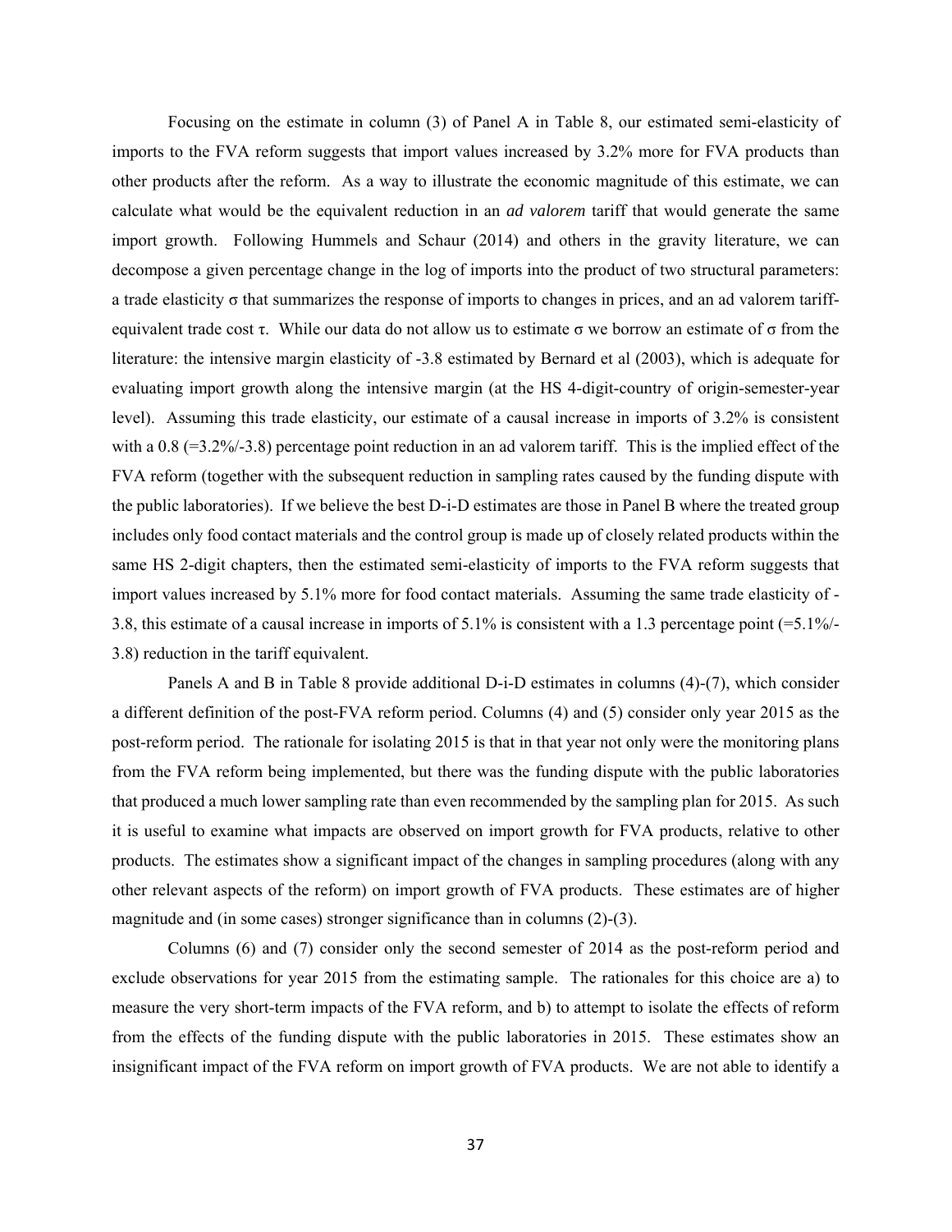Focusing on the estimate in column (3) of Panel A in Table 8, our estimated semi-elasticity of imports to the FVA reform suggests that import values increased by 3.2% more for FVA products than other products after the reform. As a way to illustrate the economic magnitude of this estimate, we can calculate what would be the equivalent reduction in an *ad valorem* tariff that would generate the same import growth. Following Hummels and Schaur (2014) and others in the gravity literature, we can decompose a given percentage change in the log of imports into the product of two structural parameters: a trade elasticity $\sigma$ that summarizes the response of imports to changes in prices, and an ad valorem tariff-equivalent trade cost $\tau$. While our data do not allow us to estimate $\sigma$ we borrow an estimate of $\sigma$ from the literature: the intensive margin elasticity of -3.8 estimated by Bernard et al (2003), which is adequate for evaluating import growth along the intensive margin (at the HS 4-digit-country of origin-semester-year level). Assuming this trade elasticity, our estimate of a causal increase in imports of 3.2% is consistent with a 0.8 (=3.2%/-3.8) percentage point reduction in an ad valorem tariff. This is the implied effect of the FVA reform (together with the subsequent reduction in sampling rates caused by the funding dispute with the public laboratories). If we believe the best D-i-D estimates are those in Panel B where the treated group includes only food contact materials and the control group is made up of closely related products within the same HS 2-digit chapters, then the estimated semi-elasticity of imports to the FVA reform suggests that import values increased by 5.1% more for food contact materials. Assuming the same trade elasticity of -3.8, this estimate of a causal increase in imports of 5.1% is consistent with a 1.3 percentage point (=5.1%/-3.8) reduction in the tariff equivalent.

Panels A and B in Table 8 provide additional D-i-D estimates in columns (4)-(7), which consider a different definition of the post-FVA reform period. Columns (4) and (5) consider only year 2015 as the post-reform period. The rationale for isolating 2015 is that in that year not only were the monitoring plans from the FVA reform being implemented, but there was the funding dispute with the public laboratories that produced a much lower sampling rate than even recommended by the sampling plan for 2015. As such it is useful to examine what impacts are observed on import growth for FVA products, relative to other products. The estimates show a significant impact of the changes in sampling procedures (along with any other relevant aspects of the reform) on import growth of FVA products. These estimates are of higher magnitude and (in some cases) stronger significance than in columns (2)-(3).

Columns (6) and (7) consider only the second semester of 2014 as the post-reform period and exclude observations for year 2015 from the estimating sample. The rationales for this choice are a) to measure the very short-term impacts of the FVA reform, and b) to attempt to isolate the effects of reform from the effects of the funding dispute with the public laboratories in 2015. These estimates show an insignificant impact of the FVA reform on import growth of FVA products. We are not able to identify a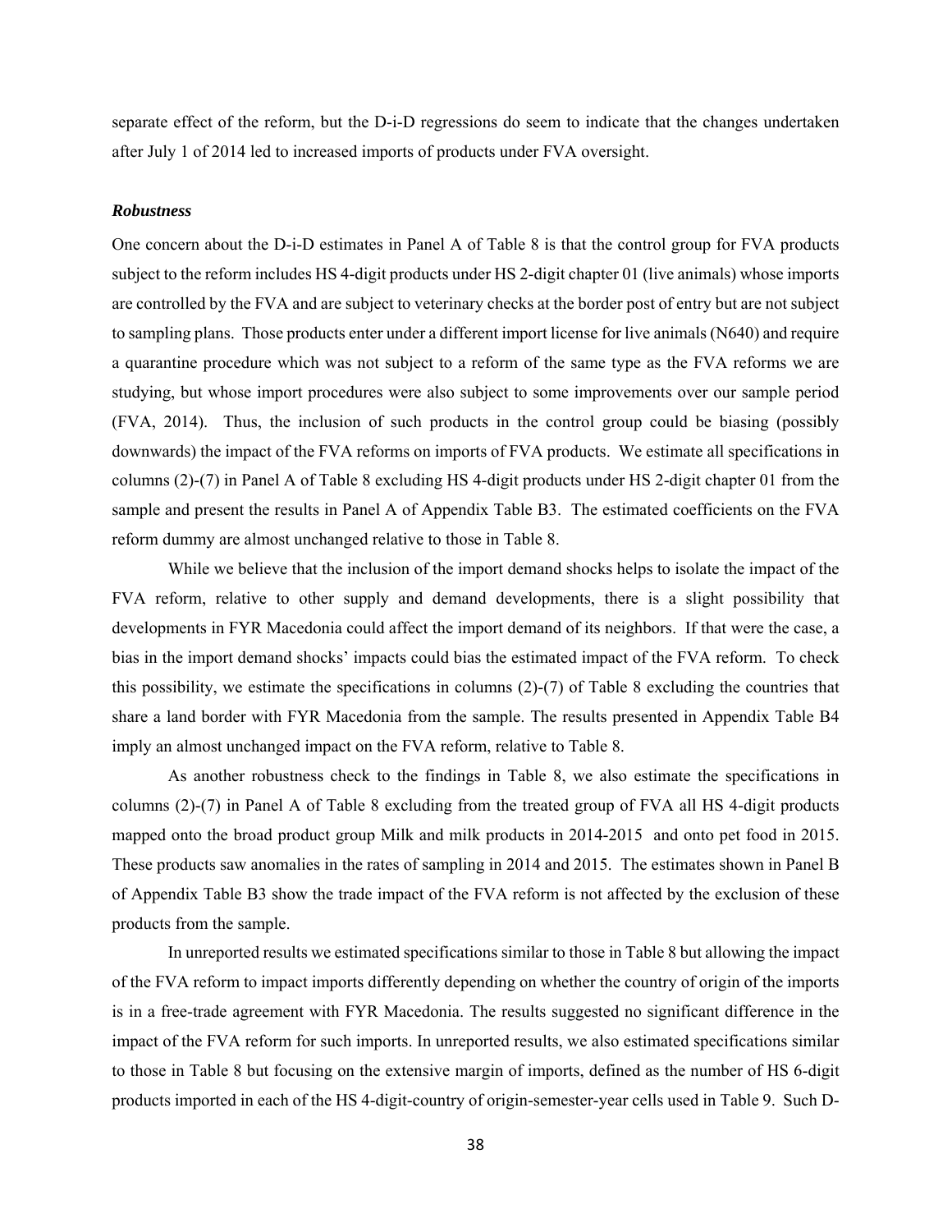separate effect of the reform, but the D-i-D regressions do seem to indicate that the changes undertaken after July 1 of 2014 led to increased imports of products under FVA oversight.

### *Robustness*

One concern about the D-i-D estimates in Panel A of Table 8 is that the control group for FVA products subject to the reform includes HS 4-digit products under HS 2-digit chapter 01 (live animals) whose imports are controlled by the FVA and are subject to veterinary checks at the border post of entry but are not subject to sampling plans. Those products enter under a different import license for live animals (N640) and require a quarantine procedure which was not subject to a reform of the same type as the FVA reforms we are studying, but whose import procedures were also subject to some improvements over our sample period (FVA, 2014). Thus, the inclusion of such products in the control group could be biasing (possibly downwards) the impact of the FVA reforms on imports of FVA products. We estimate all specifications in columns (2)-(7) in Panel A of Table 8 excluding HS 4-digit products under HS 2-digit chapter 01 from the sample and present the results in Panel A of Appendix Table B3. The estimated coefficients on the FVA reform dummy are almost unchanged relative to those in Table 8.

While we believe that the inclusion of the import demand shocks helps to isolate the impact of the FVA reform, relative to other supply and demand developments, there is a slight possibility that developments in FYR Macedonia could affect the import demand of its neighbors. If that were the case, a bias in the import demand shocks' impacts could bias the estimated impact of the FVA reform. To check this possibility, we estimate the specifications in columns (2)-(7) of Table 8 excluding the countries that share a land border with FYR Macedonia from the sample. The results presented in Appendix Table B4 imply an almost unchanged impact on the FVA reform, relative to Table 8.

As another robustness check to the findings in Table 8, we also estimate the specifications in columns (2)-(7) in Panel A of Table 8 excluding from the treated group of FVA all HS 4-digit products mapped onto the broad product group Milk and milk products in 2014-2015 and onto pet food in 2015. These products saw anomalies in the rates of sampling in 2014 and 2015. The estimates shown in Panel B of Appendix Table B3 show the trade impact of the FVA reform is not affected by the exclusion of these products from the sample.

In unreported results we estimated specifications similar to those in Table 8 but allowing the impact of the FVA reform to impact imports differently depending on whether the country of origin of the imports is in a free-trade agreement with FYR Macedonia. The results suggested no significant difference in the impact of the FVA reform for such imports. In unreported results, we also estimated specifications similar to those in Table 8 but focusing on the extensive margin of imports, defined as the number of HS 6-digit products imported in each of the HS 4-digit-country of origin-semester-year cells used in Table 9. Such D-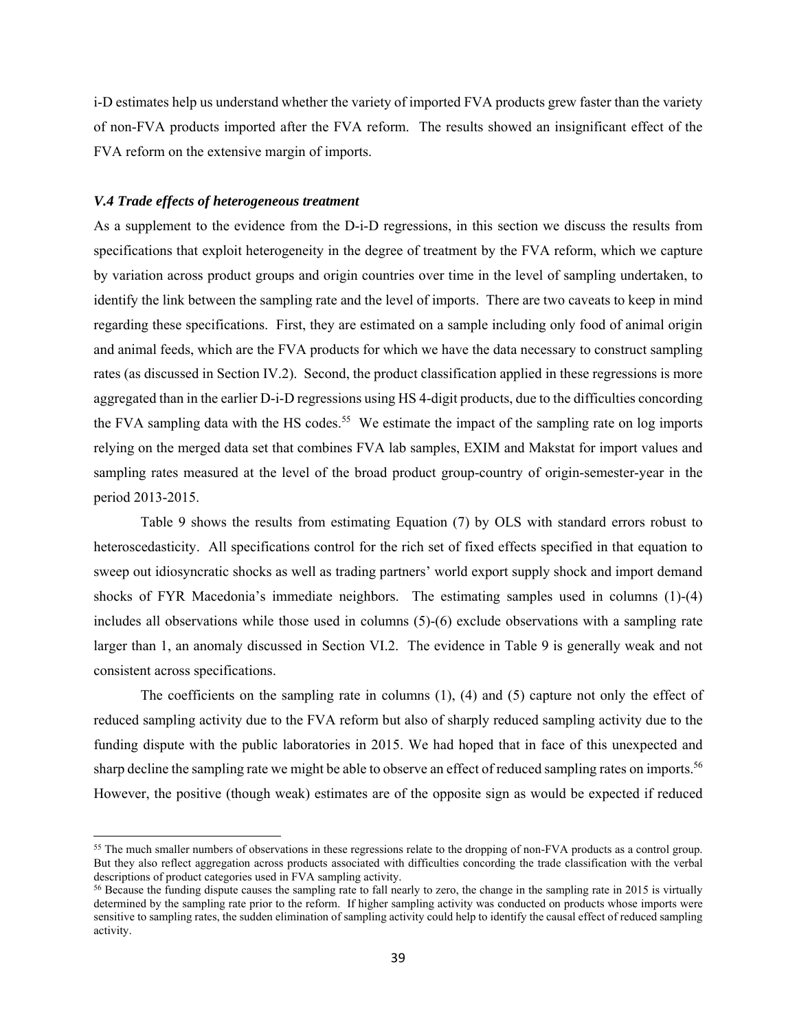i-D estimates help us understand whether the variety of imported FVA products grew faster than the variety of non-FVA products imported after the FVA reform. The results showed an insignificant effect of the FVA reform on the extensive margin of imports.

### *V.4 Trade effects of heterogeneous treatment*

As a supplement to the evidence from the D-i-D regressions, in this section we discuss the results from specifications that exploit heterogeneity in the degree of treatment by the FVA reform, which we capture by variation across product groups and origin countries over time in the level of sampling undertaken, to identify the link between the sampling rate and the level of imports. There are two caveats to keep in mind regarding these specifications. First, they are estimated on a sample including only food of animal origin and animal feeds, which are the FVA products for which we have the data necessary to construct sampling rates (as discussed in Section IV.2). Second, the product classification applied in these regressions is more aggregated than in the earlier D-i-D regressions using HS 4-digit products, due to the difficulties concording the FVA sampling data with the HS codes.[55] We estimate the impact of the sampling rate on log imports relying on the merged data set that combines FVA lab samples, EXIM and Makstat for import values and sampling rates measured at the level of the broad product group-country of origin-semester-year in the period 2013-2015.

Table 9 shows the results from estimating Equation (7) by OLS with standard errors robust to heteroscedasticity. All specifications control for the rich set of fixed effects specified in that equation to sweep out idiosyncratic shocks as well as trading partners' world export supply shock and import demand shocks of FYR Macedonia's immediate neighbors. The estimating samples used in columns (1)-(4) includes all observations while those used in columns (5)-(6) exclude observations with a sampling rate larger than 1, an anomaly discussed in Section VI.2. The evidence in Table 9 is generally weak and not consistent across specifications.

The coefficients on the sampling rate in columns (1), (4) and (5) capture not only the effect of reduced sampling activity due to the FVA reform but also of sharply reduced sampling activity due to the funding dispute with the public laboratories in 2015. We had hoped that in face of this unexpected and sharp decline the sampling rate we might be able to observe an effect of reduced sampling rates on imports.[56] However, the positive (though weak) estimates are of the opposite sign as would be expected if reduced

[55] The much smaller numbers of observations in these regressions relate to the dropping of non-FVA products as a control group. But they also reflect aggregation across products associated with difficulties concording the trade classification with the verbal descriptions of product categories used in FVA sampling activity.

[56] Because the funding dispute causes the sampling rate to fall nearly to zero, the change in the sampling rate in 2015 is virtually determined by the sampling rate prior to the reform. If higher sampling activity was conducted on products whose imports were sensitive to sampling rates, the sudden elimination of sampling activity could help to identify the causal effect of reduced sampling activity.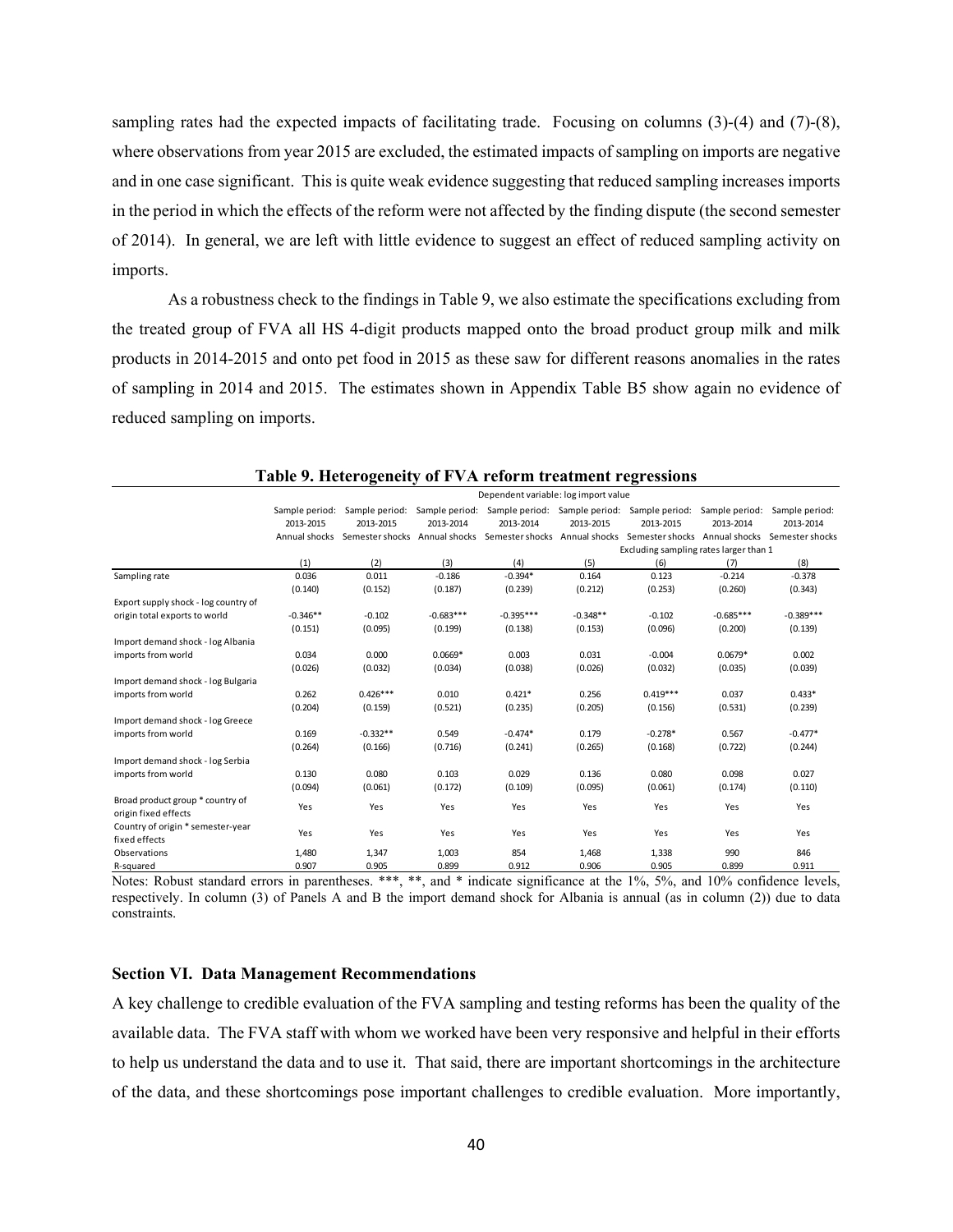sampling rates had the expected impacts of facilitating trade. Focusing on columns (3)-(4) and (7)-(8), where observations from year 2015 are excluded, the estimated impacts of sampling on imports are negative and in one case significant. This is quite weak evidence suggesting that reduced sampling increases imports in the period in which the effects of the reform were not affected by the finding dispute (the second semester of 2014). In general, we are left with little evidence to suggest an effect of reduced sampling activity on imports.

As a robustness check to the findings in Table 9, we also estimate the specifications excluding from the treated group of FVA all HS 4-digit products mapped onto the broad product group milk and milk products in 2014-2015 and onto pet food in 2015 as these saw for different reasons anomalies in the rates of sampling in 2014 and 2015. The estimates shown in Appendix Table B5 show again no evidence of reduced sampling on imports.

**Table 9. Heterogeneity of FVA reform treatment regressions**

| | Dependent variable: log import value | | | | | | | |
|---|---|---|---|---|---|---|---|---|
| | Sample period: 2013-2015 Annual shocks | Sample period: 2013-2015 Semester shocks | Sample period: 2013-2014 Annual shocks | Sample period: 2013-2014 Semester shocks | Sample period: 2013-2015 Annual shocks | Sample period: 2013-2015 Semester shocks | Sample period: 2013-2014 Annual shocks | Sample period: 2013-2014 Semester shocks |
| | | | | | Excluding sampling rates larger than 1 | | | |
| | (1) | (2) | (3) | (4) | (5) | (6) | (7) | (8) |
| Sampling rate | 0.036 | 0.011 | -0.186 | -0.394* | 0.164 | 0.123 | -0.214 | -0.378 |
| | (0.140) | (0.152) | (0.187) | (0.239) | (0.212) | (0.253) | (0.260) | (0.343) |
| Export supply shock - log country of origin total exports to world | -0.346** | -0.102 | -0.683*** | -0.395*** | -0.348** | -0.102 | -0.685*** | -0.389*** |
| | (0.151) | (0.095) | (0.199) | (0.138) | (0.153) | (0.096) | (0.200) | (0.139) |
| Import demand shock - log Albania imports from world | 0.034 | 0.000 | 0.0669* | 0.003 | 0.031 | -0.004 | 0.0679* | 0.002 |
| | (0.026) | (0.032) | (0.034) | (0.038) | (0.026) | (0.032) | (0.035) | (0.039) |
| Import demand shock - log Bulgaria imports from world | 0.262 | 0.426*** | 0.010 | 0.421* | 0.256 | 0.419*** | 0.037 | 0.433* |
| | (0.204) | (0.159) | (0.521) | (0.235) | (0.205) | (0.156) | (0.531) | (0.239) |
| Import demand shock - log Greece imports from world | 0.169 | -0.332** | 0.549 | -0.474* | 0.179 | -0.278* | 0.567 | -0.477* |
| | (0.264) | (0.166) | (0.716) | (0.241) | (0.265) | (0.168) | (0.722) | (0.244) |
| Import demand shock - log Serbia imports from world | 0.130 | 0.080 | 0.103 | 0.029 | 0.136 | 0.080 | 0.098 | 0.027 |
| | (0.094) | (0.061) | (0.172) | (0.109) | (0.095) | (0.061) | (0.174) | (0.110) |
| Broad product group * country of origin fixed effects | Yes | Yes | Yes | Yes | Yes | Yes | Yes | Yes |
| Country of origin * semester-year fixed effects | Yes | Yes | Yes | Yes | Yes | Yes | Yes | Yes |
| Observations | 1,480 | 1,347 | 1,003 | 854 | 1,468 | 1,338 | 990 | 846 |
| R-squared | 0.907 | 0.905 | 0.899 | 0.912 | 0.906 | 0.905 | 0.899 | 0.911 |

Notes: Robust standard errors in parentheses. ***, **, and * indicate significance at the 1%, 5%, and 10% confidence levels, respectively. In column (3) of Panels A and B the import demand shock for Albania is annual (as in column (2)) due to data constraints.

### Section VI. Data Management Recommendations

A key challenge to credible evaluation of the FVA sampling and testing reforms has been the quality of the available data. The FVA staff with whom we worked have been very responsive and helpful in their efforts to help us understand the data and to use it. That said, there are important shortcomings in the architecture of the data, and these shortcomings pose important challenges to credible evaluation. More importantly,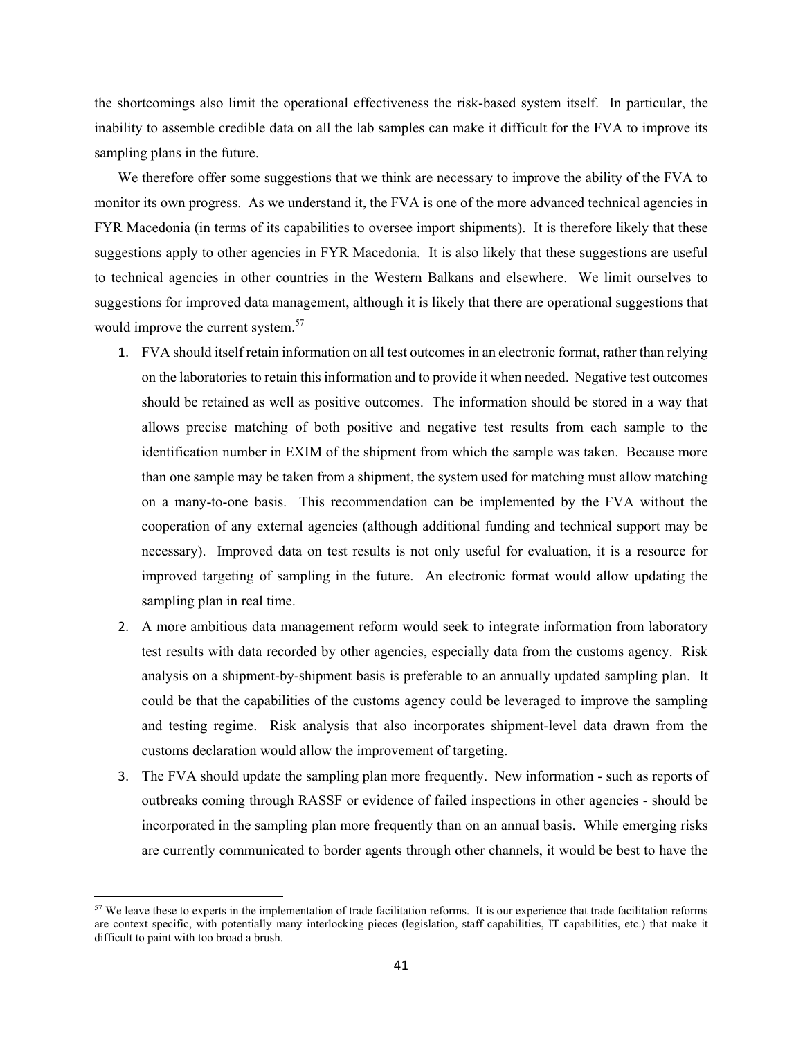the shortcomings also limit the operational effectiveness the risk-based system itself. In particular, the inability to assemble credible data on all the lab samples can make it difficult for the FVA to improve its sampling plans in the future.

We therefore offer some suggestions that we think are necessary to improve the ability of the FVA to monitor its own progress. As we understand it, the FVA is one of the more advanced technical agencies in FYR Macedonia (in terms of its capabilities to oversee import shipments). It is therefore likely that these suggestions apply to other agencies in FYR Macedonia. It is also likely that these suggestions are useful to technical agencies in other countries in the Western Balkans and elsewhere. We limit ourselves to suggestions for improved data management, although it is likely that there are operational suggestions that would improve the current system.[57]

1. FVA should itself retain information on all test outcomes in an electronic format, rather than relying on the laboratories to retain this information and to provide it when needed. Negative test outcomes should be retained as well as positive outcomes. The information should be stored in a way that allows precise matching of both positive and negative test results from each sample to the identification number in EXIM of the shipment from which the sample was taken. Because more than one sample may be taken from a shipment, the system used for matching must allow matching on a many-to-one basis. This recommendation can be implemented by the FVA without the cooperation of any external agencies (although additional funding and technical support may be necessary). Improved data on test results is not only useful for evaluation, it is a resource for improved targeting of sampling in the future. An electronic format would allow updating the sampling plan in real time.
2. A more ambitious data management reform would seek to integrate information from laboratory test results with data recorded by other agencies, especially data from the customs agency. Risk analysis on a shipment-by-shipment basis is preferable to an annually updated sampling plan. It could be that the capabilities of the customs agency could be leveraged to improve the sampling and testing regime. Risk analysis that also incorporates shipment-level data drawn from the customs declaration would allow the improvement of targeting.
3. The FVA should update the sampling plan more frequently. New information - such as reports of outbreaks coming through RASSF or evidence of failed inspections in other agencies - should be incorporated in the sampling plan more frequently than on an annual basis. While emerging risks are currently communicated to border agents through other channels, it would be best to have the

[57] We leave these to experts in the implementation of trade facilitation reforms. It is our experience that trade facilitation reforms are context specific, with potentially many interlocking pieces (legislation, staff capabilities, IT capabilities, etc.) that make it difficult to paint with too broad a brush.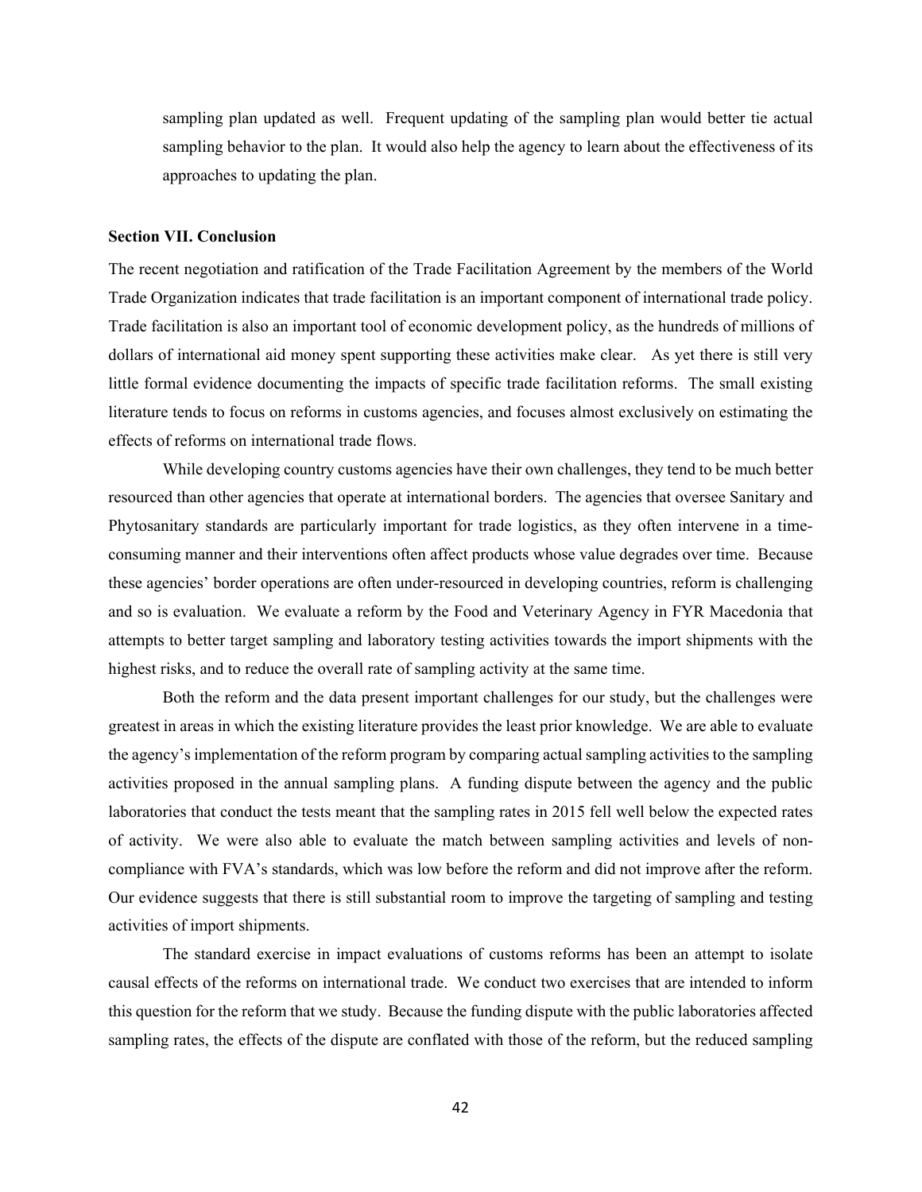sampling plan updated as well. Frequent updating of the sampling plan would better tie actual sampling behavior to the plan. It would also help the agency to learn about the effectiveness of its approaches to updating the plan.

**Section VII. Conclusion**

The recent negotiation and ratification of the Trade Facilitation Agreement by the members of the World Trade Organization indicates that trade facilitation is an important component of international trade policy. Trade facilitation is also an important tool of economic development policy, as the hundreds of millions of dollars of international aid money spent supporting these activities make clear. As yet there is still very little formal evidence documenting the impacts of specific trade facilitation reforms. The small existing literature tends to focus on reforms in customs agencies, and focuses almost exclusively on estimating the effects of reforms on international trade flows.

While developing country customs agencies have their own challenges, they tend to be much better resourced than other agencies that operate at international borders. The agencies that oversee Sanitary and Phytosanitary standards are particularly important for trade logistics, as they often intervene in a time-consuming manner and their interventions often affect products whose value degrades over time. Because these agencies' border operations are often under-resourced in developing countries, reform is challenging and so is evaluation. We evaluate a reform by the Food and Veterinary Agency in FYR Macedonia that attempts to better target sampling and laboratory testing activities towards the import shipments with the highest risks, and to reduce the overall rate of sampling activity at the same time.

Both the reform and the data present important challenges for our study, but the challenges were greatest in areas in which the existing literature provides the least prior knowledge. We are able to evaluate the agency's implementation of the reform program by comparing actual sampling activities to the sampling activities proposed in the annual sampling plans. A funding dispute between the agency and the public laboratories that conduct the tests meant that the sampling rates in 2015 fell well below the expected rates of activity. We were also able to evaluate the match between sampling activities and levels of non-compliance with FVA's standards, which was low before the reform and did not improve after the reform. Our evidence suggests that there is still substantial room to improve the targeting of sampling and testing activities of import shipments.

The standard exercise in impact evaluations of customs reforms has been an attempt to isolate causal effects of the reforms on international trade. We conduct two exercises that are intended to inform this question for the reform that we study. Because the funding dispute with the public laboratories affected sampling rates, the effects of the dispute are conflated with those of the reform, but the reduced sampling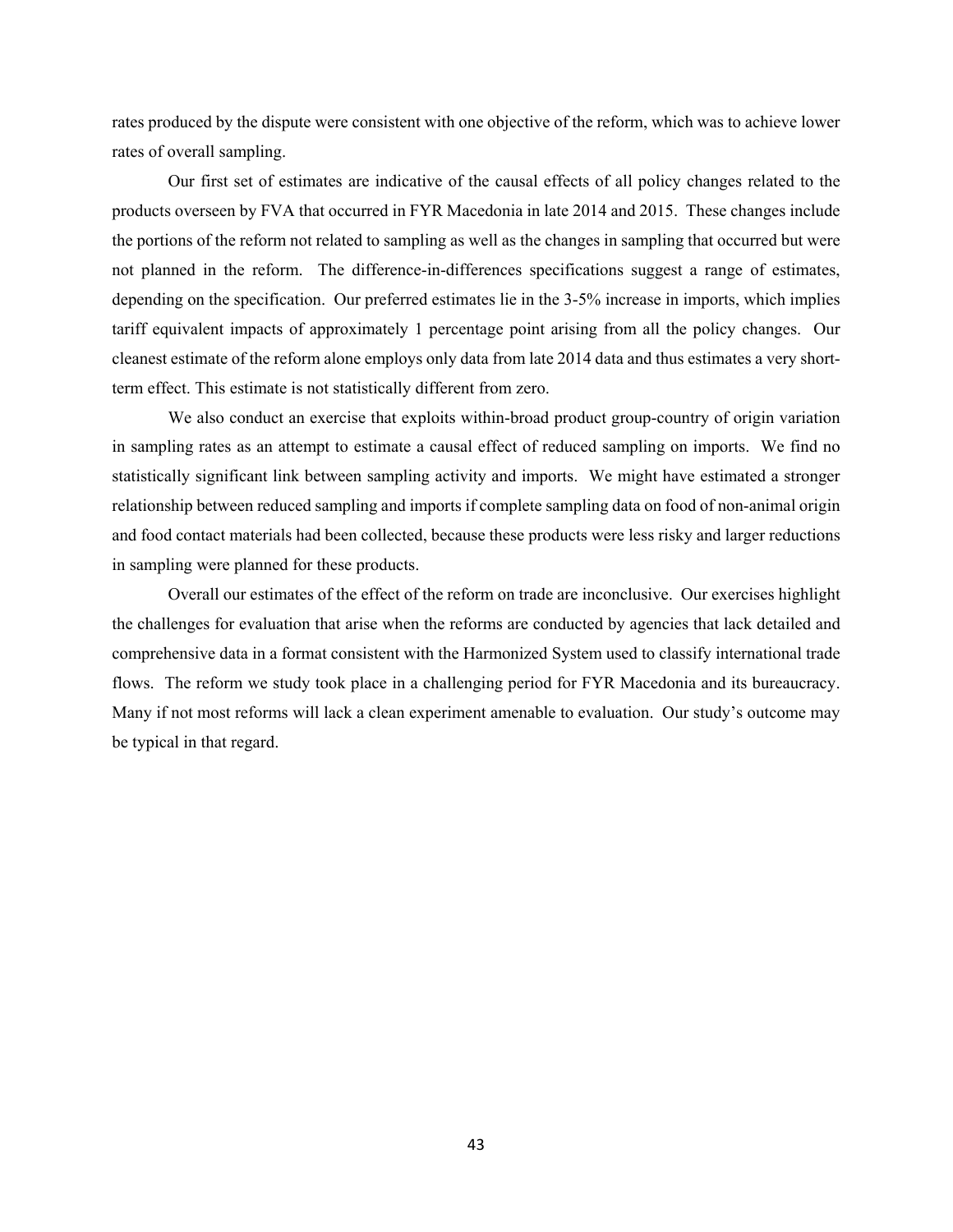rates produced by the dispute were consistent with one objective of the reform, which was to achieve lower rates of overall sampling.

Our first set of estimates are indicative of the causal effects of all policy changes related to the products overseen by FVA that occurred in FYR Macedonia in late 2014 and 2015. These changes include the portions of the reform not related to sampling as well as the changes in sampling that occurred but were not planned in the reform. The difference-in-differences specifications suggest a range of estimates, depending on the specification. Our preferred estimates lie in the 3-5% increase in imports, which implies tariff equivalent impacts of approximately 1 percentage point arising from all the policy changes. Our cleanest estimate of the reform alone employs only data from late 2014 data and thus estimates a very short-term effect. This estimate is not statistically different from zero.

We also conduct an exercise that exploits within-broad product group-country of origin variation in sampling rates as an attempt to estimate a causal effect of reduced sampling on imports. We find no statistically significant link between sampling activity and imports. We might have estimated a stronger relationship between reduced sampling and imports if complete sampling data on food of non-animal origin and food contact materials had been collected, because these products were less risky and larger reductions in sampling were planned for these products.

Overall our estimates of the effect of the reform on trade are inconclusive. Our exercises highlight the challenges for evaluation that arise when the reforms are conducted by agencies that lack detailed and comprehensive data in a format consistent with the Harmonized System used to classify international trade flows. The reform we study took place in a challenging period for FYR Macedonia and its bureaucracy. Many if not most reforms will lack a clean experiment amenable to evaluation. Our study's outcome may be typical in that regard.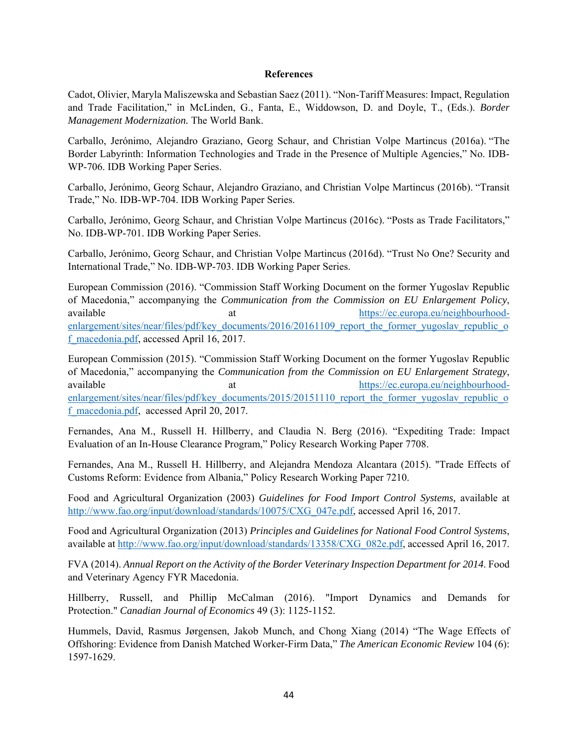## References

Cadot, Olivier, Maryla Maliszewska and Sebastian Saez (2011). "Non-Tariff Measures: Impact, Regulation and Trade Facilitation," in McLinden, G., Fanta, E., Widdowson, D. and Doyle, T., (Eds.). *Border Management Modernization.* The World Bank.

Carballo, Jerónimo, Alejandro Graziano, Georg Schaur, and Christian Volpe Martincus (2016a). "The Border Labyrinth: Information Technologies and Trade in the Presence of Multiple Agencies," No. IDB-WP-706. IDB Working Paper Series.

Carballo, Jerónimo, Georg Schaur, Alejandro Graziano, and Christian Volpe Martincus (2016b). "Transit Trade," No. IDB-WP-704. IDB Working Paper Series.

Carballo, Jerónimo, Georg Schaur, and Christian Volpe Martincus (2016c). "Posts as Trade Facilitators," No. IDB-WP-701. IDB Working Paper Series.

Carballo, Jerónimo, Georg Schaur, and Christian Volpe Martincus (2016d). "Trust No One? Security and International Trade," No. IDB-WP-703. IDB Working Paper Series.

European Commission (2016). "Commission Staff Working Document on the former Yugoslav Republic of Macedonia," accompanying the *Communication from the Commission on EU Enlargement Policy*, available at https://ec.europa.eu/neighbourhood-enlargement/sites/near/files/pdf/key_documents/2016/20161109_report_the_former_yugoslav_republic_of_macedonia.pdf, accessed April 16, 2017.

European Commission (2015). "Commission Staff Working Document on the former Yugoslav Republic of Macedonia," accompanying the *Communication from the Commission on EU Enlargement Strategy*, available at https://ec.europa.eu/neighbourhood-enlargement/sites/near/files/pdf/key_documents/2015/20151110_report_the_former_yugoslav_republic_of_macedonia.pdf, accessed April 20, 2017.

Fernandes, Ana M., Russell H. Hillberry, and Claudia N. Berg (2016). "Expediting Trade: Impact Evaluation of an In-House Clearance Program," Policy Research Working Paper 7708.

Fernandes, Ana M., Russell H. Hillberry, and Alejandra Mendoza Alcantara (2015). "Trade Effects of Customs Reform: Evidence from Albania," Policy Research Working Paper 7210.

Food and Agricultural Organization (2003) *Guidelines for Food Import Control Systems,* available at http://www.fao.org/input/download/standards/10075/CXG_047e.pdf, accessed April 16, 2017.

Food and Agricultural Organization (2013) *Principles and Guidelines for National Food Control Systems*, available at http://www.fao.org/input/download/standards/13358/CXG_082e.pdf, accessed April 16, 2017.

FVA (2014). *Annual Report on the Activity of the Border Veterinary Inspection Department for 2014.* Food and Veterinary Agency FYR Macedonia.

Hillberry, Russell, and Phillip McCalman (2016). "Import Dynamics and Demands for Protection." *Canadian Journal of Economics* 49 (3): 1125-1152.

Hummels, David, Rasmus Jørgensen, Jakob Munch, and Chong Xiang (2014) "The Wage Effects of Offshoring: Evidence from Danish Matched Worker-Firm Data," *The American Economic Review* 104 (6): 1597-1629.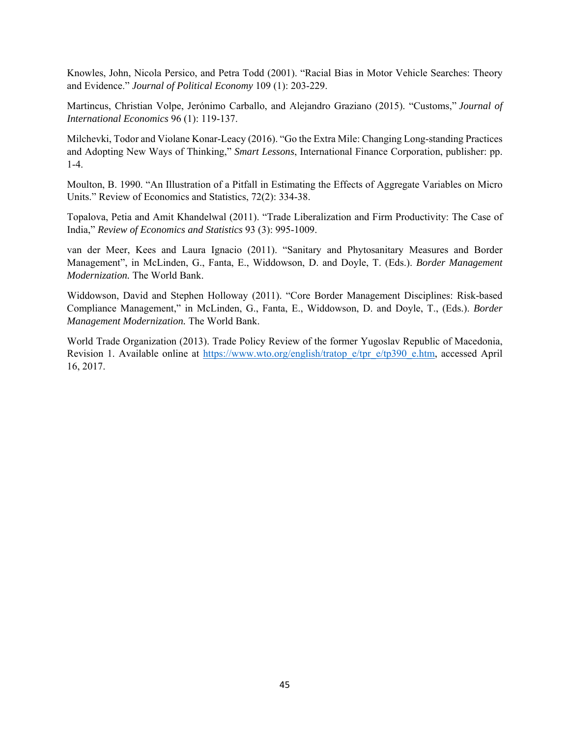Knowles, John, Nicola Persico, and Petra Todd (2001). "Racial Bias in Motor Vehicle Searches: Theory and Evidence." *Journal of Political Economy* 109 (1): 203-229.

Martincus, Christian Volpe, Jerónimo Carballo, and Alejandro Graziano (2015). "Customs," *Journal of International Economics* 96 (1): 119-137.

Milchevki, Todor and Violane Konar-Leacy (2016). "Go the Extra Mile: Changing Long-standing Practices and Adopting New Ways of Thinking," *Smart Lessons*, International Finance Corporation, publisher: pp. 1-4.

Moulton, B. 1990. "An Illustration of a Pitfall in Estimating the Effects of Aggregate Variables on Micro Units." Review of Economics and Statistics, 72(2): 334-38.

Topalova, Petia and Amit Khandelwal (2011). "Trade Liberalization and Firm Productivity: The Case of India," *Review of Economics and Statistics* 93 (3): 995-1009.

van der Meer, Kees and Laura Ignacio (2011). "Sanitary and Phytosanitary Measures and Border Management", in McLinden, G., Fanta, E., Widdowson, D. and Doyle, T. (Eds.). *Border Management Modernization.* The World Bank.

Widdowson, David and Stephen Holloway (2011). "Core Border Management Disciplines: Risk-based Compliance Management," in McLinden, G., Fanta, E., Widdowson, D. and Doyle, T., (Eds.). *Border Management Modernization.* The World Bank.

World Trade Organization (2013). Trade Policy Review of the former Yugoslav Republic of Macedonia, Revision 1. Available online at https://www.wto.org/english/tratop_e/tpr_e/tp390_e.htm, accessed April 16, 2017.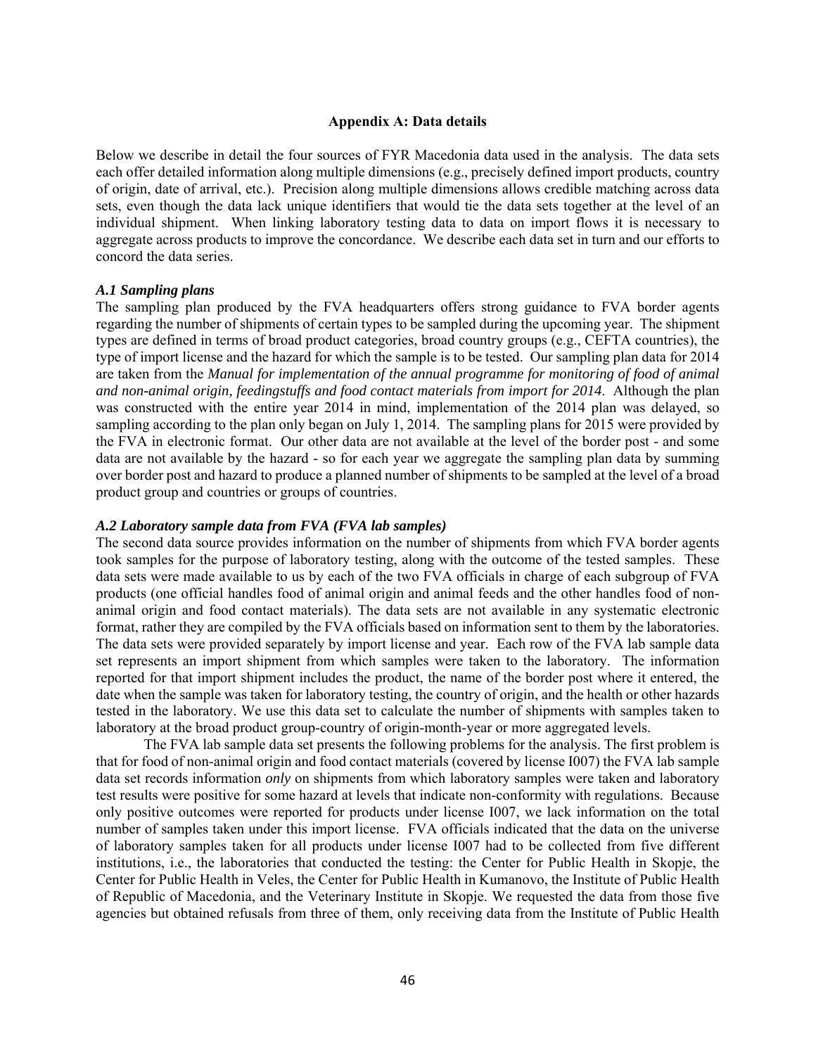## Appendix A: Data details

Below we describe in detail the four sources of FYR Macedonia data used in the analysis. The data sets each offer detailed information along multiple dimensions (e.g., precisely defined import products, country of origin, date of arrival, etc.). Precision along multiple dimensions allows credible matching across data sets, even though the data lack unique identifiers that would tie the data sets together at the level of an individual shipment. When linking laboratory testing data to data on import flows it is necessary to aggregate across products to improve the concordance. We describe each data set in turn and our efforts to concord the data series.

### *A.1 Sampling plans*

The sampling plan produced by the FVA headquarters offers strong guidance to FVA border agents regarding the number of shipments of certain types to be sampled during the upcoming year. The shipment types are defined in terms of broad product categories, broad country groups (e.g., CEFTA countries), the type of import license and the hazard for which the sample is to be tested. Our sampling plan data for 2014 are taken from the *Manual for implementation of the annual programme for monitoring of food of animal and non-animal origin, feedingstuffs and food contact materials from import for 2014*. Although the plan was constructed with the entire year 2014 in mind, implementation of the 2014 plan was delayed, so sampling according to the plan only began on July 1, 2014. The sampling plans for 2015 were provided by the FVA in electronic format. Our other data are not available at the level of the border post - and some data are not available by the hazard - so for each year we aggregate the sampling plan data by summing over border post and hazard to produce a planned number of shipments to be sampled at the level of a broad product group and countries or groups of countries.

### *A.2 Laboratory sample data from FVA (FVA lab samples)*

The second data source provides information on the number of shipments from which FVA border agents took samples for the purpose of laboratory testing, along with the outcome of the tested samples. These data sets were made available to us by each of the two FVA officials in charge of each subgroup of FVA products (one official handles food of animal origin and animal feeds and the other handles food of non-animal origin and food contact materials). The data sets are not available in any systematic electronic format, rather they are compiled by the FVA officials based on information sent to them by the laboratories. The data sets were provided separately by import license and year. Each row of the FVA lab sample data set represents an import shipment from which samples were taken to the laboratory. The information reported for that import shipment includes the product, the name of the border post where it entered, the date when the sample was taken for laboratory testing, the country of origin, and the health or other hazards tested in the laboratory. We use this data set to calculate the number of shipments with samples taken to laboratory at the broad product group-country of origin-month-year or more aggregated levels.

The FVA lab sample data set presents the following problems for the analysis. The first problem is that for food of non-animal origin and food contact materials (covered by license I007) the FVA lab sample data set records information *only* on shipments from which laboratory samples were taken and laboratory test results were positive for some hazard at levels that indicate non-conformity with regulations. Because only positive outcomes were reported for products under license I007, we lack information on the total number of samples taken under this import license. FVA officials indicated that the data on the universe of laboratory samples taken for all products under license I007 had to be collected from five different institutions, i.e., the laboratories that conducted the testing: the Center for Public Health in Skopje, the Center for Public Health in Veles, the Center for Public Health in Kumanovo, the Institute of Public Health of Republic of Macedonia, and the Veterinary Institute in Skopje. We requested the data from those five agencies but obtained refusals from three of them, only receiving data from the Institute of Public Health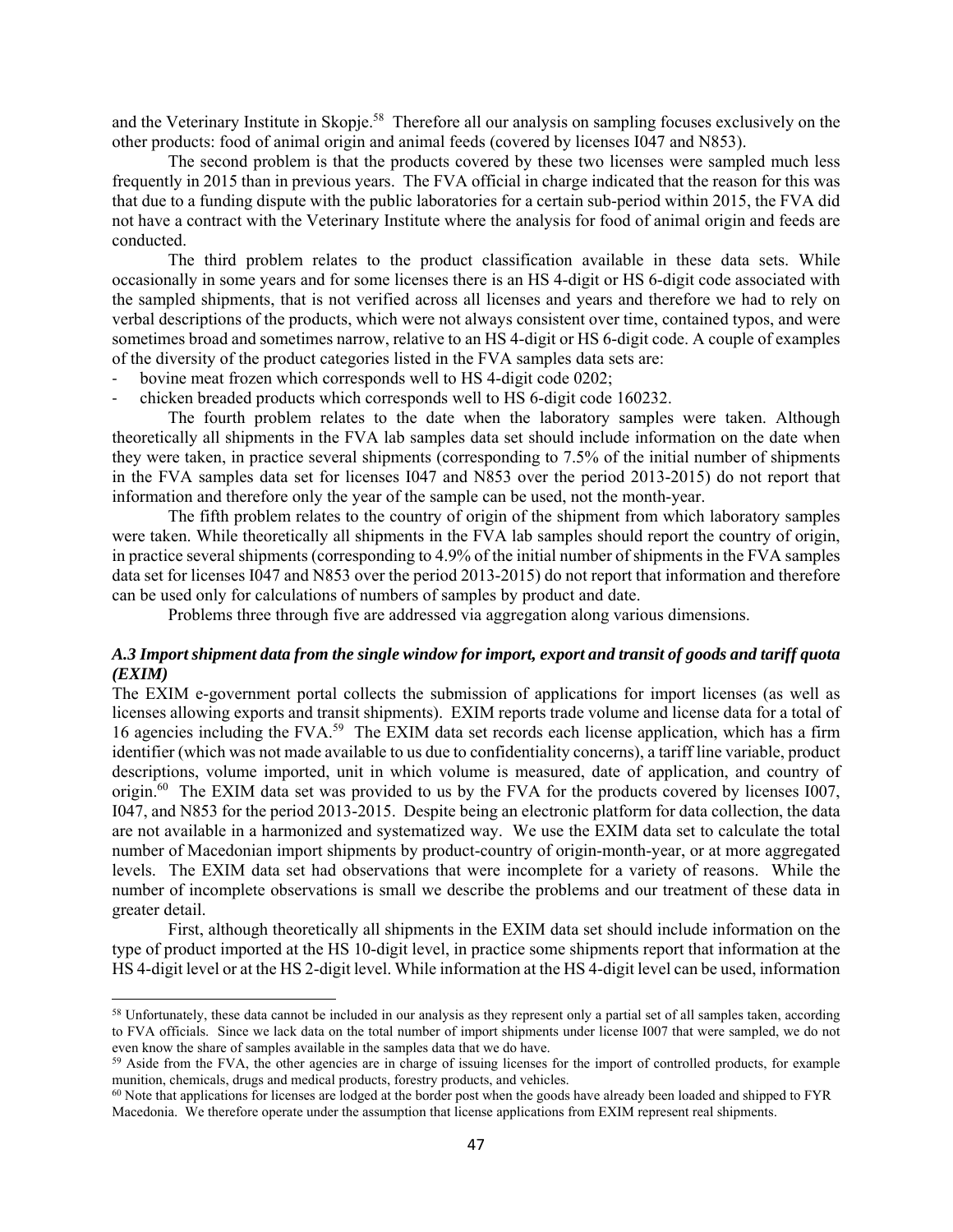and the Veterinary Institute in Skopje.[58] Therefore all our analysis on sampling focuses exclusively on the other products: food of animal origin and animal feeds (covered by licenses I047 and N853).

The second problem is that the products covered by these two licenses were sampled much less frequently in 2015 than in previous years. The FVA official in charge indicated that the reason for this was that due to a funding dispute with the public laboratories for a certain sub-period within 2015, the FVA did not have a contract with the Veterinary Institute where the analysis for food of animal origin and feeds are conducted.

The third problem relates to the product classification available in these data sets. While occasionally in some years and for some licenses there is an HS 4-digit or HS 6-digit code associated with the sampled shipments, that is not verified across all licenses and years and therefore we had to rely on verbal descriptions of the products, which were not always consistent over time, contained typos, and were sometimes broad and sometimes narrow, relative to an HS 4-digit or HS 6-digit code. A couple of examples of the diversity of the product categories listed in the FVA samples data sets are:

- bovine meat frozen which corresponds well to HS 4-digit code 0202;
- chicken breaded products which corresponds well to HS 6-digit code 160232.

The fourth problem relates to the date when the laboratory samples were taken. Although theoretically all shipments in the FVA lab samples data set should include information on the date when they were taken, in practice several shipments (corresponding to 7.5% of the initial number of shipments in the FVA samples data set for licenses I047 and N853 over the period 2013-2015) do not report that information and therefore only the year of the sample can be used, not the month-year.

The fifth problem relates to the country of origin of the shipment from which laboratory samples were taken. While theoretically all shipments in the FVA lab samples should report the country of origin, in practice several shipments (corresponding to 4.9% of the initial number of shipments in the FVA samples data set for licenses I047 and N853 over the period 2013-2015) do not report that information and therefore can be used only for calculations of numbers of samples by product and date.

Problems three through five are addressed via aggregation along various dimensions.

### *A.3 Import shipment data from the single window for import, export and transit of goods and tariff quota (EXIM)*

The EXIM e-government portal collects the submission of applications for import licenses (as well as licenses allowing exports and transit shipments). EXIM reports trade volume and license data for a total of 16 agencies including the FVA.[59] The EXIM data set records each license application, which has a firm identifier (which was not made available to us due to confidentiality concerns), a tariff line variable, product descriptions, volume imported, unit in which volume is measured, date of application, and country of origin.[60] The EXIM data set was provided to us by the FVA for the products covered by licenses I007, I047, and N853 for the period 2013-2015. Despite being an electronic platform for data collection, the data are not available in a harmonized and systematized way. We use the EXIM data set to calculate the total number of Macedonian import shipments by product-country of origin-month-year, or at more aggregated levels. The EXIM data set had observations that were incomplete for a variety of reasons. While the number of incomplete observations is small we describe the problems and our treatment of these data in greater detail.

First, although theoretically all shipments in the EXIM data set should include information on the type of product imported at the HS 10-digit level, in practice some shipments report that information at the HS 4-digit level or at the HS 2-digit level. While information at the HS 4-digit level can be used, information

---

[58] Unfortunately, these data cannot be included in our analysis as they represent only a partial set of all samples taken, according to FVA officials. Since we lack data on the total number of import shipments under license I007 that were sampled, we do not even know the share of samples available in the samples data that we do have.

[59] Aside from the FVA, the other agencies are in charge of issuing licenses for the import of controlled products, for example munition, chemicals, drugs and medical products, forestry products, and vehicles.

[60] Note that applications for licenses are lodged at the border post when the goods have already been loaded and shipped to FYR Macedonia. We therefore operate under the assumption that license applications from EXIM represent real shipments.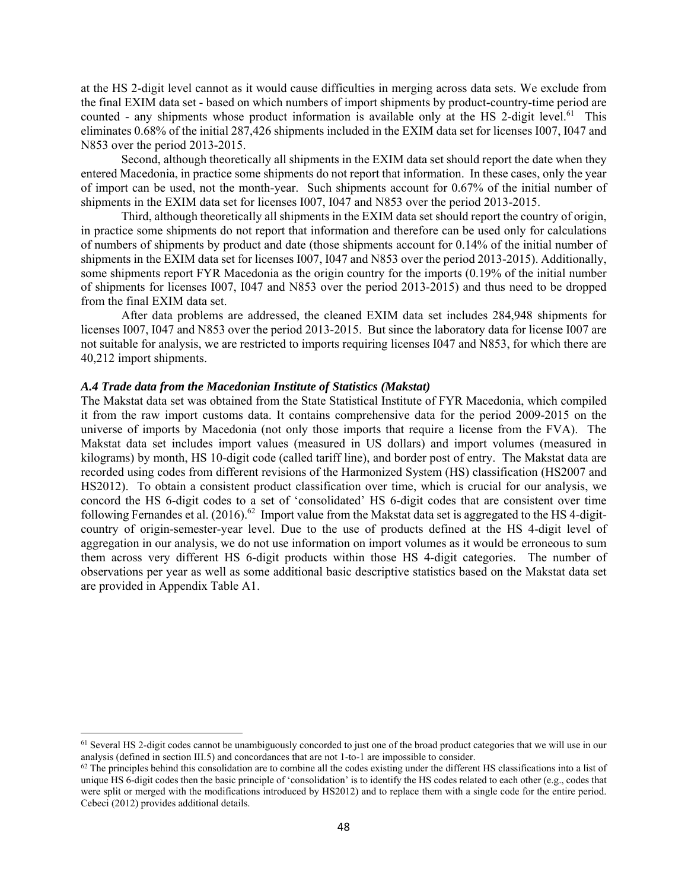at the HS 2-digit level cannot as it would cause difficulties in merging across data sets. We exclude from the final EXIM data set - based on which numbers of import shipments by product-country-time period are counted - any shipments whose product information is available only at the HS 2-digit level.[61] This eliminates 0.68% of the initial 287,426 shipments included in the EXIM data set for licenses I007, I047 and N853 over the period 2013-2015.

Second, although theoretically all shipments in the EXIM data set should report the date when they entered Macedonia, in practice some shipments do not report that information. In these cases, only the year of import can be used, not the month-year. Such shipments account for 0.67% of the initial number of shipments in the EXIM data set for licenses I007, I047 and N853 over the period 2013-2015.

Third, although theoretically all shipments in the EXIM data set should report the country of origin, in practice some shipments do not report that information and therefore can be used only for calculations of numbers of shipments by product and date (those shipments account for 0.14% of the initial number of shipments in the EXIM data set for licenses I007, I047 and N853 over the period 2013-2015). Additionally, some shipments report FYR Macedonia as the origin country for the imports (0.19% of the initial number of shipments for licenses I007, I047 and N853 over the period 2013-2015) and thus need to be dropped from the final EXIM data set.

After data problems are addressed, the cleaned EXIM data set includes 284,948 shipments for licenses I007, I047 and N853 over the period 2013-2015. But since the laboratory data for license I007 are not suitable for analysis, we are restricted to imports requiring licenses I047 and N853, for which there are 40,212 import shipments.

### *A.4 Trade data from the Macedonian Institute of Statistics (Makstat)*

The Makstat data set was obtained from the State Statistical Institute of FYR Macedonia, which compiled it from the raw import customs data. It contains comprehensive data for the period 2009-2015 on the universe of imports by Macedonia (not only those imports that require a license from the FVA). The Makstat data set includes import values (measured in US dollars) and import volumes (measured in kilograms) by month, HS 10-digit code (called tariff line), and border post of entry. The Makstat data are recorded using codes from different revisions of the Harmonized System (HS) classification (HS2007 and HS2012). To obtain a consistent product classification over time, which is crucial for our analysis, we concord the HS 6-digit codes to a set of 'consolidated' HS 6-digit codes that are consistent over time following Fernandes et al. (2016).[62] Import value from the Makstat data set is aggregated to the HS 4-digit-country of origin-semester-year level. Due to the use of products defined at the HS 4-digit level of aggregation in our analysis, we do not use information on import volumes as it would be erroneous to sum them across very different HS 6-digit products within those HS 4-digit categories. The number of observations per year as well as some additional basic descriptive statistics based on the Makstat data set are provided in Appendix Table A1.

---

[61] Several HS 2-digit codes cannot be unambiguously concorded to just one of the broad product categories that we will use in our analysis (defined in section III.5) and concordances that are not 1-to-1 are impossible to consider.

[62] The principles behind this consolidation are to combine all the codes existing under the different HS classifications into a list of unique HS 6-digit codes then the basic principle of 'consolidation' is to identify the HS codes related to each other (e.g., codes that were split or merged with the modifications introduced by HS2012) and to replace them with a single code for the entire period. Cebeci (2012) provides additional details.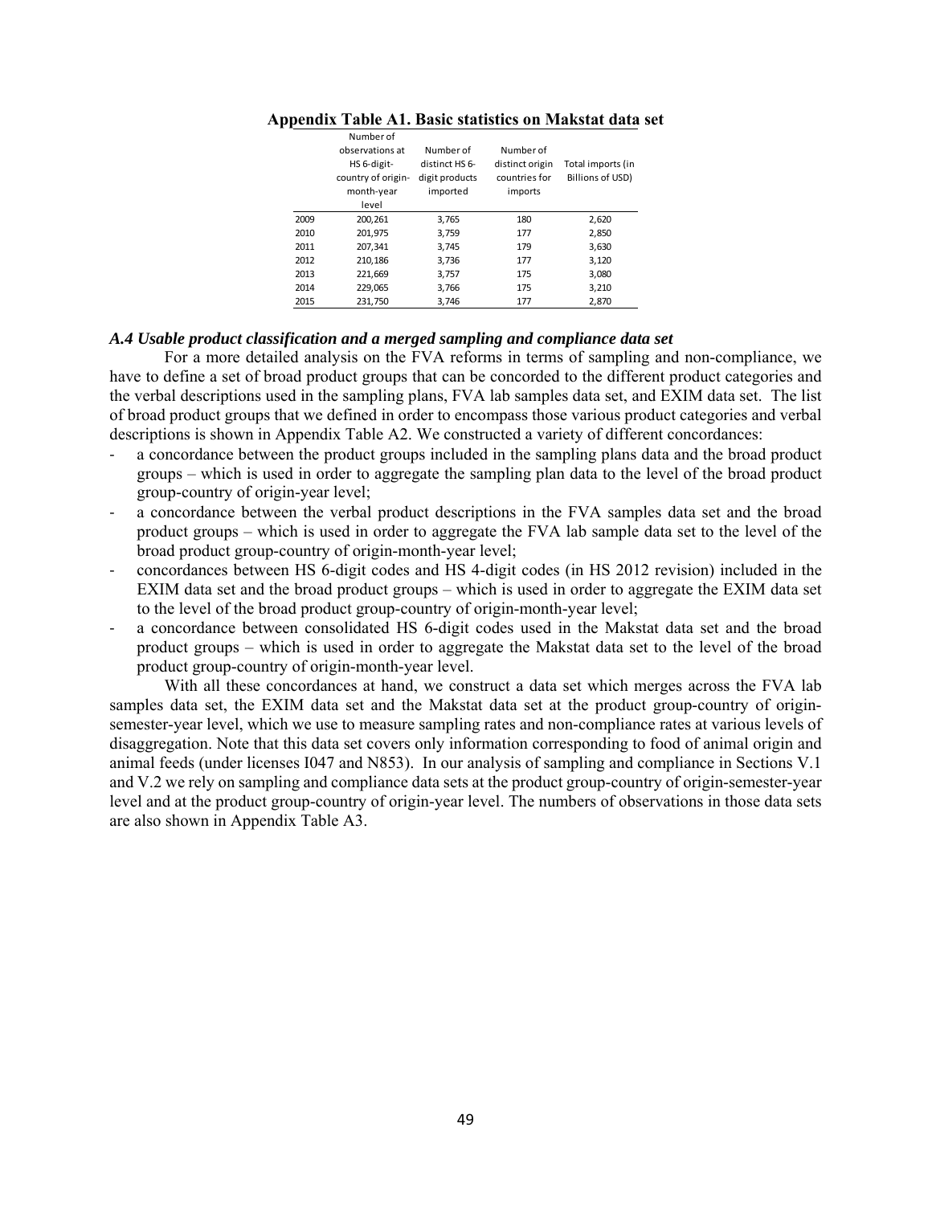**Appendix Table A1. Basic statistics on Makstat data set**

| | Number of observations at HS 6-digit-country of origin-month-year level | Number of distinct HS 6-digit products imported | Number of distinct origin countries for imports | Total imports (in Billions of USD) |
|---|---|---|---|---|
| 2009 | 200,261 | 3,765 | 180 | 2,620 |
| 2010 | 201,975 | 3,759 | 177 | 2,850 |
| 2011 | 207,341 | 3,745 | 179 | 3,630 |
| 2012 | 210,186 | 3,736 | 177 | 3,120 |
| 2013 | 221,669 | 3,757 | 175 | 3,080 |
| 2014 | 229,065 | 3,766 | 175 | 3,210 |
| 2015 | 231,750 | 3,746 | 177 | 2,870 |

### *A.4 Usable product classification and a merged sampling and compliance data set*

For a more detailed analysis on the FVA reforms in terms of sampling and non-compliance, we have to define a set of broad product groups that can be concorded to the different product categories and the verbal descriptions used in the sampling plans, FVA lab samples data set, and EXIM data set. The list of broad product groups that we defined in order to encompass those various product categories and verbal descriptions is shown in Appendix Table A2. We constructed a variety of different concordances:

- a concordance between the product groups included in the sampling plans data and the broad product groups – which is used in order to aggregate the sampling plan data to the level of the broad product group-country of origin-year level;
- a concordance between the verbal product descriptions in the FVA samples data set and the broad product groups – which is used in order to aggregate the FVA lab sample data set to the level of the broad product group-country of origin-month-year level;
- concordances between HS 6-digit codes and HS 4-digit codes (in HS 2012 revision) included in the EXIM data set and the broad product groups – which is used in order to aggregate the EXIM data set to the level of the broad product group-country of origin-month-year level;
- a concordance between consolidated HS 6-digit codes used in the Makstat data set and the broad product groups – which is used in order to aggregate the Makstat data set to the level of the broad product group-country of origin-month-year level.

With all these concordances at hand, we construct a data set which merges across the FVA lab samples data set, the EXIM data set and the Makstat data set at the product group-country of origin-semester-year level, which we use to measure sampling rates and non-compliance rates at various levels of disaggregation. Note that this data set covers only information corresponding to food of animal origin and animal feeds (under licenses I047 and N853). In our analysis of sampling and compliance in Sections V.1 and V.2 we rely on sampling and compliance data sets at the product group-country of origin-semester-year level and at the product group-country of origin-year level. The numbers of observations in those data sets are also shown in Appendix Table A3.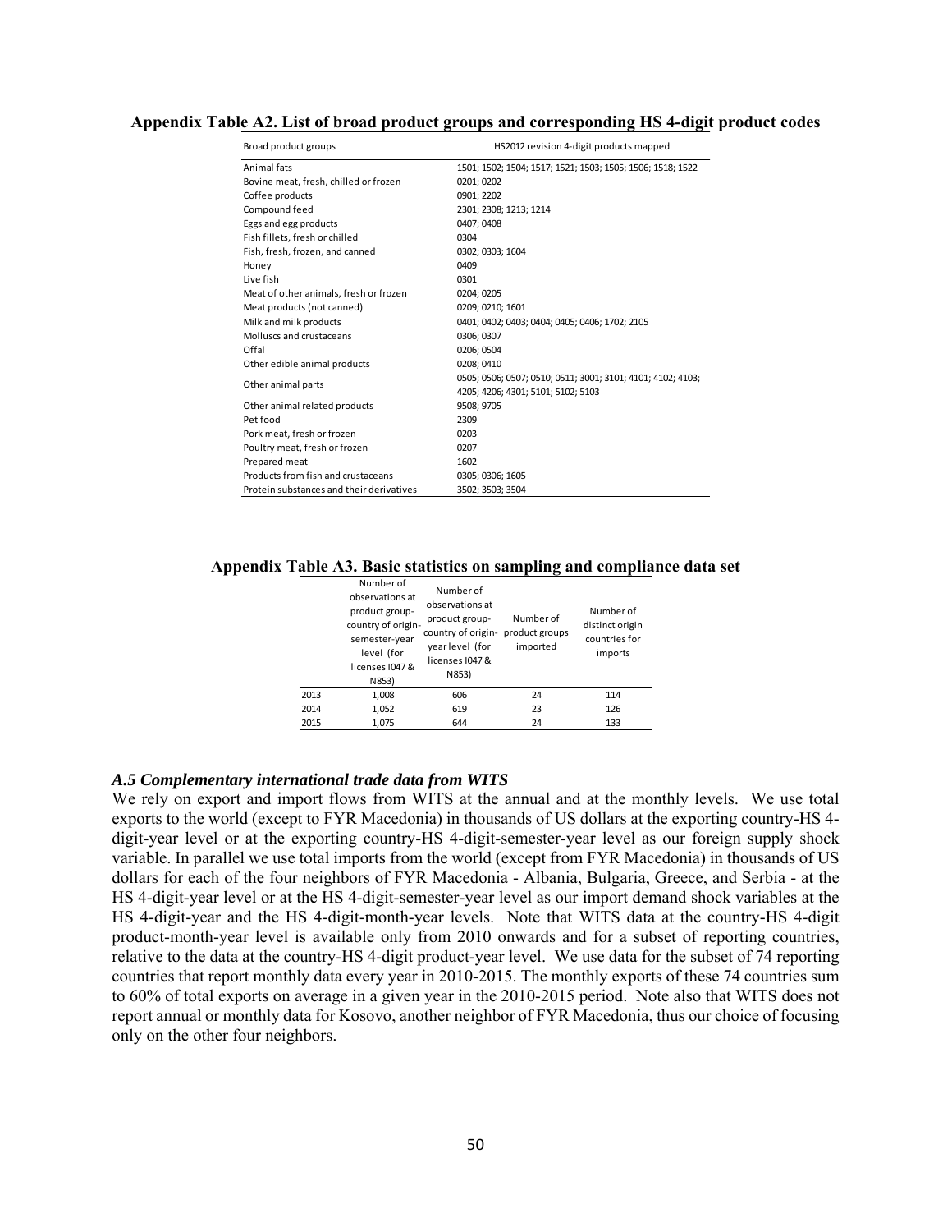**Appendix Table A2. List of broad product groups and corresponding HS 4-digit product codes**

| Broad product groups | HS2012 revision 4-digit products mapped |
|---|---|
| Animal fats | 1501; 1502; 1504; 1517; 1521; 1503; 1505; 1506; 1518; 1522 |
| Bovine meat, fresh, chilled or frozen | 0201; 0202 |
| Coffee products | 0901; 2202 |
| Compound feed | 2301; 2308; 1213; 1214 |
| Eggs and egg products | 0407; 0408 |
| Fish fillets, fresh or chilled | 0304 |
| Fish, fresh, frozen, and canned | 0302; 0303; 1604 |
| Honey | 0409 |
| Live fish | 0301 |
| Meat of other animals, fresh or frozen | 0204; 0205 |
| Meat products (not canned) | 0209; 0210; 1601 |
| Milk and milk products | 0401; 0402; 0403; 0404; 0405; 0406; 1702; 2105 |
| Molluscs and crustaceans | 0306; 0307 |
| Offal | 0206; 0504 |
| Other edible animal products | 0208; 0410 |
| Other animal parts | 0505; 0506; 0507; 0510; 0511; 3001; 3101; 4101; 4102; 4103; 4205; 4206; 4301; 5101; 5102; 5103 |
| Other animal related products | 9508; 9705 |
| Pet food | 2309 |
| Pork meat, fresh or frozen | 0203 |
| Poultry meat, fresh or frozen | 0207 |
| Prepared meat | 1602 |
| Products from fish and crustaceans | 0305; 0306; 1605 |
| Protein substances and their derivatives | 3502; 3503; 3504 |

**Appendix Table A3. Basic statistics on sampling and compliance data set**

| | Number of observations at product group-country of origin-semester-year level (for licenses I047 & N853) | Number of observations at product group-country of origin-year level (for licenses I047 & N853) | Number of product groups imported | Number of distinct origin countries for imports |
|---|---|---|---|---|
| 2013 | 1,008 | 606 | 24 | 114 |
| 2014 | 1,052 | 619 | 23 | 126 |
| 2015 | 1,075 | 644 | 24 | 133 |

### *A.5 Complementary international trade data from WITS*

We rely on export and import flows from WITS at the annual and at the monthly levels. We use total exports to the world (except to FYR Macedonia) in thousands of US dollars at the exporting country-HS 4-digit-year level or at the exporting country-HS 4-digit-semester-year level as our foreign supply shock variable. In parallel we use total imports from the world (except from FYR Macedonia) in thousands of US dollars for each of the four neighbors of FYR Macedonia - Albania, Bulgaria, Greece, and Serbia - at the HS 4-digit-year level or at the HS 4-digit-semester-year level as our import demand shock variables at the HS 4-digit-year and the HS 4-digit-month-year levels. Note that WITS data at the country-HS 4-digit product-month-year level is available only from 2010 onwards and for a subset of reporting countries, relative to the data at the country-HS 4-digit product-year level. We use data for the subset of 74 reporting countries that report monthly data every year in 2010-2015. The monthly exports of these 74 countries sum to 60% of total exports on average in a given year in the 2010-2015 period. Note also that WITS does not report annual or monthly data for Kosovo, another neighbor of FYR Macedonia, thus our choice of focusing only on the other four neighbors.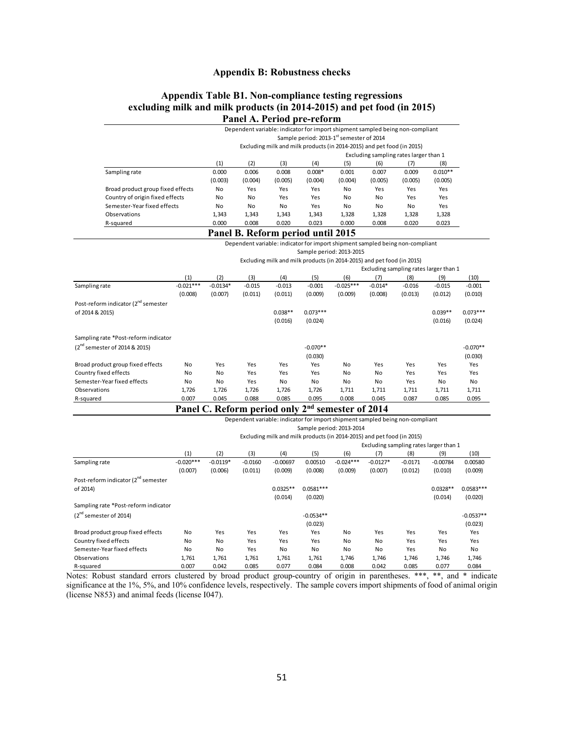## Appendix B: Robustness checks

### Appendix Table B1. Non-compliance testing regressions excluding milk and milk products (in 2014-2015) and pet food (in 2015)

#### Panel A. Period pre-reform

Dependent variable: indicator for import shipment sampled being non-compliant
Sample period: 2013-1[st] semester of 2014
Excluding milk and milk products (in 2014-2015) and pet food (in 2015)

| | (1) | (2) | (3) | (4) | (5) | (6) | (7) | (8) |
|---|---|---|---|---|---|---|---|---|
| | | | | | Excluding sampling rates larger than 1 | | | |
| Sampling rate | 0.000 | 0.006 | 0.008 | 0.008* | 0.001 | 0.007 | 0.009 | 0.010** |
| | (0.003) | (0.004) | (0.005) | (0.004) | (0.004) | (0.005) | (0.005) | (0.005) |
| Broad product group fixed effects | No | Yes | Yes | Yes | No | Yes | Yes | Yes |
| Country of origin fixed effects | No | No | Yes | Yes | No | No | Yes | Yes |
| Semester-Year fixed effects | No | No | No | Yes | No | No | No | Yes |
| Observations | 1,343 | 1,343 | 1,343 | 1,343 | 1,328 | 1,328 | 1,328 | 1,328 |
| R-squared | 0.000 | 0.008 | 0.020 | 0.023 | 0.000 | 0.008 | 0.020 | 0.023 |

#### Panel B. Reform period until 2015

Dependent variable: indicator for import shipment sampled being non-compliant
Sample period: 2013-2015
Excluding milk and milk products (in 2014-2015) and pet food (in 2015)

| | (1) | (2) | (3) | (4) | (5) | (6) | (7) | (8) | (9) | (10) |
|---|---|---|---|---|---|---|---|---|---|---|
| | | | | | | Excluding sampling rates larger than 1 | | | | |
| Sampling rate | -0.021*** | -0.0134* | -0.015 | -0.013 | -0.001 | -0.025*** | -0.014* | -0.016 | -0.015 | -0.001 |
| | (0.008) | (0.007) | (0.011) | (0.011) | (0.009) | (0.009) | (0.008) | (0.013) | (0.012) | (0.010) |
| Post-reform indicator (2[nd] semester of 2014 & 2015) | | | | 0.038** | 0.073*** | | | | 0.039** | 0.073*** |
| | | | | (0.016) | (0.024) | | | | (0.016) | (0.024) |
| Sampling rate *Post-reform indicator (2[nd] semester of 2014 & 2015) | | | | | -0.070** | | | | | -0.070** |
| | | | | | (0.030) | | | | | (0.030) |
| Broad product group fixed effects | No | Yes | Yes | Yes | Yes | No | Yes | Yes | Yes | Yes |
| Country fixed effects | No | No | Yes | Yes | Yes | No | No | Yes | Yes | Yes |
| Semester-Year fixed effects | No | No | Yes | No | No | No | No | Yes | No | No |
| Observations | 1,726 | 1,726 | 1,726 | 1,726 | 1,726 | 1,711 | 1,711 | 1,711 | 1,711 | 1,711 |
| R-squared | 0.007 | 0.045 | 0.088 | 0.085 | 0.095 | 0.008 | 0.045 | 0.087 | 0.085 | 0.095 |

#### Panel C. Reform period only 2[nd] semester of 2014

Dependent variable: indicator for import shipment sampled being non-compliant
Sample period: 2013-2014
Excluding milk and milk products (in 2014-2015) and pet food (in 2015)

| | (1) | (2) | (3) | (4) | (5) | (6) | (7) | (8) | (9) | (10) |
|---|---|---|---|---|---|---|---|---|---|---|
| | | | | | | Excluding sampling rates larger than 1 | | | | |
| Sampling rate | -0.020*** | -0.0119* | -0.0160 | -0.00697 | 0.00510 | -0.024*** | -0.0127* | -0.0171 | -0.00784 | 0.00580 |
| | (0.007) | (0.006) | (0.011) | (0.009) | (0.008) | (0.009) | (0.007) | (0.012) | (0.010) | (0.009) |
| Post-reform indicator (2[nd] semester of 2014) | | | | 0.0325** | 0.0581*** | | | | 0.0328** | 0.0583*** |
| | | | | (0.014) | (0.020) | | | | (0.014) | (0.020) |
| Sampling rate *Post-reform indicator (2[nd] semester of 2014) | | | | | -0.0534** | | | | | -0.0537** |
| | | | | | (0.023) | | | | | (0.023) |
| Broad product group fixed effects | No | Yes | Yes | Yes | Yes | No | Yes | Yes | Yes | Yes |
| Country fixed effects | No | No | Yes | Yes | Yes | No | No | Yes | Yes | Yes |
| Semester-Year fixed effects | No | No | Yes | No | No | No | No | Yes | No | No |
| Observations | 1,761 | 1,761 | 1,761 | 1,761 | 1,761 | 1,746 | 1,746 | 1,746 | 1,746 | 1,746 |
| R-squared | 0.007 | 0.042 | 0.085 | 0.077 | 0.084 | 0.008 | 0.042 | 0.085 | 0.077 | 0.084 |

Notes: Robust standard errors clustered by broad product group-country of origin in parentheses. ***, **, and * indicate significance at the 1%, 5%, and 10% confidence levels, respectively. The sample covers import shipments of food of animal origin (license N853) and animal feeds (license I047).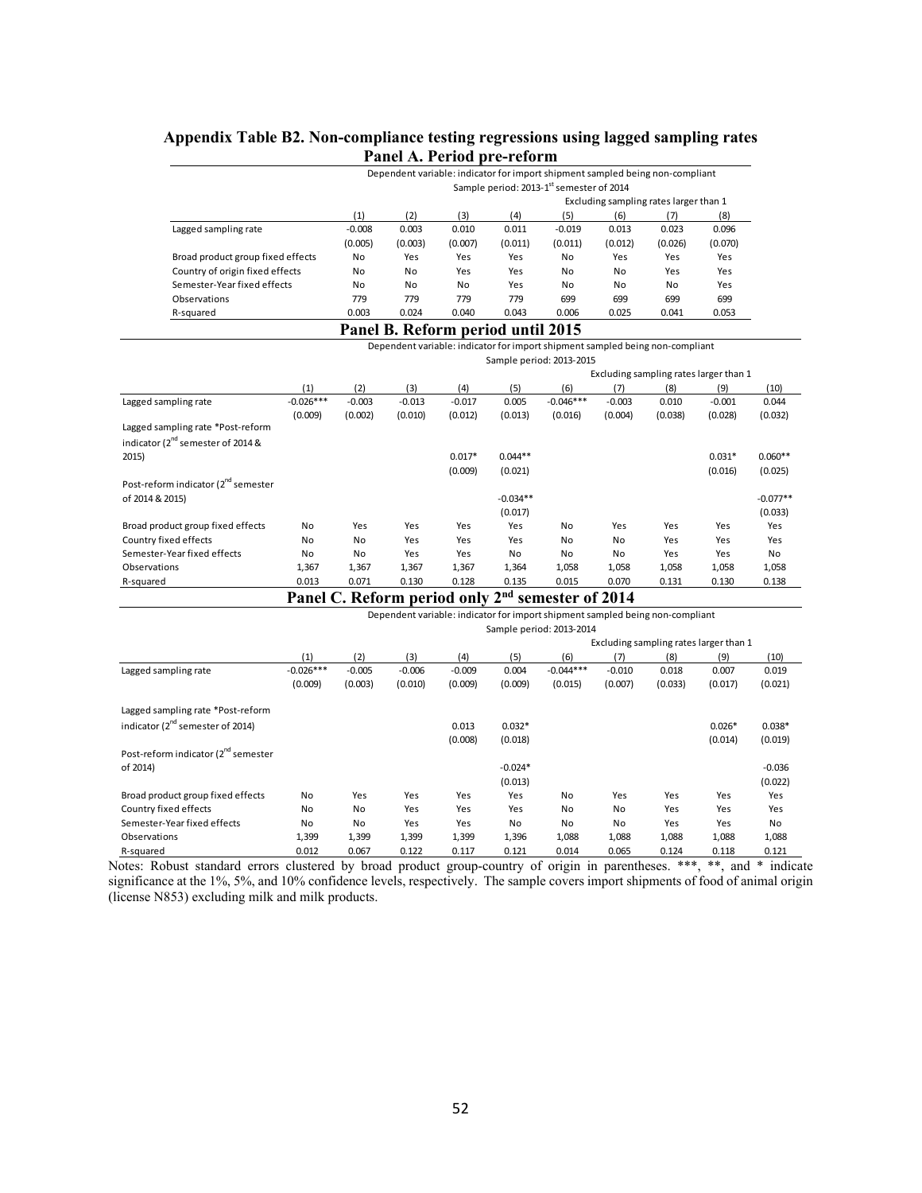**Appendix Table B2. Non-compliance testing regressions using lagged sampling rates**

**Panel A. Period pre-reform**

Dependent variable: indicator for import shipment sampled being non-compliant

Sample period: 2013-1[st] semester of 2014

| | | | | | Excluding sampling rates larger than 1 | | | |
|---|---|---|---|---|---|---|---|---|
| | (1) | (2) | (3) | (4) | (5) | (6) | (7) | (8) |
| Lagged sampling rate | -0.008 | 0.003 | 0.010 | 0.011 | -0.019 | 0.013 | 0.023 | 0.096 |
| | (0.005) | (0.003) | (0.007) | (0.011) | (0.011) | (0.012) | (0.026) | (0.070) |
| Broad product group fixed effects | No | Yes | Yes | Yes | No | Yes | Yes | Yes |
| Country of origin fixed effects | No | No | Yes | Yes | No | No | Yes | Yes |
| Semester-Year fixed effects | No | No | No | Yes | No | No | No | Yes |
| Observations | 779 | 779 | 779 | 779 | 699 | 699 | 699 | 699 |
| R-squared | 0.003 | 0.024 | 0.040 | 0.043 | 0.006 | 0.025 | 0.041 | 0.053 |

**Panel B. Reform period until 2015**

Dependent variable: indicator for import shipment sampled being non-compliant

Sample period: 2013-2015

| | | | | | | Excluding sampling rates larger than 1 | | | | |
|---|---|---|---|---|---|---|---|---|---|---|
| | (1) | (2) | (3) | (4) | (5) | (6) | (7) | (8) | (9) | (10) |
| Lagged sampling rate | -0.026*** | -0.003 | -0.013 | -0.017 | 0.005 | -0.046*** | -0.003 | 0.010 | -0.001 | 0.044 |
| | (0.009) | (0.002) | (0.010) | (0.012) | (0.013) | (0.016) | (0.004) | (0.038) | (0.028) | (0.032) |
| Lagged sampling rate *Post-reform indicator (2[nd] semester of 2014 & 2015) | | | | 0.017* | 0.044** | | | | 0.031* | 0.060** |
| | | | | (0.009) | (0.021) | | | | (0.016) | (0.025) |
| Post-reform indicator (2[nd] semester of 2014 & 2015) | | | | | -0.034** | | | | | -0.077** |
| | | | | | (0.017) | | | | | (0.033) |
| Broad product group fixed effects | No | Yes | Yes | Yes | Yes | No | Yes | Yes | Yes | Yes |
| Country fixed effects | No | No | Yes | Yes | Yes | No | No | Yes | Yes | Yes |
| Semester-Year fixed effects | No | No | Yes | Yes | No | No | No | Yes | Yes | No |
| Observations | 1,367 | 1,367 | 1,367 | 1,367 | 1,364 | 1,058 | 1,058 | 1,058 | 1,058 | 1,058 |
| R-squared | 0.013 | 0.071 | 0.130 | 0.128 | 0.135 | 0.015 | 0.070 | 0.131 | 0.130 | 0.138 |

**Panel C. Reform period only 2[nd] semester of 2014**

Dependent variable: indicator for import shipment sampled being non-compliant

Sample period: 2013-2014

| | | | | | | Excluding sampling rates larger than 1 | | | | |
|---|---|---|---|---|---|---|---|---|---|---|
| | (1) | (2) | (3) | (4) | (5) | (6) | (7) | (8) | (9) | (10) |
| Lagged sampling rate | -0.026*** | -0.005 | -0.006 | -0.009 | 0.004 | -0.044*** | -0.010 | 0.018 | 0.007 | 0.019 |
| | (0.009) | (0.003) | (0.010) | (0.009) | (0.009) | (0.015) | (0.007) | (0.033) | (0.017) | (0.021) |
| Lagged sampling rate *Post-reform indicator (2[nd] semester of 2014) | | | | 0.013 | 0.032* | | | | 0.026* | 0.038* |
| | | | | (0.008) | (0.018) | | | | (0.014) | (0.019) |
| Post-reform indicator (2[nd] semester of 2014) | | | | | -0.024* | | | | | -0.036 |
| | | | | | (0.013) | | | | | (0.022) |
| Broad product group fixed effects | No | Yes | Yes | Yes | Yes | No | Yes | Yes | Yes | Yes |
| Country fixed effects | No | No | Yes | Yes | Yes | No | No | Yes | Yes | Yes |
| Semester-Year fixed effects | No | No | Yes | Yes | No | No | No | Yes | Yes | No |
| Observations | 1,399 | 1,399 | 1,399 | 1,399 | 1,396 | 1,088 | 1,088 | 1,088 | 1,088 | 1,088 |
| R-squared | 0.012 | 0.067 | 0.122 | 0.117 | 0.121 | 0.014 | 0.065 | 0.124 | 0.118 | 0.121 |

Notes: Robust standard errors clustered by broad product group-country of origin in parentheses. ***, **, and * indicate significance at the 1%, 5%, and 10% confidence levels, respectively. The sample covers import shipments of food of animal origin (license N853) excluding milk and milk products.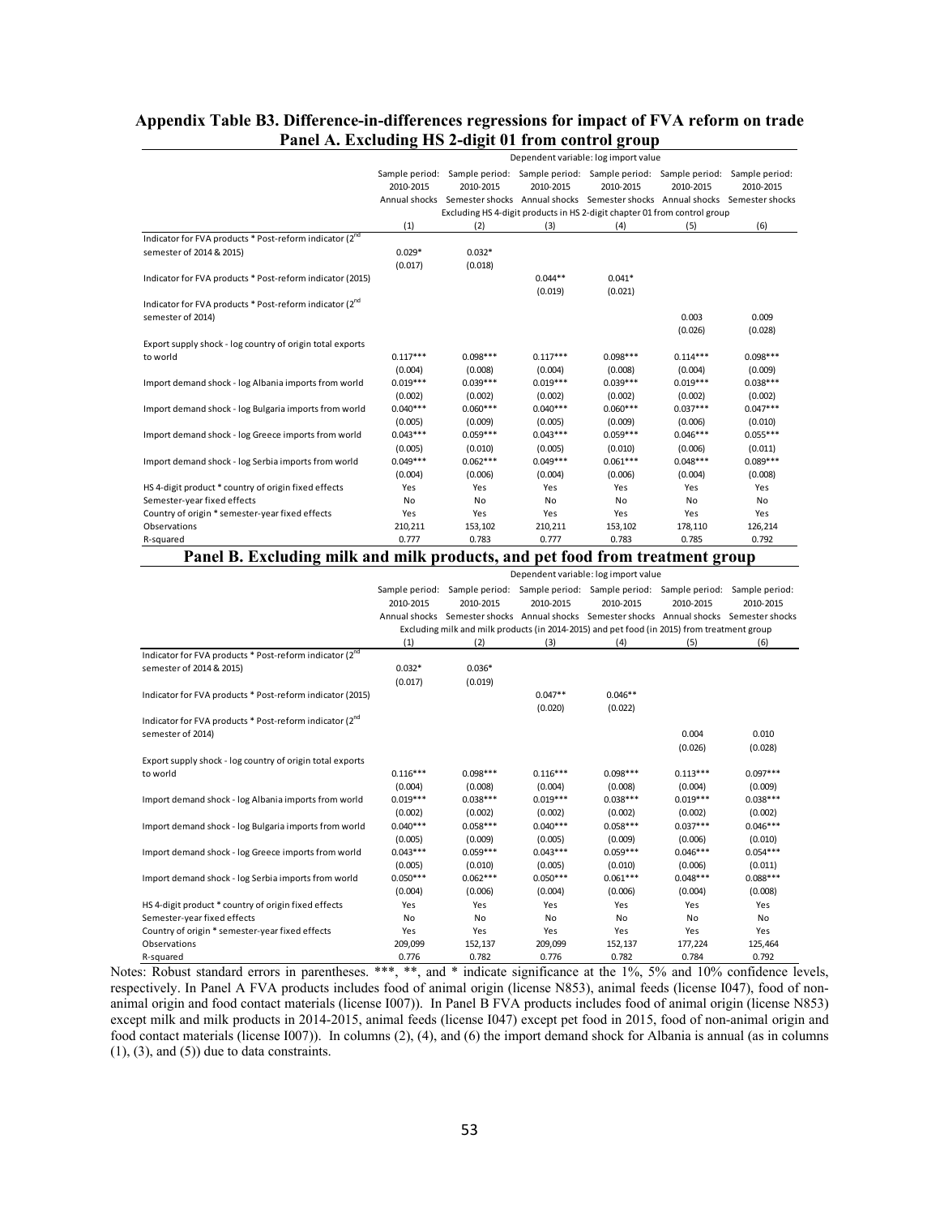## Appendix Table B3. Difference-in-differences regressions for impact of FVA reform on trade

### Panel A. Excluding HS 2-digit 01 from control group

| | Dependent variable: log import value | | | | | |
|---|---|---|---|---|---|---|
| | Sample period: 2010-2015 | Sample period: 2010-2015 | Sample period: 2010-2015 | Sample period: 2010-2015 | Sample period: 2010-2015 | Sample period: 2010-2015 |
| | Annual shocks | Semester shocks | Annual shocks | Semester shocks | Annual shocks | Semester shocks |
| | Excluding HS 4-digit products in HS 2-digit chapter 01 from control group | | | | | |
| | (1) | (2) | (3) | (4) | (5) | (6) |
| Indicator for FVA products * Post-reform indicator (2nd semester of 2014 & 2015) | 0.029* | 0.032* | | | | |
| | (0.017) | (0.018) | | | | |
| Indicator for FVA products * Post-reform indicator (2015) | | | 0.044** | 0.041* | | |
| | | | (0.019) | (0.021) | | |
| Indicator for FVA products * Post-reform indicator (2nd semester of 2014) | | | | | 0.003 | 0.009 |
| | | | | | (0.026) | (0.028) |
| Export supply shock - log country of origin total exports to world | 0.117*** | 0.098*** | 0.117*** | 0.098*** | 0.114*** | 0.098*** |
| | (0.004) | (0.008) | (0.004) | (0.008) | (0.004) | (0.009) |
| Import demand shock - log Albania imports from world | 0.019*** | 0.039*** | 0.019*** | 0.039*** | 0.019*** | 0.038*** |
| | (0.002) | (0.002) | (0.002) | (0.002) | (0.002) | (0.002) |
| Import demand shock - log Bulgaria imports from world | 0.040*** | 0.060*** | 0.040*** | 0.060*** | 0.037*** | 0.047*** |
| | (0.005) | (0.009) | (0.005) | (0.009) | (0.006) | (0.010) |
| Import demand shock - log Greece imports from world | 0.043*** | 0.059*** | 0.043*** | 0.059*** | 0.046*** | 0.055*** |
| | (0.005) | (0.010) | (0.005) | (0.010) | (0.006) | (0.011) |
| Import demand shock - log Serbia imports from world | 0.049*** | 0.062*** | 0.049*** | 0.061*** | 0.048*** | 0.089*** |
| | (0.004) | (0.006) | (0.004) | (0.006) | (0.004) | (0.008) |
| HS 4-digit product * country of origin fixed effects | Yes | Yes | Yes | Yes | Yes | Yes |
| Semester-year fixed effects | No | No | No | No | No | No |
| Country of origin * semester-year fixed effects | Yes | Yes | Yes | Yes | Yes | Yes |
| Observations | 210,211 | 153,102 | 210,211 | 153,102 | 178,110 | 126,214 |
| R-squared | 0.777 | 0.783 | 0.777 | 0.783 | 0.785 | 0.792 |

### Panel B. Excluding milk and milk products, and pet food from treatment group

| | Dependent variable: log import value | | | | | |
|---|---|---|---|---|---|---|
| | Sample period: 2010-2015 | Sample period: 2010-2015 | Sample period: 2010-2015 | Sample period: 2010-2015 | Sample period: 2010-2015 | Sample period: 2010-2015 |
| | Annual shocks | Semester shocks | Annual shocks | Semester shocks | Annual shocks | Semester shocks |
| | Excluding milk and milk products (in 2014-2015) and pet food (in 2015) from treatment group | | | | | |
| | (1) | (2) | (3) | (4) | (5) | (6) |
| Indicator for FVA products * Post-reform indicator (2nd semester of 2014 & 2015) | 0.032* | 0.036* | | | | |
| | (0.017) | (0.019) | | | | |
| Indicator for FVA products * Post-reform indicator (2015) | | | 0.047** | 0.046** | | |
| | | | (0.020) | (0.022) | | |
| Indicator for FVA products * Post-reform indicator (2nd semester of 2014) | | | | | 0.004 | 0.010 |
| | | | | | (0.026) | (0.028) |
| Export supply shock - log country of origin total exports to world | 0.116*** | 0.098*** | 0.116*** | 0.098*** | 0.113*** | 0.097*** |
| | (0.004) | (0.008) | (0.004) | (0.008) | (0.004) | (0.009) |
| Import demand shock - log Albania imports from world | 0.019*** | 0.038*** | 0.019*** | 0.038*** | 0.019*** | 0.038*** |
| | (0.002) | (0.002) | (0.002) | (0.002) | (0.002) | (0.002) |
| Import demand shock - log Bulgaria imports from world | 0.040*** | 0.058*** | 0.040*** | 0.058*** | 0.037*** | 0.046*** |
| | (0.005) | (0.009) | (0.005) | (0.009) | (0.006) | (0.010) |
| Import demand shock - log Greece imports from world | 0.043*** | 0.059*** | 0.043*** | 0.059*** | 0.046*** | 0.054*** |
| | (0.005) | (0.010) | (0.005) | (0.010) | (0.006) | (0.011) |
| Import demand shock - log Serbia imports from world | 0.050*** | 0.062*** | 0.050*** | 0.061*** | 0.048*** | 0.088*** |
| | (0.004) | (0.006) | (0.004) | (0.006) | (0.004) | (0.008) |
| HS 4-digit product * country of origin fixed effects | Yes | Yes | Yes | Yes | Yes | Yes |
| Semester-year fixed effects | No | No | No | No | No | No |
| Country of origin * semester-year fixed effects | Yes | Yes | Yes | Yes | Yes | Yes |
| Observations | 209,099 | 152,137 | 209,099 | 152,137 | 177,224 | 125,464 |
| R-squared | 0.776 | 0.782 | 0.776 | 0.782 | 0.784 | 0.792 |

Notes: Robust standard errors in parentheses. ***, **, and * indicate significance at the 1%, 5% and 10% confidence levels, respectively. In Panel A FVA products includes food of animal origin (license N853), animal feeds (license I047), food of non-animal origin and food contact materials (license I007)). In Panel B FVA products includes food of animal origin (license N853) except milk and milk products in 2014-2015, animal feeds (license I047) except pet food in 2015, food of non-animal origin and food contact materials (license I007)). In columns (2), (4), and (6) the import demand shock for Albania is annual (as in columns (1), (3), and (5)) due to data constraints.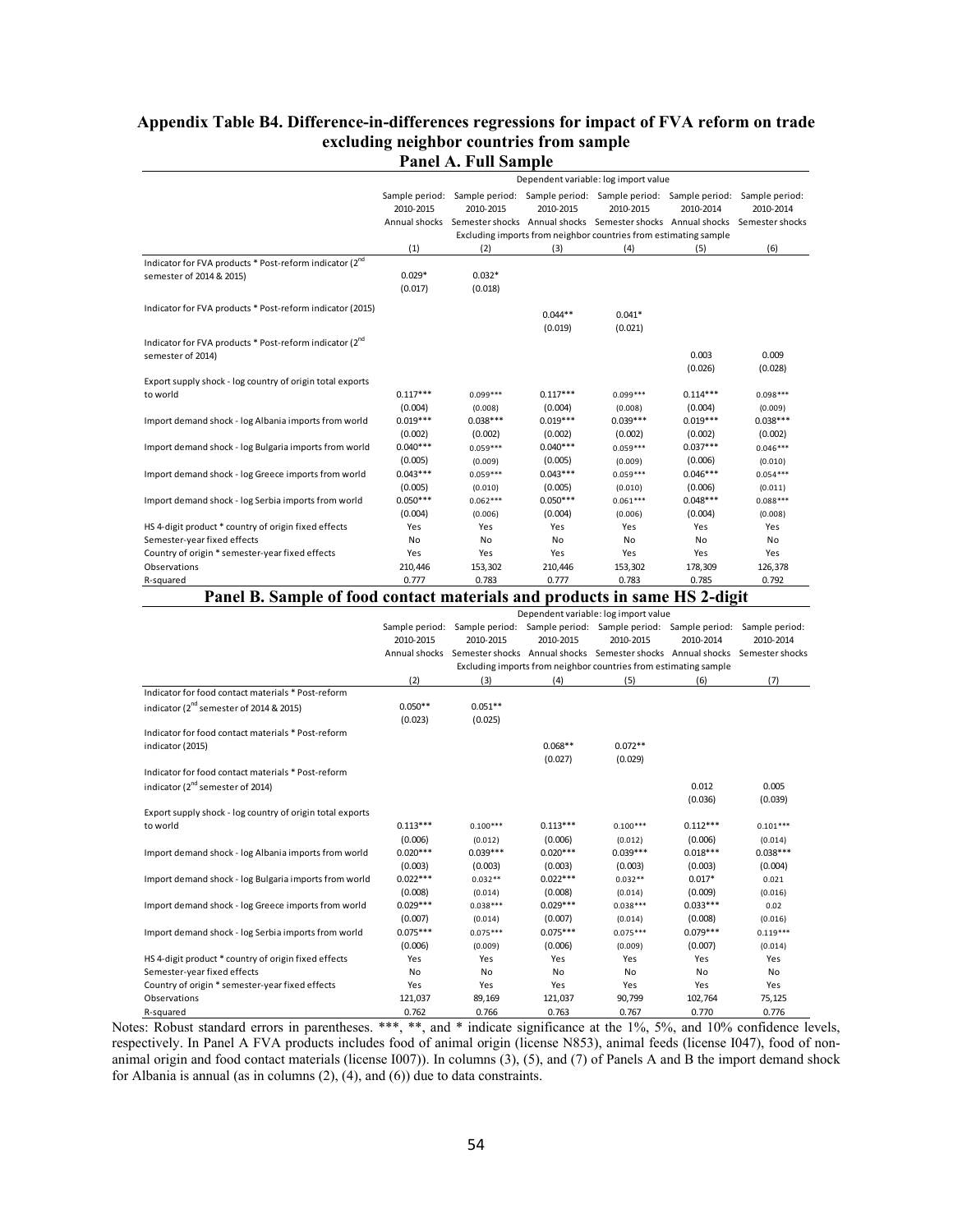# Appendix Table B4. Difference-in-differences regressions for impact of FVA reform on trade excluding neighbor countries from sample

## Panel A. Full Sample

| | Dependent variable: log import value | | | | | |
|---|---|---|---|---|---|---|
| | Sample period: 2010-2015 Annual shocks | Sample period: 2010-2015 Semester shocks | Sample period: 2010-2015 Annual shocks | Sample period: 2010-2015 Semester shocks | Sample period: 2010-2014 Annual shocks | Sample period: 2010-2014 Semester shocks |
| | Excluding imports from neighbor countries from estimating sample | | | | | |
| | (1) | (2) | (3) | (4) | (5) | (6) |
| Indicator for FVA products * Post-reform indicator (2nd semester of 2014 & 2015) | 0.029* | 0.032* | | | | |
| | (0.017) | (0.018) | | | | |
| Indicator for FVA products * Post-reform indicator (2015) | | | 0.044** | 0.041* | | |
| | | | (0.019) | (0.021) | | |
| Indicator for FVA products * Post-reform indicator (2nd semester of 2014) | | | | | 0.003 | 0.009 |
| | | | | | (0.026) | (0.028) |
| Export supply shock - log country of origin total exports to world | 0.117*** | 0.099*** | 0.117*** | 0.099*** | 0.114*** | 0.098*** |
| | (0.004) | (0.008) | (0.004) | (0.008) | (0.004) | (0.009) |
| Import demand shock - log Albania imports from world | 0.019*** | 0.038*** | 0.019*** | 0.039*** | 0.019*** | 0.038*** |
| | (0.002) | (0.002) | (0.002) | (0.002) | (0.002) | (0.002) |
| Import demand shock - log Bulgaria imports from world | 0.040*** | 0.059*** | 0.040*** | 0.059*** | 0.037*** | 0.046*** |
| | (0.005) | (0.009) | (0.005) | (0.009) | (0.006) | (0.010) |
| Import demand shock - log Greece imports from world | 0.043*** | 0.059*** | 0.043*** | 0.059*** | 0.046*** | 0.054*** |
| | (0.005) | (0.010) | (0.005) | (0.010) | (0.006) | (0.011) |
| Import demand shock - log Serbia imports from world | 0.050*** | 0.062*** | 0.050*** | 0.061*** | 0.048*** | 0.088*** |
| | (0.004) | (0.006) | (0.004) | (0.006) | (0.004) | (0.008) |
| HS 4-digit product * country of origin fixed effects | Yes | Yes | Yes | Yes | Yes | Yes |
| Semester-year fixed effects | No | No | No | No | No | No |
| Country of origin * semester-year fixed effects | Yes | Yes | Yes | Yes | Yes | Yes |
| Observations | 210,446 | 153,302 | 210,446 | 153,302 | 178,309 | 126,378 |
| R-squared | 0.777 | 0.783 | 0.777 | 0.783 | 0.785 | 0.792 |

## Panel B. Sample of food contact materials and products in same HS 2-digit

| | Dependent variable: log import value | | | | | |
|---|---|---|---|---|---|---|
| | Sample period: 2010-2015 Annual shocks | Sample period: 2010-2015 Semester shocks | Sample period: 2010-2015 Annual shocks | Sample period: 2010-2015 Semester shocks | Sample period: 2010-2014 Annual shocks | Sample period: 2010-2014 Semester shocks |
| | Excluding imports from neighbor countries from estimating sample | | | | | |
| | (2) | (3) | (4) | (5) | (6) | (7) |
| Indicator for food contact materials * Post-reform indicator (2nd semester of 2014 & 2015) | 0.050** | 0.051** | | | | |
| | (0.023) | (0.025) | | | | |
| Indicator for food contact materials * Post-reform indicator (2015) | | | 0.068** | 0.072** | | |
| | | | (0.027) | (0.029) | | |
| Indicator for food contact materials * Post-reform indicator (2nd semester of 2014) | | | | | 0.012 | 0.005 |
| | | | | | (0.036) | (0.039) |
| Export supply shock - log country of origin total exports to world | 0.113*** | 0.100*** | 0.113*** | 0.100*** | 0.112*** | 0.101*** |
| | (0.006) | (0.012) | (0.006) | (0.012) | (0.006) | (0.014) |
| Import demand shock - log Albania imports from world | 0.020*** | 0.039*** | 0.020*** | 0.039*** | 0.018*** | 0.038*** |
| | (0.003) | (0.003) | (0.003) | (0.003) | (0.003) | (0.004) |
| Import demand shock - log Bulgaria imports from world | 0.022*** | 0.032** | 0.022*** | 0.032** | 0.017* | 0.021 |
| | (0.008) | (0.014) | (0.008) | (0.014) | (0.009) | (0.016) |
| Import demand shock - log Greece imports from world | 0.029*** | 0.038*** | 0.029*** | 0.038*** | 0.033*** | 0.02 |
| | (0.007) | (0.014) | (0.007) | (0.014) | (0.008) | (0.016) |
| Import demand shock - log Serbia imports from world | 0.075*** | 0.075*** | 0.075*** | 0.075*** | 0.079*** | 0.119*** |
| | (0.006) | (0.009) | (0.006) | (0.009) | (0.007) | (0.014) |
| HS 4-digit product * country of origin fixed effects | Yes | Yes | Yes | Yes | Yes | Yes |
| Semester-year fixed effects | No | No | No | No | No | No |
| Country of origin * semester-year fixed effects | Yes | Yes | Yes | Yes | Yes | Yes |
| Observations | 121,037 | 89,169 | 121,037 | 90,799 | 102,764 | 75,125 |
| R-squared | 0.762 | 0.766 | 0.763 | 0.767 | 0.770 | 0.776 |

Notes: Robust standard errors in parentheses. ***, **, and * indicate significance at the 1%, 5%, and 10% confidence levels, respectively. In Panel A FVA products includes food of animal origin (license N853), animal feeds (license I047), food of non-animal origin and food contact materials (license I007)). In columns (3), (5), and (7) of Panels A and B the import demand shock for Albania is annual (as in columns (2), (4), and (6)) due to data constraints.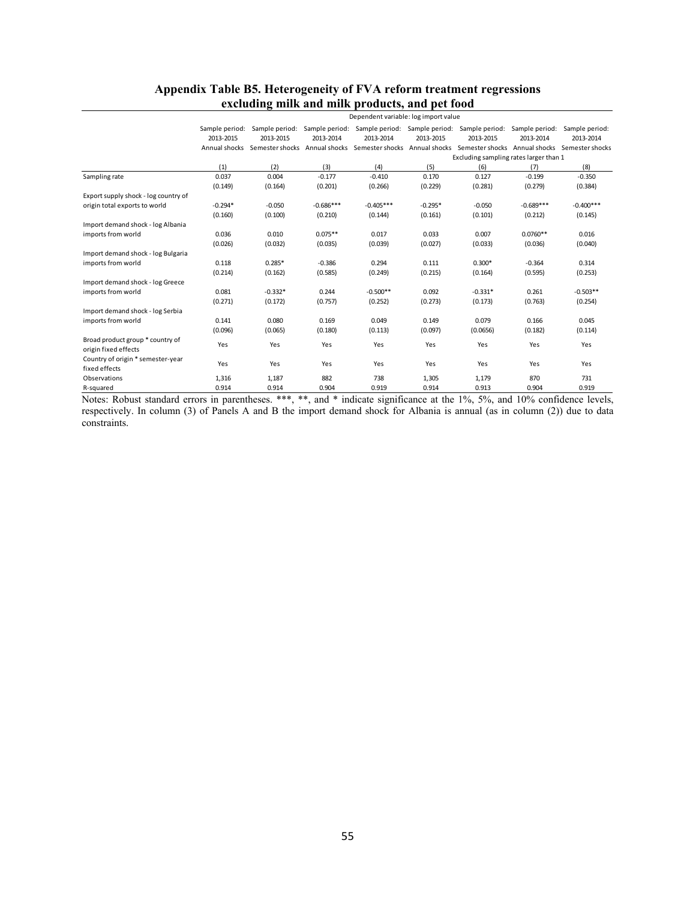## Appendix Table B5. Heterogeneity of FVA reform treatment regressions excluding milk and milk products, and pet food

| | Dependent variable: log import value | | | | | | | |
|---|---|---|---|---|---|---|---|---|
| | Sample period: 2013-2015 | Sample period: 2013-2015 | Sample period: 2013-2014 | Sample period: 2013-2014 | Sample period: 2013-2015 | Sample period: 2013-2015 | Sample period: 2013-2014 | Sample period: 2013-2014 |
| | Annual shocks | Semester shocks | Annual shocks | Semester shocks | Annual shocks | Semester shocks | Annual shocks | Semester shocks |
| | | | | | Excluding sampling rates larger than 1 | | | |
| | (1) | (2) | (3) | (4) | (5) | (6) | (7) | (8) |
| Sampling rate | 0.037 | 0.004 | -0.177 | -0.410 | 0.170 | 0.127 | -0.199 | -0.350 |
| | (0.149) | (0.164) | (0.201) | (0.266) | (0.229) | (0.281) | (0.279) | (0.384) |
| Export supply shock - log country of origin total exports to world | -0.294* | -0.050 | -0.686*** | -0.405*** | -0.295* | -0.050 | -0.689*** | -0.400*** |
| | (0.160) | (0.100) | (0.210) | (0.144) | (0.161) | (0.101) | (0.212) | (0.145) |
| Import demand shock - log Albania imports from world | 0.036 | 0.010 | 0.075** | 0.017 | 0.033 | 0.007 | 0.0760** | 0.016 |
| | (0.026) | (0.032) | (0.035) | (0.039) | (0.027) | (0.033) | (0.036) | (0.040) |
| Import demand shock - log Bulgaria imports from world | 0.118 | 0.285* | -0.386 | 0.294 | 0.111 | 0.300* | -0.364 | 0.314 |
| | (0.214) | (0.162) | (0.585) | (0.249) | (0.215) | (0.164) | (0.595) | (0.253) |
| Import demand shock - log Greece imports from world | 0.081 | -0.332* | 0.244 | -0.500** | 0.092 | -0.331* | 0.261 | -0.503** |
| | (0.271) | (0.172) | (0.757) | (0.252) | (0.273) | (0.173) | (0.763) | (0.254) |
| Import demand shock - log Serbia imports from world | 0.141 | 0.080 | 0.169 | 0.049 | 0.149 | 0.079 | 0.166 | 0.045 |
| | (0.096) | (0.065) | (0.180) | (0.113) | (0.097) | (0.0656) | (0.182) | (0.114) |
| Broad product group * country of origin fixed effects | Yes | Yes | Yes | Yes | Yes | Yes | Yes | Yes |
| Country of origin * semester-year fixed effects | Yes | Yes | Yes | Yes | Yes | Yes | Yes | Yes |
| Observations | 1,316 | 1,187 | 882 | 738 | 1,305 | 1,179 | 870 | 731 |
| R-squared | 0.914 | 0.914 | 0.904 | 0.919 | 0.914 | 0.913 | 0.904 | 0.919 |

Notes: Robust standard errors in parentheses. ***, **, and * indicate significance at the 1%, 5%, and 10% confidence levels, respectively. In column (3) of Panels A and B the import demand shock for Albania is annual (as in column (2)) due to data constraints.